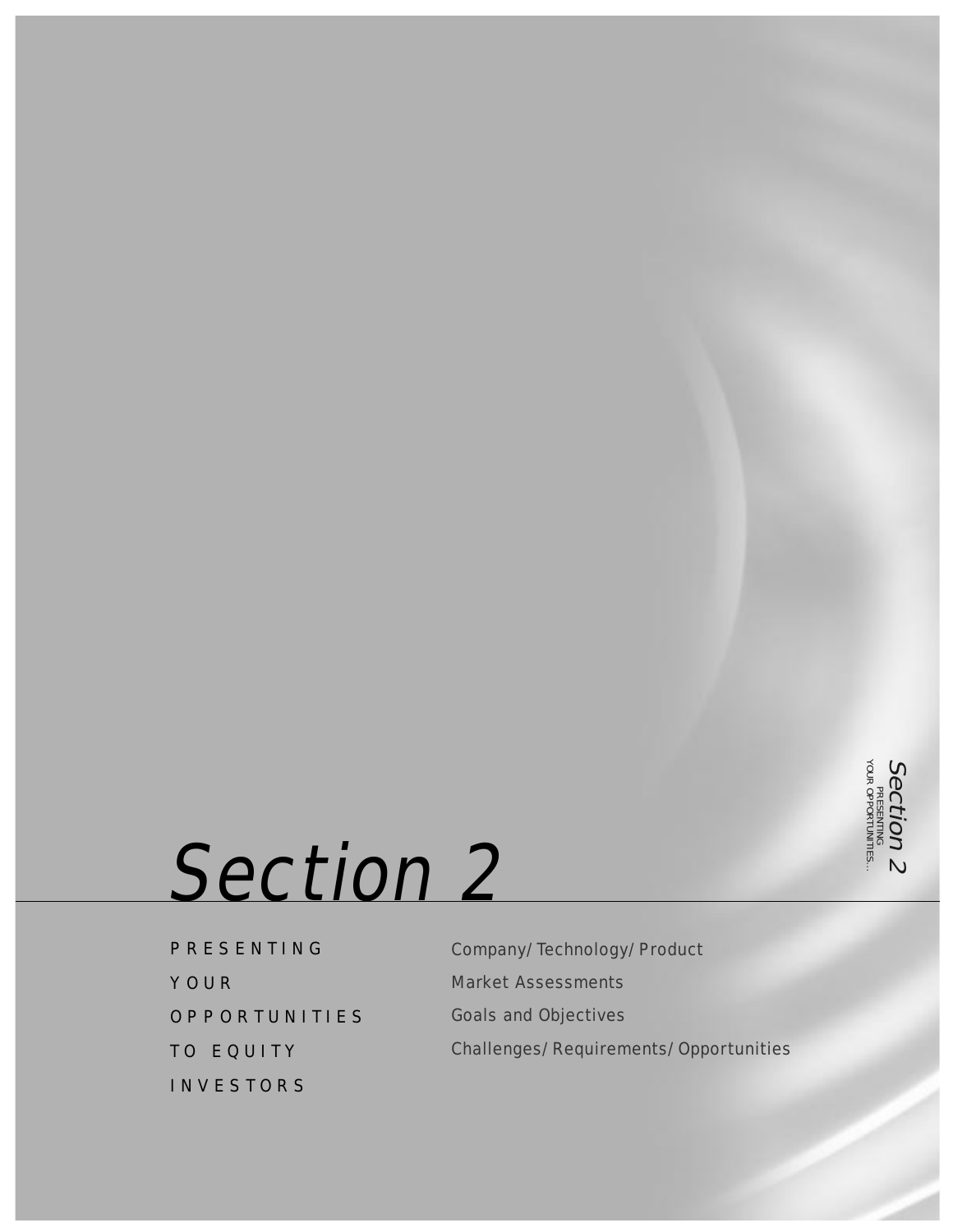# Section 2

PRESENTING YOUR OPPORTUNITIES TO EQUITY INVESTORS

- Company/Technology/Product
- Market Assessments
- Goals and Objectives
- Challenges/Requirements/Opportunities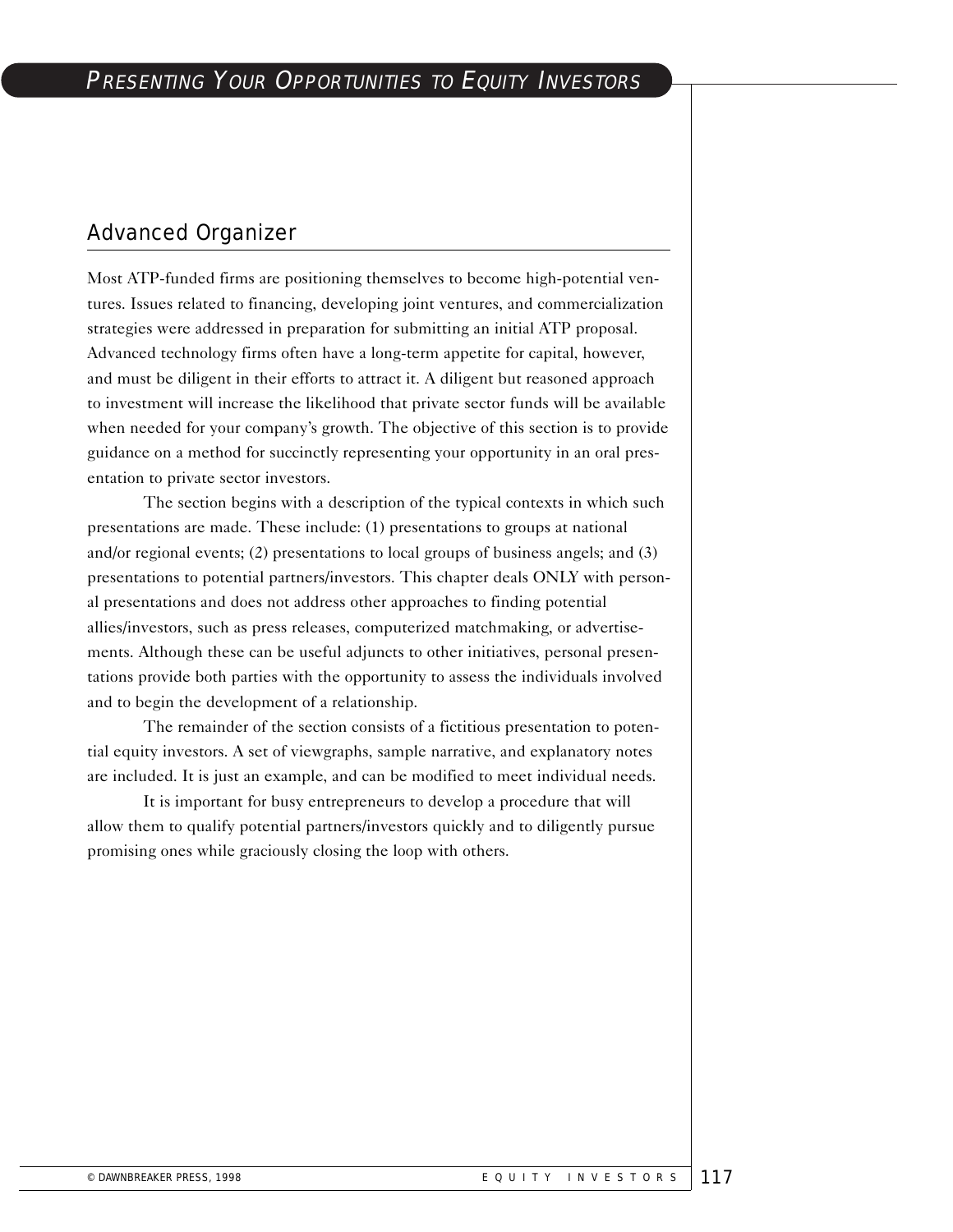# PRESENTING YOUR OPPORTUNITIES TO EQUITY INVESTORS

## Advanced Organizer

Most ATP-funded firms are positioning themselves to become high-potential ventures. Issues related to financing, developing joint ventures, and commercialization strategies were addressed in preparation for submitting an initial ATP proposal. Advanced technology firms often have a long-term appetite for capital, however, and must be diligent in their efforts to attract it. A diligent but reasoned approach to investment will increase the likelihood that private sector funds will be available when needed for your company's growth. The objective of this section is to provide guidance on a method for succinctly representing your opportunity in an oral presentation to private sector investors.

The section begins with a description of the typical contexts in which such presentations are made. These include: (1) presentations to groups at national and/or regional events; (2) presentations to local groups of business angels; and (3) presentations to potential partners/investors. This chapter deals ONLY with personal presentations and does not address other approaches to finding potential allies/investors, such as press releases, computerized matchmaking, or advertisements. Although these can be useful adjuncts to other initiatives, personal presentations provide both parties with the opportunity to assess the individuals involved and to begin the development of a relationship.

The remainder of the section consists of a fictitious presentation to potential equity investors. A set of viewgraphs, sample narrative, and explanatory notes are included. It is just an example, and can be modified to meet individual needs.

It is important for busy entrepreneurs to develop a procedure that will allow them to qualify potential partners/investors quickly and to diligently pursue promising ones while graciously closing the loop with others.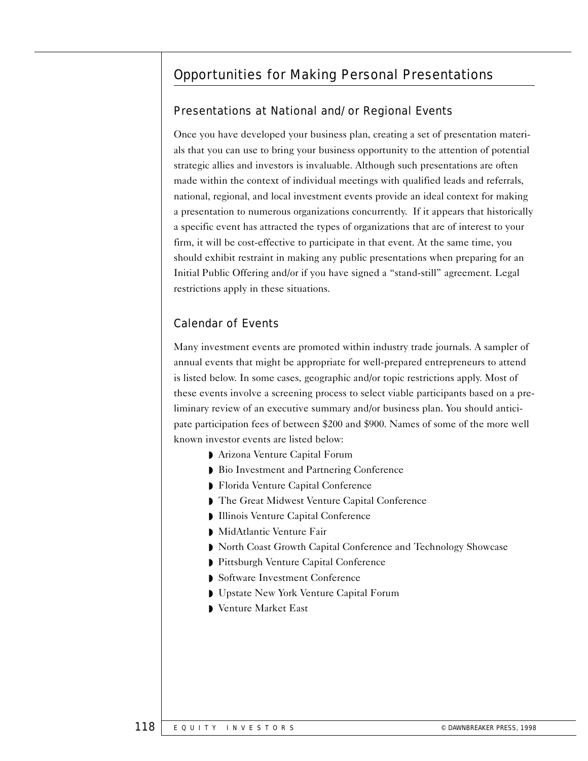## Opportunities for Making Personal Presentations

### Presentations at National and/or Regional Events

Once you have developed your business plan, creating a set of presentation materials that you can use to bring your business opportunity to the attention of potential strategic allies and investors is invaluable. Although such presentations are often made within the context of individual meetings with qualified leads and referrals, national, regional, and local investment events provide an ideal context for making a presentation to numerous organizations concurrently. If it appears that historically a specific event has attracted the types of organizations that are of interest to your firm, it will be cost-effective to participate in that event. At the same time, you should exhibit restraint in making any public presentations when preparing for an Initial Public Offering and/or if you have signed a "stand-still" agreement. Legal restrictions apply in these situations.

### Calendar of Events

Many investment events are promoted within industry trade journals. A sampler of annual events that might be appropriate for well-prepared entrepreneurs to attend is listed below. In some cases, geographic and/or topic restrictions apply. Most of these events involve a screening process to select viable participants based on a preliminary review of an executive summary and/or business plan. You should anticipate participation fees of between $200 and $900. Names of some of the more well known investor events are listed below:

- Arizona Venture Capital Forum
- Bio Investment and Partnering Conference
- Florida Venture Capital Conference
- The Great Midwest Venture Capital Conference
- Illinois Venture Capital Conference
- MidAtlantic Venture Fair
- North Coast Growth Capital Conference and Technology Showcase
- Pittsburgh Venture Capital Conference
- Software Investment Conference
- Upstate New York Venture Capital Forum
- Venture Market East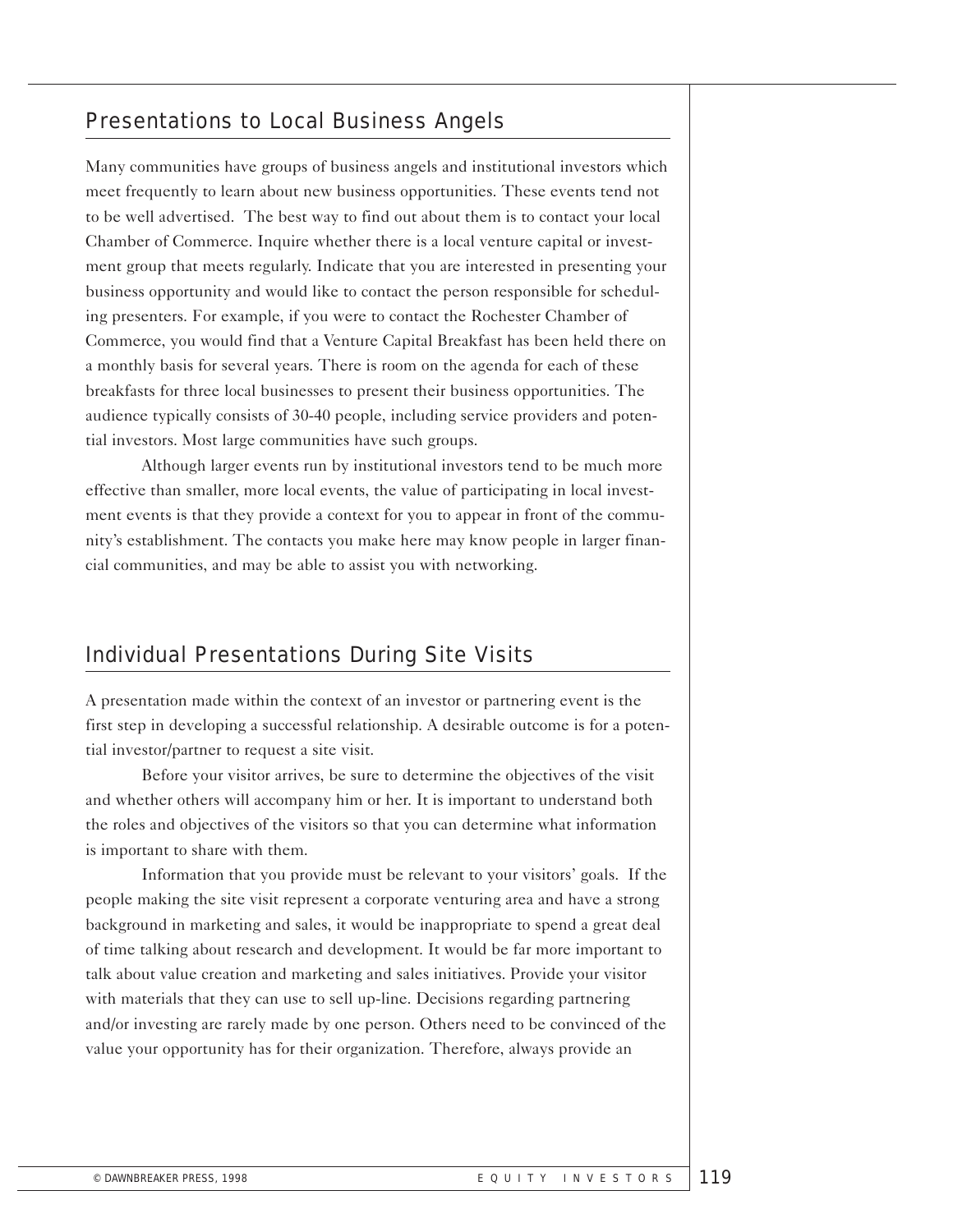## Presentations to Local Business Angels

Many communities have groups of business angels and institutional investors which meet frequently to learn about new business opportunities. These events tend not to be well advertised. The best way to find out about them is to contact your local Chamber of Commerce. Inquire whether there is a local venture capital or investment group that meets regularly. Indicate that you are interested in presenting your business opportunity and would like to contact the person responsible for scheduling presenters. For example, if you were to contact the Rochester Chamber of Commerce, you would find that a Venture Capital Breakfast has been held there on a monthly basis for several years. There is room on the agenda for each of these breakfasts for three local businesses to present their business opportunities. The audience typically consists of 30-40 people, including service providers and potential investors. Most large communities have such groups.

Although larger events run by institutional investors tend to be much more effective than smaller, more local events, the value of participating in local investment events is that they provide a context for you to appear in front of the community's establishment. The contacts you make here may know people in larger financial communities, and may be able to assist you with networking.

## Individual Presentations During Site Visits

A presentation made within the context of an investor or partnering event is the first step in developing a successful relationship. A desirable outcome is for a potential investor/partner to request a site visit.

Before your visitor arrives, be sure to determine the objectives of the visit and whether others will accompany him or her. It is important to understand both the roles and objectives of the visitors so that you can determine what information is important to share with them.

Information that you provide must be relevant to your visitors' goals. If the people making the site visit represent a corporate venturing area and have a strong background in marketing and sales, it would be inappropriate to spend a great deal of time talking about research and development. It would be far more important to talk about value creation and marketing and sales initiatives. Provide your visitor with materials that they can use to sell up-line. Decisions regarding partnering and/or investing are rarely made by one person. Others need to be convinced of the value your opportunity has for their organization. Therefore, always provide an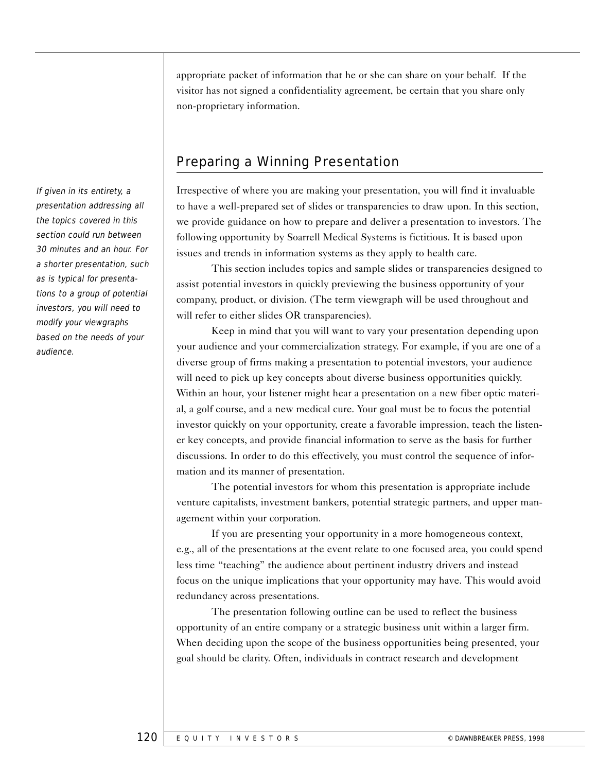appropriate packet of information that he or she can share on your behalf. If the visitor has not signed a confidentiality agreement, be certain that you share only non-proprietary information.

## Preparing a Winning Presentation

*If given in its entirety, a presentation addressing all the topics covered in this section could run between 30 minutes and an hour. For a shorter presentation, such as is typical for presentations to a group of potential investors, you will need to modify your viewgraphs based on the needs of your audience.*

Irrespective of where you are making your presentation, you will find it invaluable to have a well-prepared set of slides or transparencies to draw upon. In this section, we provide guidance on how to prepare and deliver a presentation to investors. The following opportunity by Soarrell Medical Systems is fictitious. It is based upon issues and trends in information systems as they apply to health care.

This section includes topics and sample slides or transparencies designed to assist potential investors in quickly previewing the business opportunity of your company, product, or division. (The term viewgraph will be used throughout and will refer to either slides OR transparencies).

Keep in mind that you will want to vary your presentation depending upon your audience and your commercialization strategy. For example, if you are one of a diverse group of firms making a presentation to potential investors, your audience will need to pick up key concepts about diverse business opportunities quickly. Within an hour, your listener might hear a presentation on a new fiber optic material, a golf course, and a new medical cure. Your goal must be to focus the potential investor quickly on your opportunity, create a favorable impression, teach the listener key concepts, and provide financial information to serve as the basis for further discussions. In order to do this effectively, you must control the sequence of information and its manner of presentation.

The potential investors for whom this presentation is appropriate include venture capitalists, investment bankers, potential strategic partners, and upper management within your corporation.

If you are presenting your opportunity in a more homogeneous context, e.g., all of the presentations at the event relate to one focused area, you could spend less time "teaching" the audience about pertinent industry drivers and instead focus on the unique implications that your opportunity may have. This would avoid redundancy across presentations.

The presentation following outline can be used to reflect the business opportunity of an entire company or a strategic business unit within a larger firm. When deciding upon the scope of the business opportunities being presented, your goal should be clarity. Often, individuals in contract research and development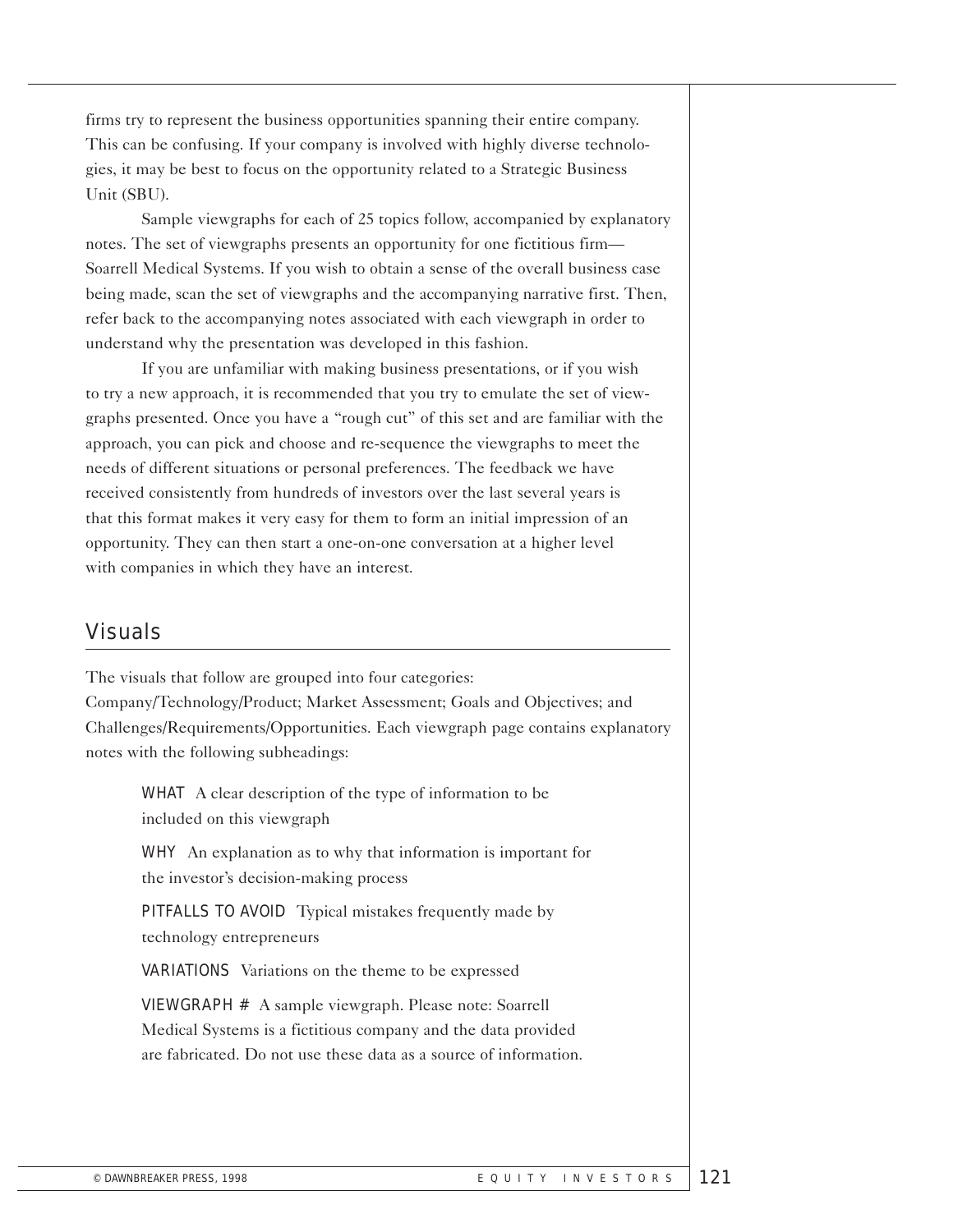firms try to represent the business opportunities spanning their entire company. This can be confusing. If your company is involved with highly diverse technologies, it may be best to focus on the opportunity related to a Strategic Business Unit (SBU).

Sample viewgraphs for each of 25 topics follow, accompanied by explanatory notes. The set of viewgraphs presents an opportunity for one fictitious firm—Soarrell Medical Systems. If you wish to obtain a sense of the overall business case being made, scan the set of viewgraphs and the accompanying narrative first. Then, refer back to the accompanying notes associated with each viewgraph in order to understand why the presentation was developed in this fashion.

If you are unfamiliar with making business presentations, or if you wish to try a new approach, it is recommended that you try to emulate the set of viewgraphs presented. Once you have a "rough cut" of this set and are familiar with the approach, you can pick and choose and re-sequence the viewgraphs to meet the needs of different situations or personal preferences. The feedback we have received consistently from hundreds of investors over the last several years is that this format makes it very easy for them to form an initial impression of an opportunity. They can then start a one-on-one conversation at a higher level with companies in which they have an interest.

## Visuals

The visuals that follow are grouped into four categories: Company/Technology/Product; Market Assessment; Goals and Objectives; and Challenges/Requirements/Opportunities. Each viewgraph page contains explanatory notes with the following subheadings:

WHAT A clear description of the type of information to be included on this viewgraph

WHY An explanation as to why that information is important for the investor's decision-making process

PITFALLS TO AVOID Typical mistakes frequently made by technology entrepreneurs

VARIATIONS Variations on the theme to be expressed

VIEWGRAPH # A sample viewgraph. Please note: Soarrell Medical Systems is a fictitious company and the data provided are fabricated. Do not use these data as a source of information.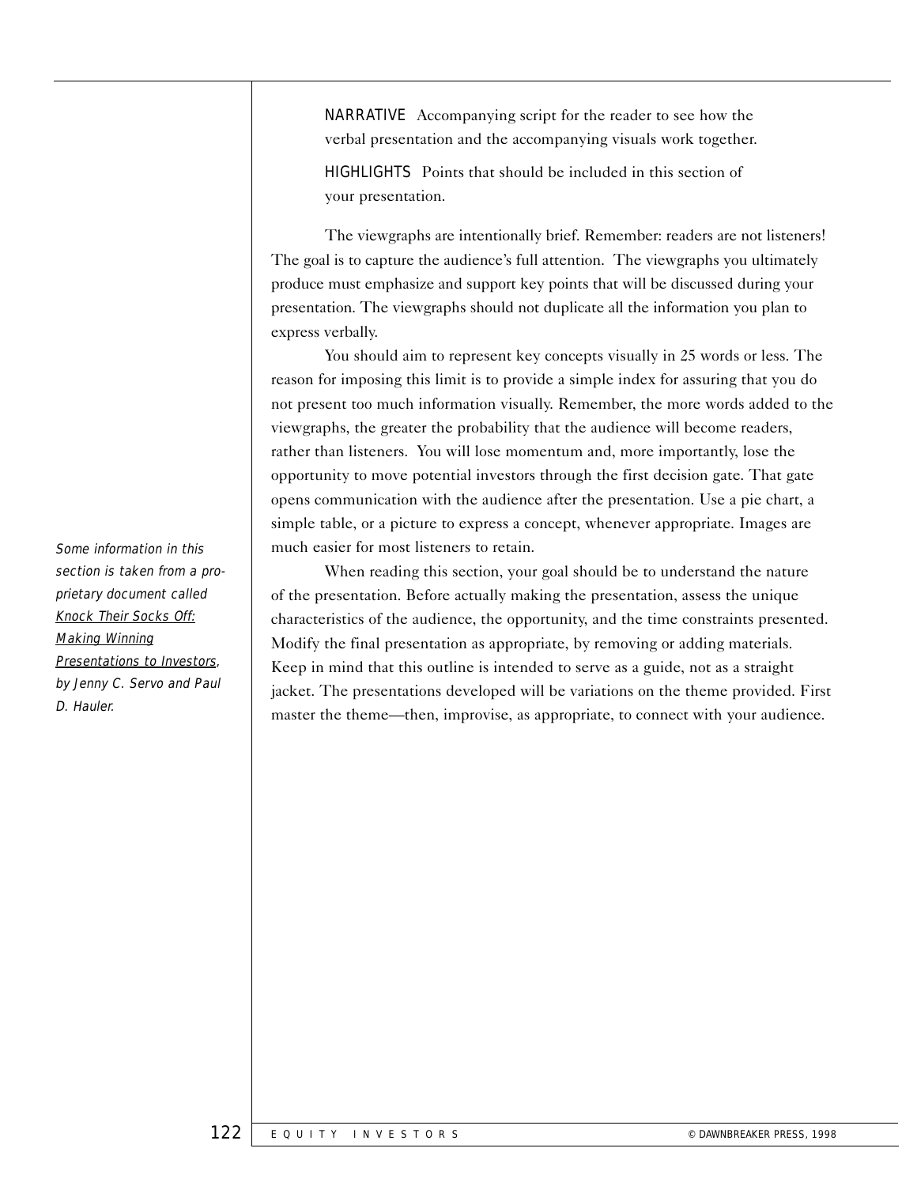NARRATIVE Accompanying script for the reader to see how the verbal presentation and the accompanying visuals work together.

HIGHLIGHTS Points that should be included in this section of your presentation.

The viewgraphs are intentionally brief. Remember: readers are not listeners! The goal is to capture the audience's full attention. The viewgraphs you ultimately produce must emphasize and support key points that will be discussed during your presentation. The viewgraphs should not duplicate all the information you plan to express verbally.

You should aim to represent key concepts visually in 25 words or less. The reason for imposing this limit is to provide a simple index for assuring that you do not present too much information visually. Remember, the more words added to the viewgraphs, the greater the probability that the audience will become readers, rather than listeners. You will lose momentum and, more importantly, lose the opportunity to move potential investors through the first decision gate. That gate opens communication with the audience after the presentation. Use a pie chart, a simple table, or a picture to express a concept, whenever appropriate. Images are much easier for most listeners to retain.

*Some information in this section is taken from a proprietary document called Knock Their Socks Off: Making Winning Presentations to Investors, by Jenny C. Servo and Paul D. Hauler.*

When reading this section, your goal should be to understand the nature of the presentation. Before actually making the presentation, assess the unique characteristics of the audience, the opportunity, and the time constraints presented. Modify the final presentation as appropriate, by removing or adding materials. Keep in mind that this outline is intended to serve as a guide, not as a straight jacket. The presentations developed will be variations on the theme provided. First master the theme—then, improvise, as appropriate, to connect with your audience.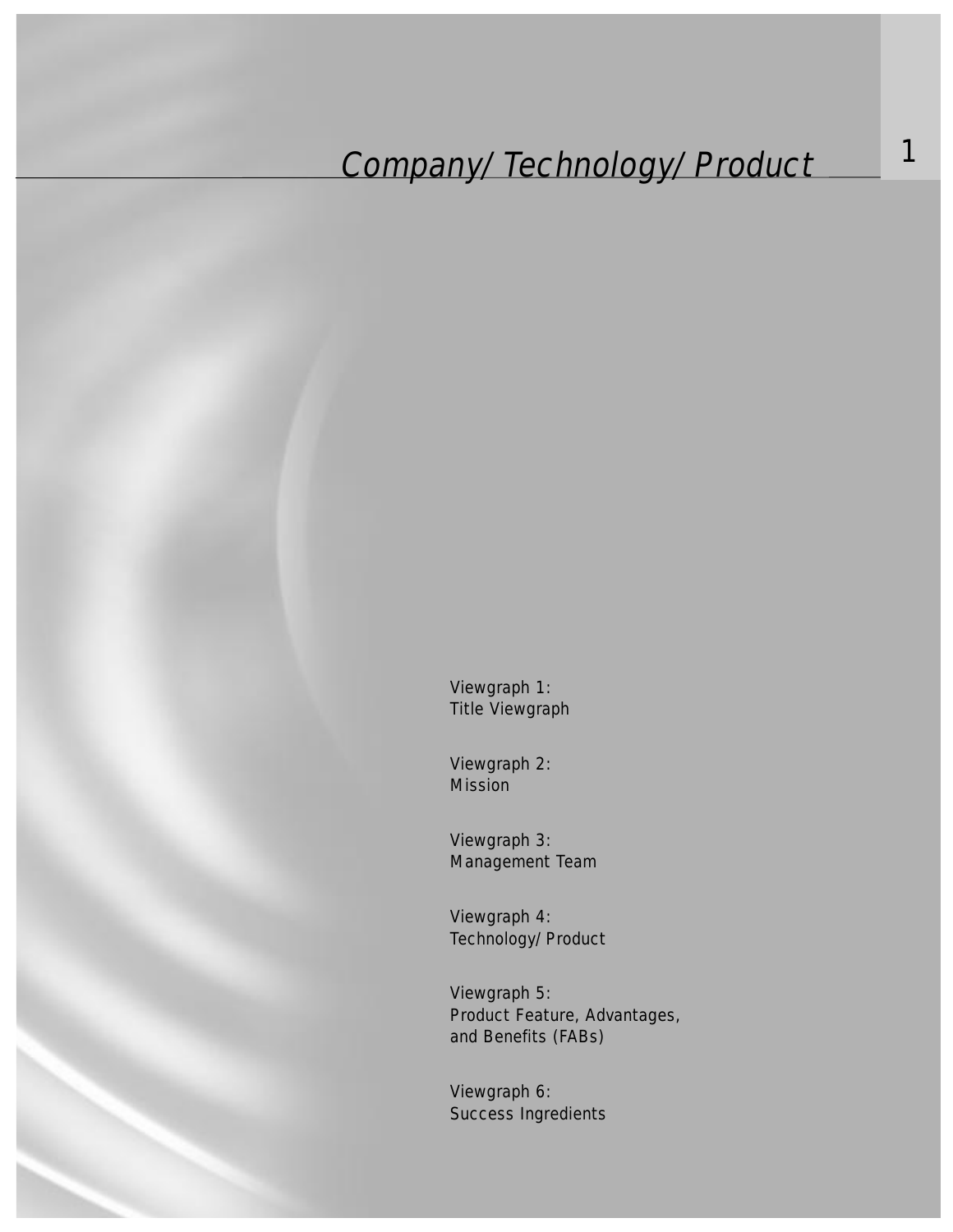# Company/Technology/Product

Viewgraph 1:
Title Viewgraph

Viewgraph 2:
Mission

Viewgraph 3:
Management Team

Viewgraph 4:
Technology/Product

Viewgraph 5:
Product Feature, Advantages, and Benefits (FABs)

Viewgraph 6:
Success Ingredients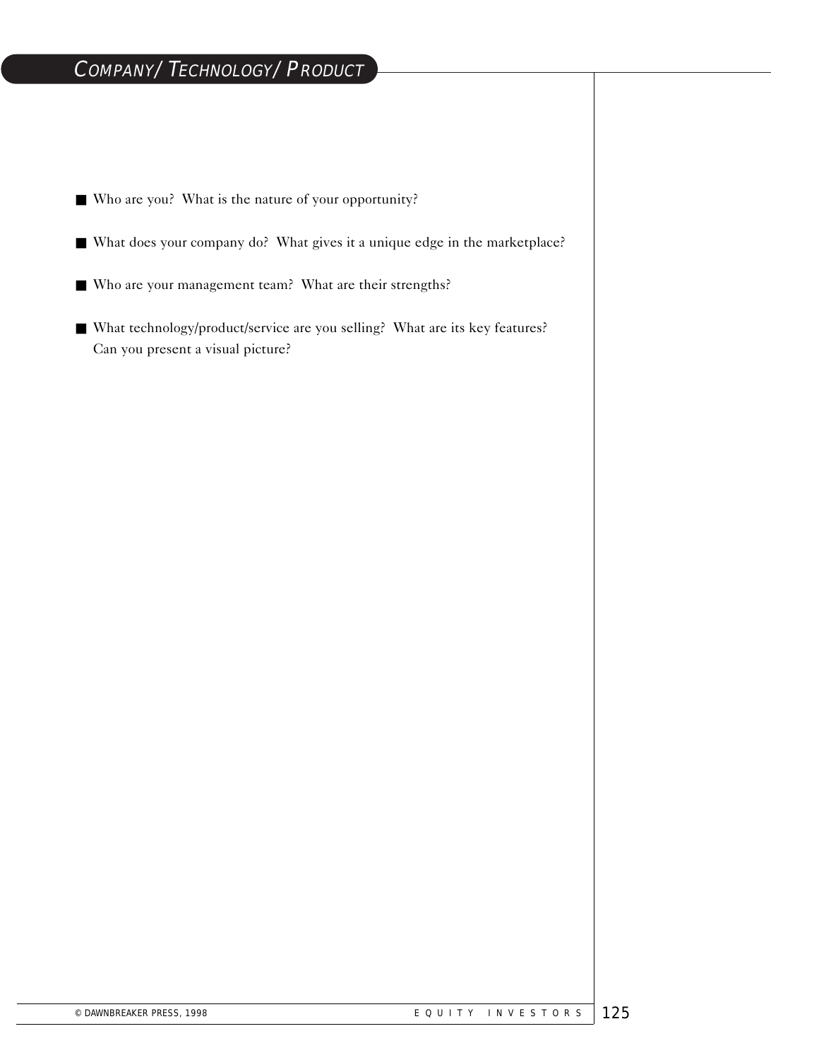## COMPANY/ TECHNOLOGY/ PRODUCT

- Who are you? What is the nature of your opportunity?
- What does your company do? What gives it a unique edge in the marketplace?
- Who are your management team? What are their strengths?
- What technology/product/service are you selling? What are its key features? Can you present a visual picture?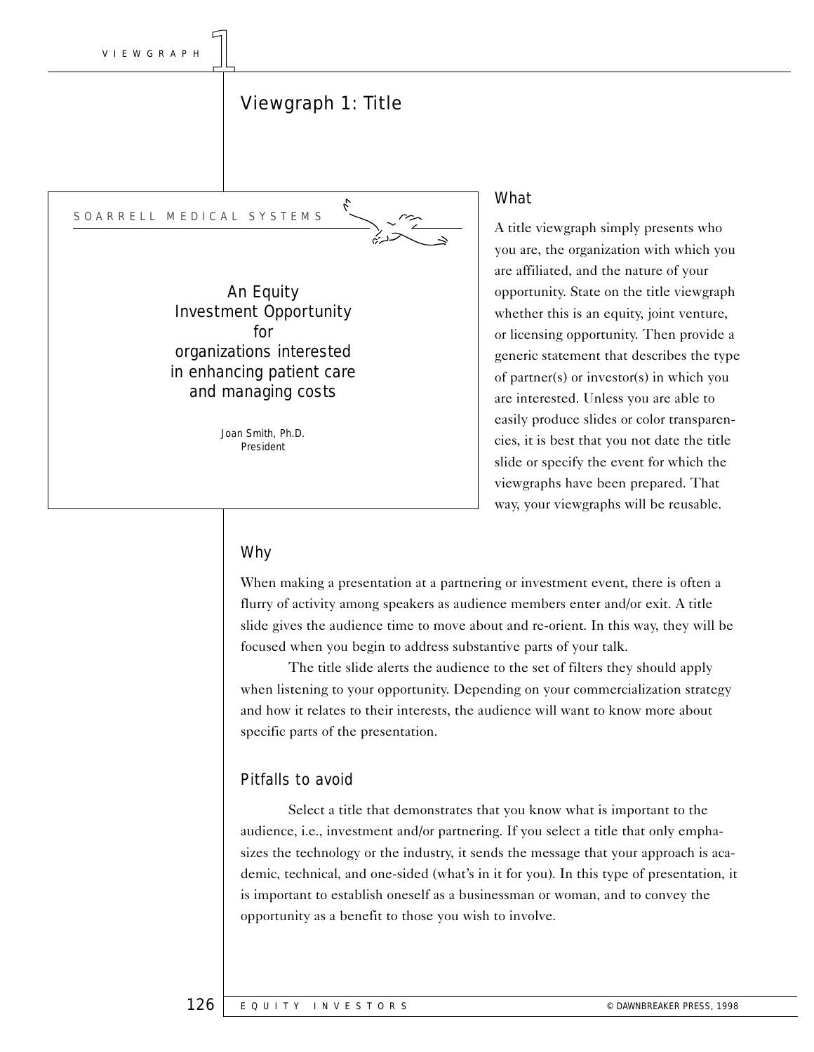# Viewgraph 1: Title

SOARRELL MEDICAL SYSTEMS

An Equity
Investment Opportunity
for
organizations interested
in enhancing patient care
and managing costs

Joan Smith, Ph.D.
President

## What

A title viewgraph simply presents who you are, the organization with which you are affiliated, and the nature of your opportunity. State on the title viewgraph whether this is an equity, joint venture, or licensing opportunity. Then provide a generic statement that describes the type of partner(s) or investor(s) in which you are interested. Unless you are able to easily produce slides or color transparencies, it is best that you not date the title slide or specify the event for which the viewgraphs have been prepared. That way, your viewgraphs will be reusable.

## Why

When making a presentation at a partnering or investment event, there is often a flurry of activity among speakers as audience members enter and/or exit. A title slide gives the audience time to move about and re-orient. In this way, they will be focused when you begin to address substantive parts of your talk.

The title slide alerts the audience to the set of filters they should apply when listening to your opportunity. Depending on your commercialization strategy and how it relates to their interests, the audience will want to know more about specific parts of the presentation.

## Pitfalls to avoid

Select a title that demonstrates that you know what is important to the audience, i.e., investment and/or partnering. If you select a title that only emphasizes the technology or the industry, it sends the message that your approach is academic, technical, and one-sided (what's in it for you). In this type of presentation, it is important to establish oneself as a businessman or woman, and to convey the opportunity as a benefit to those you wish to involve.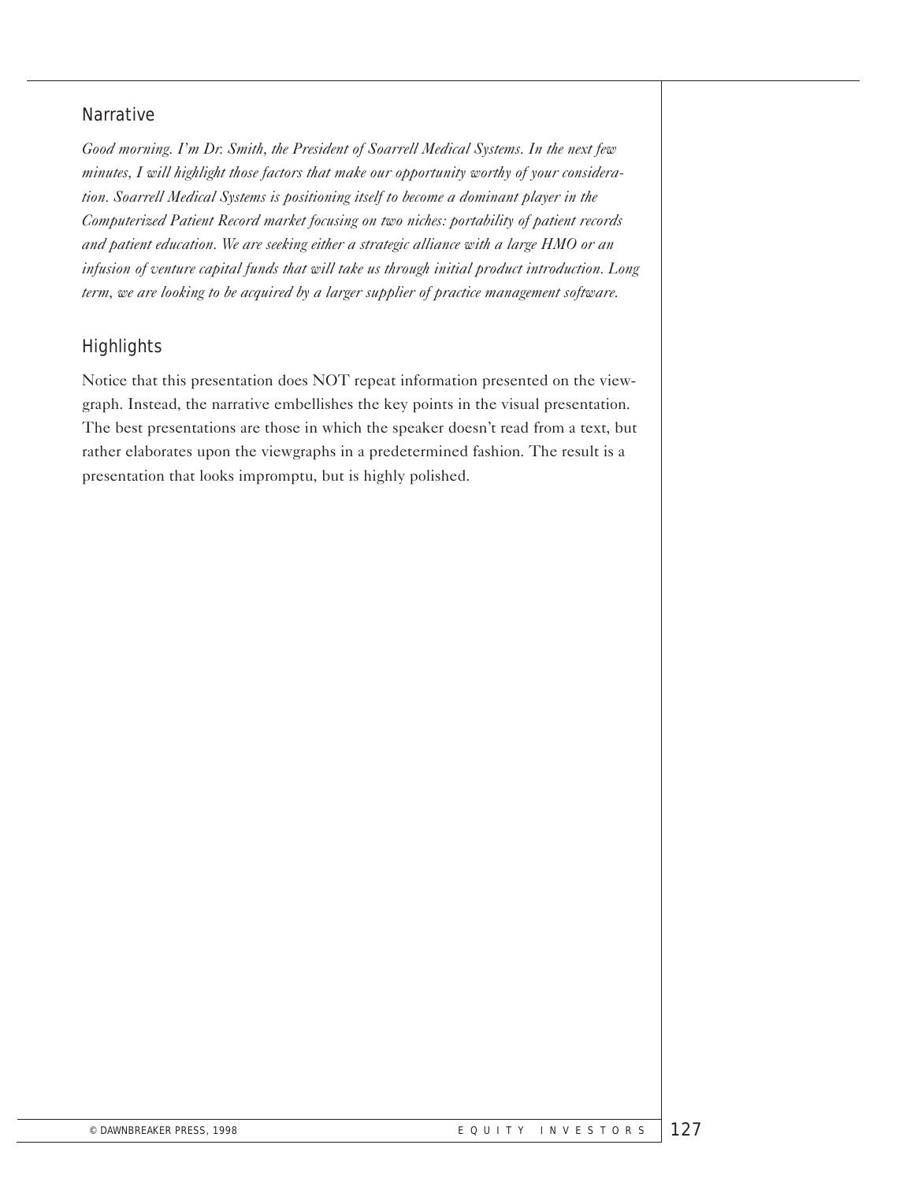## Narrative

*Good morning. I'm Dr. Smith, the President of Soarrell Medical Systems. In the next few minutes, I will highlight those factors that make our opportunity worthy of your consideration. Soarrell Medical Systems is positioning itself to become a dominant player in the Computerized Patient Record market focusing on two niches: portability of patient records and patient education. We are seeking either a strategic alliance with a large HMO or an infusion of venture capital funds that will take us through initial product introduction. Long term, we are looking to be acquired by a larger supplier of practice management software.*

## Highlights

Notice that this presentation does NOT repeat information presented on the viewgraph. Instead, the narrative embellishes the key points in the visual presentation. The best presentations are those in which the speaker doesn't read from a text, but rather elaborates upon the viewgraphs in a predetermined fashion. The result is a presentation that looks impromptu, but is highly polished.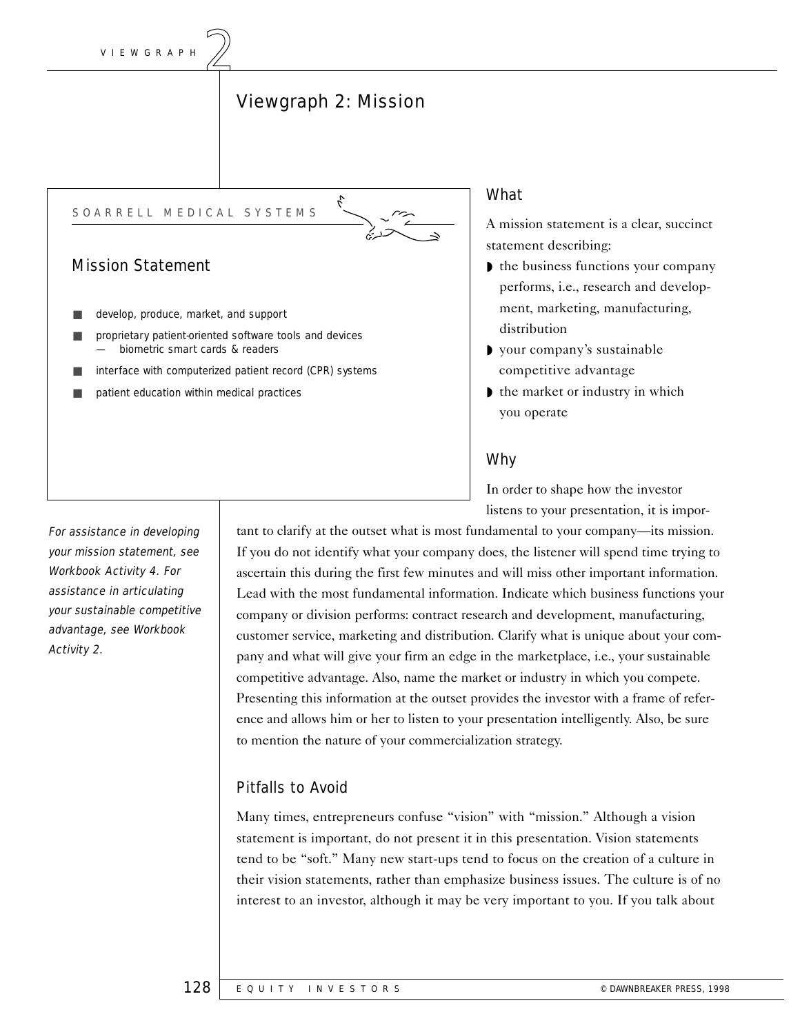# Viewgraph 2: Mission

SOARRELL MEDICAL SYSTEMS

## Mission Statement

- develop, produce, market, and support
- proprietary patient-oriented software tools and devices
  - — biometric smart cards & readers
- interface with computerized patient record (CPR) systems
- patient education within medical practices

### What

A mission statement is a clear, succinct statement describing:

- the business functions your company performs, i.e., research and development, marketing, manufacturing, distribution
- your company's sustainable competitive advantage
- the market or industry in which you operate

### Why

In order to shape how the investor listens to your presentation, it is important to clarify at the outset what is most fundamental to your company—its mission. If you do not identify what your company does, the listener will spend time trying to ascertain this during the first few minutes and will miss other important information. Lead with the most fundamental information. Indicate which business functions your company or division performs: contract research and development, manufacturing, customer service, marketing and distribution. Clarify what is unique about your company and what will give your firm an edge in the marketplace, i.e., your sustainable competitive advantage. Also, name the market or industry in which you compete. Presenting this information at the outset provides the investor with a frame of reference and allows him or her to listen to your presentation intelligently. Also, be sure to mention the nature of your commercialization strategy.

*For assistance in developing your mission statement, see Workbook Activity 4. For assistance in articulating your sustainable competitive advantage, see Workbook Activity 2.*

### Pitfalls to Avoid

Many times, entrepreneurs confuse "vision" with "mission." Although a vision statement is important, do not present it in this presentation. Vision statements tend to be "soft." Many new start-ups tend to focus on the creation of a culture in their vision statements, rather than emphasize business issues. The culture is of no interest to an investor, although it may be very important to you. If you talk about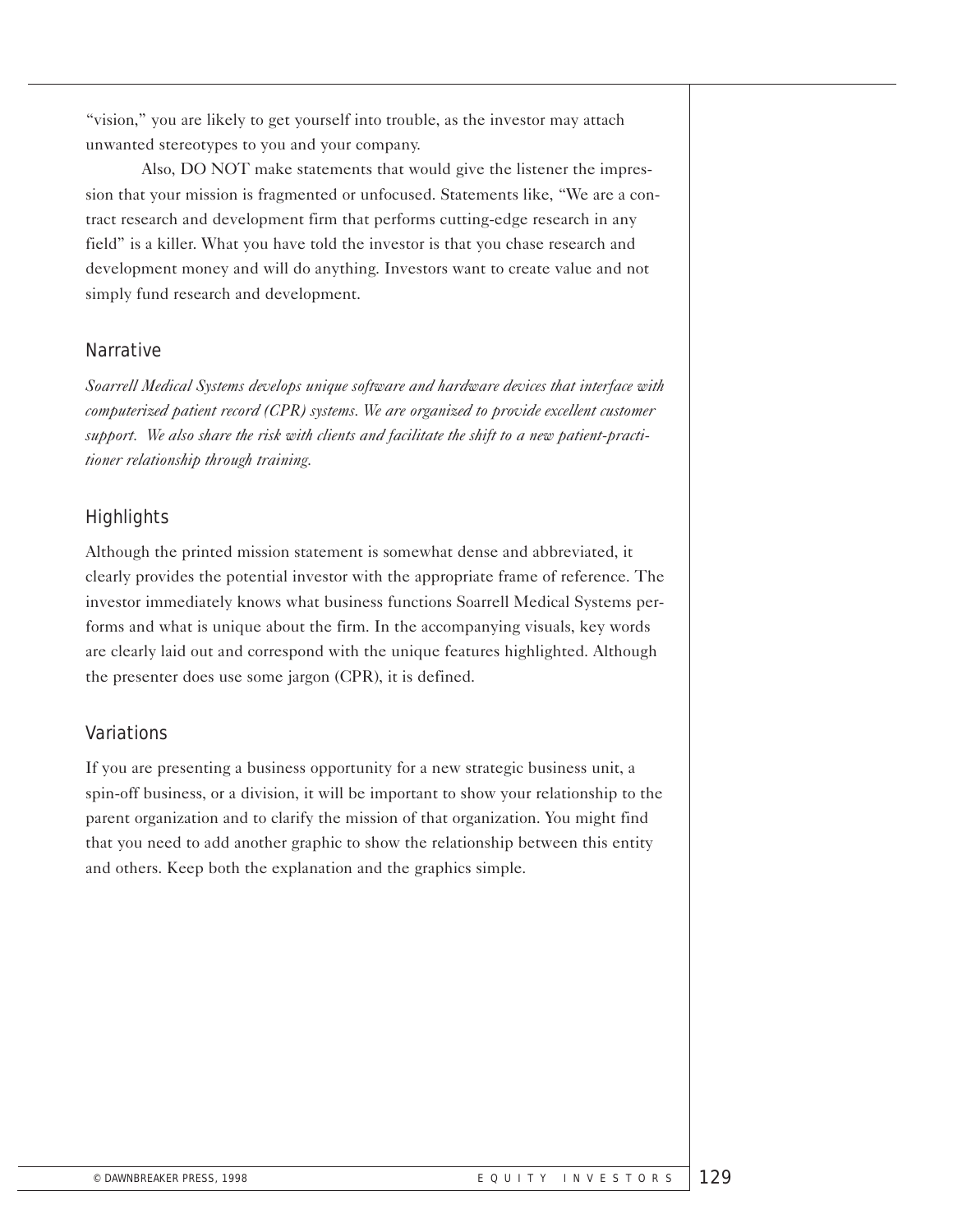"vision," you are likely to get yourself into trouble, as the investor may attach unwanted stereotypes to you and your company.

Also, DO NOT make statements that would give the listener the impression that your mission is fragmented or unfocused. Statements like, "We are a contract research and development firm that performs cutting-edge research in any field" is a killer. What you have told the investor is that you chase research and development money and will do anything. Investors want to create value and not simply fund research and development.

## Narrative

*Soarrell Medical Systems develops unique software and hardware devices that interface with computerized patient record (CPR) systems. We are organized to provide excellent customer support. We also share the risk with clients and facilitate the shift to a new patient-practitioner relationship through training.*

## Highlights

Although the printed mission statement is somewhat dense and abbreviated, it clearly provides the potential investor with the appropriate frame of reference. The investor immediately knows what business functions Soarrell Medical Systems performs and what is unique about the firm. In the accompanying visuals, key words are clearly laid out and correspond with the unique features highlighted. Although the presenter does use some jargon (CPR), it is defined.

## Variations

If you are presenting a business opportunity for a new strategic business unit, a spin-off business, or a division, it will be important to show your relationship to the parent organization and to clarify the mission of that organization. You might find that you need to add another graphic to show the relationship between this entity and others. Keep both the explanation and the graphics simple.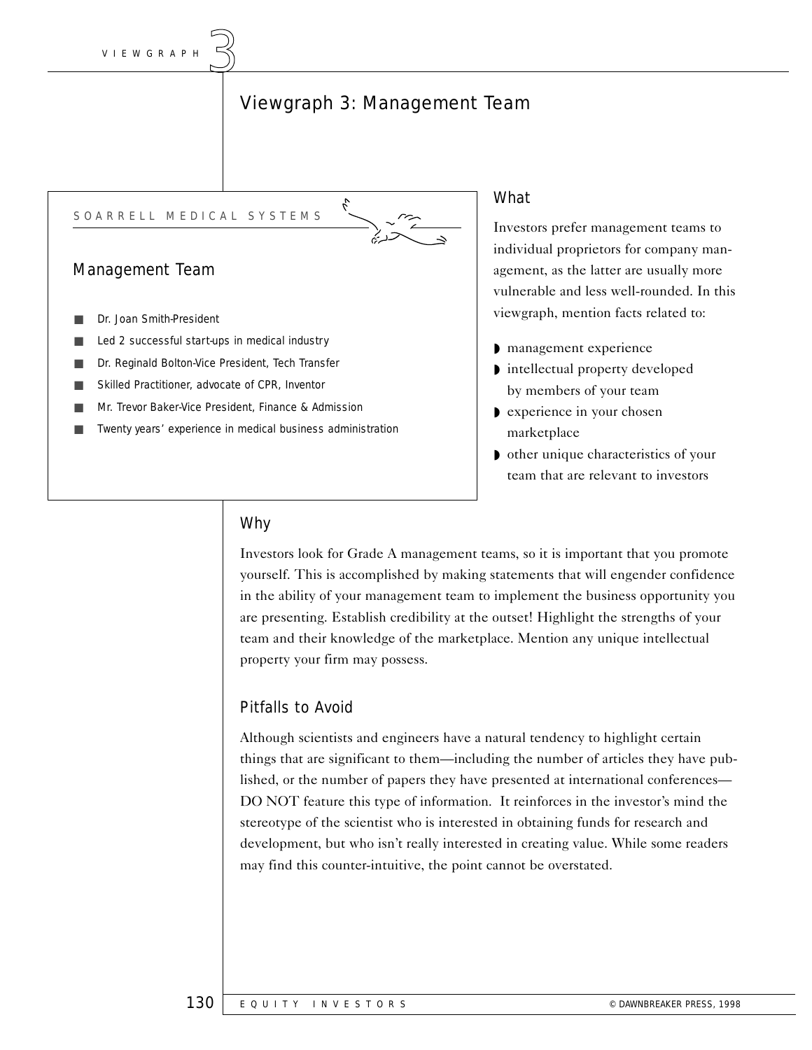# Viewgraph 3: Management Team

SOARRELL MEDICAL SYSTEMS

## Management Team

- Dr. Joan Smith-President
- Led 2 successful start-ups in medical industry
- Dr. Reginald Bolton-Vice President, Tech Transfer
- Skilled Practitioner, advocate of CPR, Inventor
- Mr. Trevor Baker-Vice President, Finance & Admission
- Twenty years' experience in medical business administration

## What

Investors prefer management teams to individual proprietors for company management, as the latter are usually more vulnerable and less well-rounded. In this viewgraph, mention facts related to:

- management experience
- intellectual property developed by members of your team
- experience in your chosen marketplace
- other unique characteristics of your team that are relevant to investors

## Why

Investors look for Grade A management teams, so it is important that you promote yourself. This is accomplished by making statements that will engender confidence in the ability of your management team to implement the business opportunity you are presenting. Establish credibility at the outset! Highlight the strengths of your team and their knowledge of the marketplace. Mention any unique intellectual property your firm may possess.

## Pitfalls to Avoid

Although scientists and engineers have a natural tendency to highlight certain things that are significant to them—including the number of articles they have published, or the number of papers they have presented at international conferences—DO NOT feature this type of information. It reinforces in the investor's mind the stereotype of the scientist who is interested in obtaining funds for research and development, but who isn't really interested in creating value. While some readers may find this counter-intuitive, the point cannot be overstated.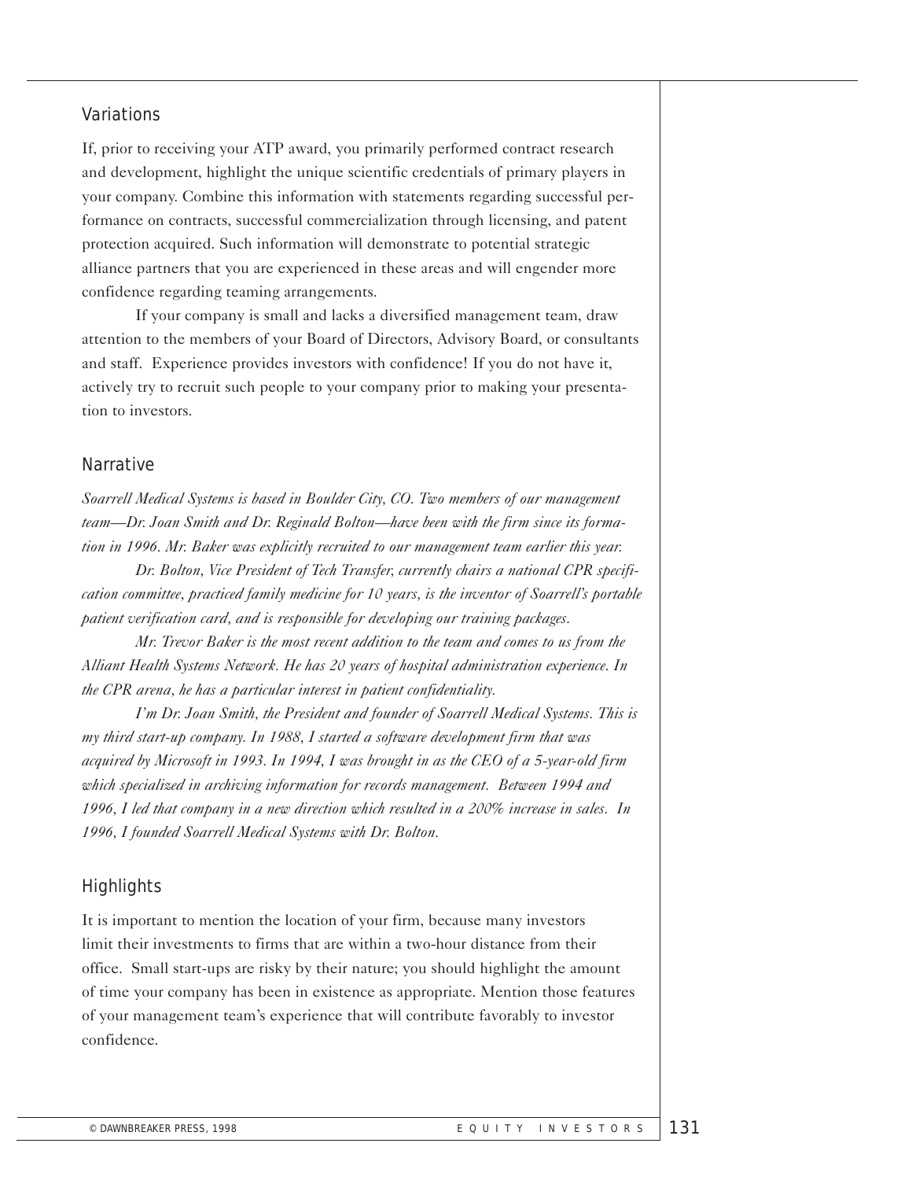## Variations

If, prior to receiving your ATP award, you primarily performed contract research and development, highlight the unique scientific credentials of primary players in your company. Combine this information with statements regarding successful performance on contracts, successful commercialization through licensing, and patent protection acquired. Such information will demonstrate to potential strategic alliance partners that you are experienced in these areas and will engender more confidence regarding teaming arrangements.

If your company is small and lacks a diversified management team, draw attention to the members of your Board of Directors, Advisory Board, or consultants and staff. Experience provides investors with confidence! If you do not have it, actively try to recruit such people to your company prior to making your presentation to investors.

## Narrative

*Soarrell Medical Systems is based in Boulder City, CO. Two members of our management team—Dr. Joan Smith and Dr. Reginald Bolton—have been with the firm since its formation in 1996. Mr. Baker was explicitly recruited to our management team earlier this year.*

*Dr. Bolton, Vice President of Tech Transfer, currently chairs a national CPR specification committee, practiced family medicine for 10 years, is the inventor of Soarrell's portable patient verification card, and is responsible for developing our training packages.*

*Mr. Trevor Baker is the most recent addition to the team and comes to us from the Alliant Health Systems Network. He has 20 years of hospital administration experience. In the CPR arena, he has a particular interest in patient confidentiality.*

*I'm Dr. Joan Smith, the President and founder of Soarrell Medical Systems. This is my third start-up company. In 1988, I started a software development firm that was acquired by Microsoft in 1993. In 1994, I was brought in as the CEO of a 5-year-old firm which specialized in archiving information for records management. Between 1994 and 1996, I led that company in a new direction which resulted in a 200% increase in sales. In 1996, I founded Soarrell Medical Systems with Dr. Bolton.*

## Highlights

It is important to mention the location of your firm, because many investors limit their investments to firms that are within a two-hour distance from their office. Small start-ups are risky by their nature; you should highlight the amount of time your company has been in existence as appropriate. Mention those features of your management team's experience that will contribute favorably to investor confidence.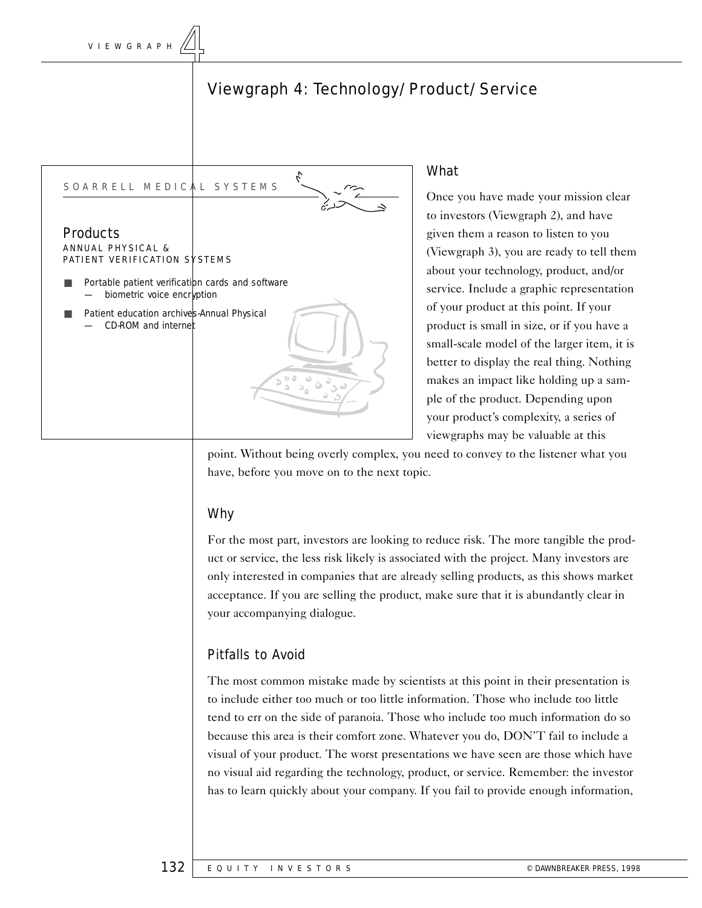# Viewgraph 4: Technology/Product/Service

SOARRELL MEDICAL SYSTEMS

**Products**

ANNUAL PHYSICAL & PATIENT VERIFICATION SYSTEMS

- Portable patient verification cards and software
  - — biometric voice encryption
- Patient education archives-Annual Physical
  - — CD-ROM and internet

## What

Once you have made your mission clear to investors (Viewgraph 2), and have given them a reason to listen to you (Viewgraph 3), you are ready to tell them about your technology, product, and/or service. Include a graphic representation of your product at this point. If your product is small in size, or if you have a small-scale model of the larger item, it is better to display the real thing. Nothing makes an impact like holding up a sample of the product. Depending upon your product's complexity, a series of viewgraphs may be valuable at this point. Without being overly complex, you need to convey to the listener what you have, before you move on to the next topic.

## Why

For the most part, investors are looking to reduce risk. The more tangible the product or service, the less risk likely is associated with the project. Many investors are only interested in companies that are already selling products, as this shows market acceptance. If you are selling the product, make sure that it is abundantly clear in your accompanying dialogue.

## Pitfalls to Avoid

The most common mistake made by scientists at this point in their presentation is to include either too much or too little information. Those who include too little tend to err on the side of paranoia. Those who include too much information do so because this area is their comfort zone. Whatever you do, DON'T fail to include a visual of your product. The worst presentations we have seen are those which have no visual aid regarding the technology, product, or service. Remember: the investor has to learn quickly about your company. If you fail to provide enough information,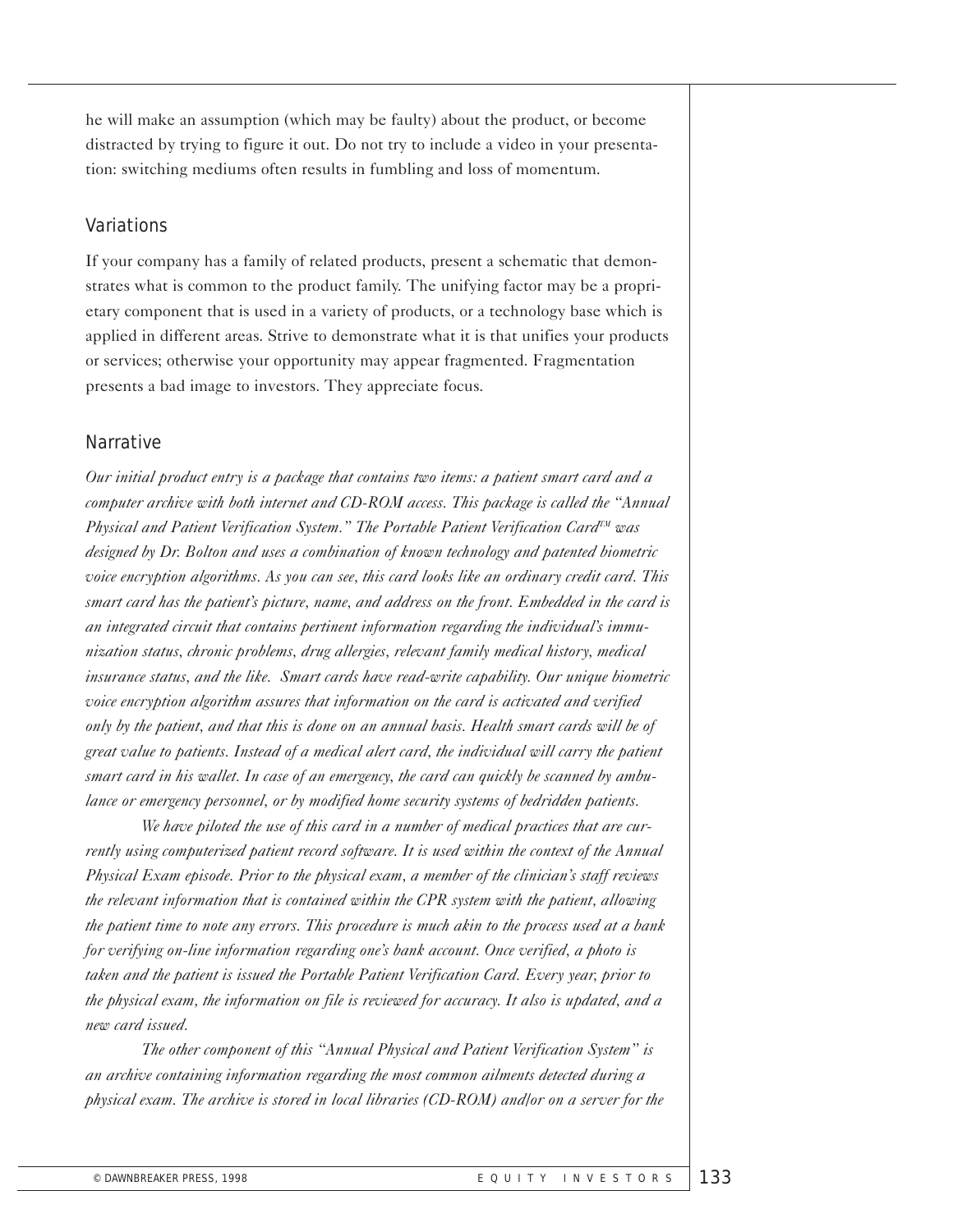he will make an assumption (which may be faulty) about the product, or become distracted by trying to figure it out. Do not try to include a video in your presentation: switching mediums often results in fumbling and loss of momentum.

## Variations

If your company has a family of related products, present a schematic that demonstrates what is common to the product family. The unifying factor may be a proprietary component that is used in a variety of products, or a technology base which is applied in different areas. Strive to demonstrate what it is that unifies your products or services; otherwise your opportunity may appear fragmented. Fragmentation presents a bad image to investors. They appreciate focus.

## Narrative

*Our initial product entry is a package that contains two items: a patient smart card and a computer archive with both internet and CD-ROM access. This package is called the "Annual Physical and Patient Verification System." The Portable Patient Verification Card™ was designed by Dr. Bolton and uses a combination of known technology and patented biometric voice encryption algorithms. As you can see, this card looks like an ordinary credit card. This smart card has the patient's picture, name, and address on the front. Embedded in the card is an integrated circuit that contains pertinent information regarding the individual's immunization status, chronic problems, drug allergies, relevant family medical history, medical insurance status, and the like. Smart cards have read-write capability. Our unique biometric voice encryption algorithm assures that information on the card is activated and verified only by the patient, and that this is done on an annual basis. Health smart cards will be of great value to patients. Instead of a medical alert card, the individual will carry the patient smart card in his wallet. In case of an emergency, the card can quickly be scanned by ambulance or emergency personnel, or by modified home security systems of bedridden patients.*

*We have piloted the use of this card in a number of medical practices that are currently using computerized patient record software. It is used within the context of the Annual Physical Exam episode. Prior to the physical exam, a member of the clinician's staff reviews the relevant information that is contained within the CPR system with the patient, allowing the patient time to note any errors. This procedure is much akin to the process used at a bank for verifying on-line information regarding one's bank account. Once verified, a photo is taken and the patient is issued the Portable Patient Verification Card. Every year, prior to the physical exam, the information on file is reviewed for accuracy. It also is updated, and a new card issued.*

*The other component of this "Annual Physical and Patient Verification System" is an archive containing information regarding the most common ailments detected during a physical exam. The archive is stored in local libraries (CD-ROM) and/or on a server for the*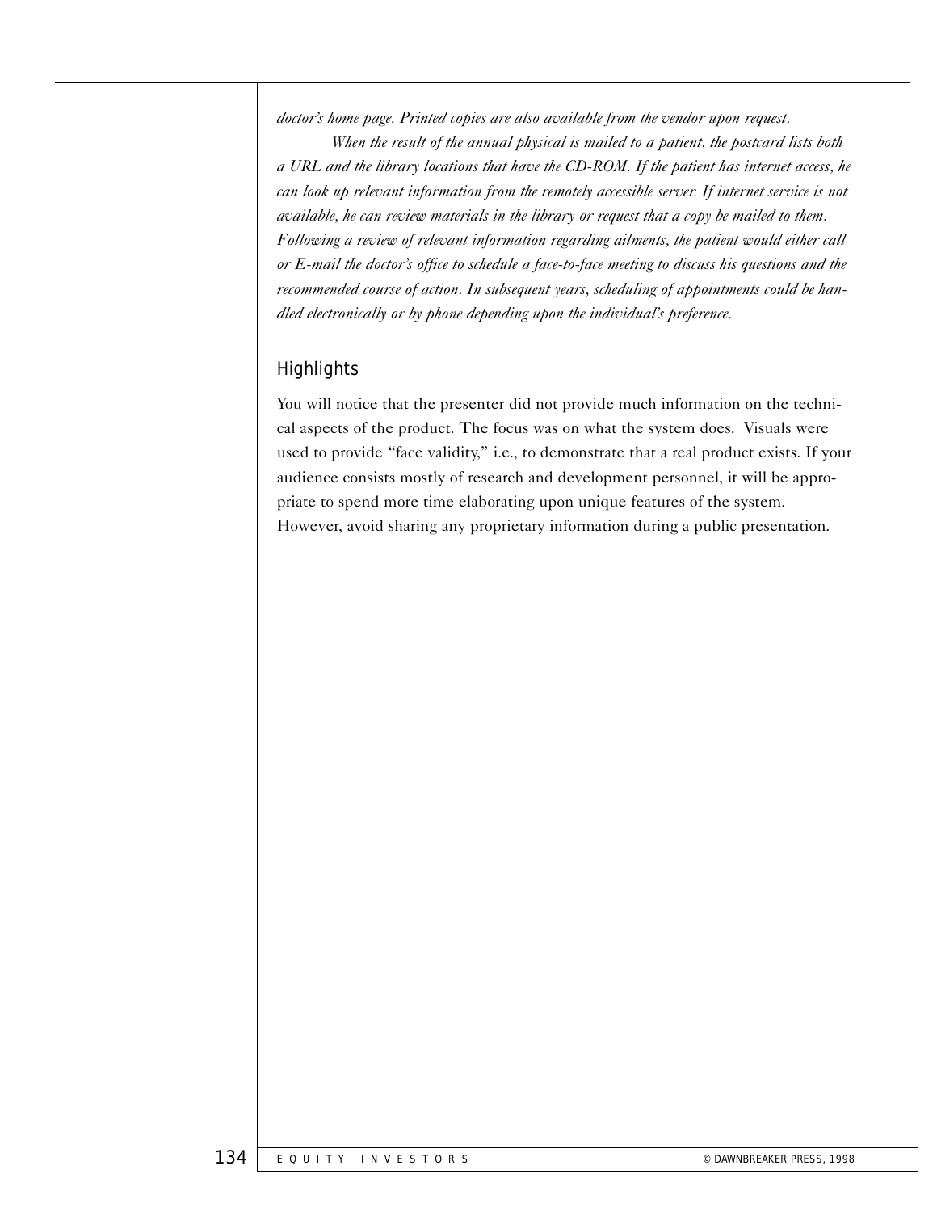*doctor's home page. Printed copies are also available from the vendor upon request.*

*When the result of the annual physical is mailed to a patient, the postcard lists both a URL and the library locations that have the CD-ROM. If the patient has internet access, he can look up relevant information from the remotely accessible server. If internet service is not available, he can review materials in the library or request that a copy be mailed to them. Following a review of relevant information regarding ailments, the patient would either call or E-mail the doctor's office to schedule a face-to-face meeting to discuss his questions and the recommended course of action. In subsequent years, scheduling of appointments could be handled electronically or by phone depending upon the individual's preference.*

### Highlights

You will notice that the presenter did not provide much information on the technical aspects of the product. The focus was on what the system does. Visuals were used to provide "face validity," i.e., to demonstrate that a real product exists. If your audience consists mostly of research and development personnel, it will be appropriate to spend more time elaborating upon unique features of the system. However, avoid sharing any proprietary information during a public presentation.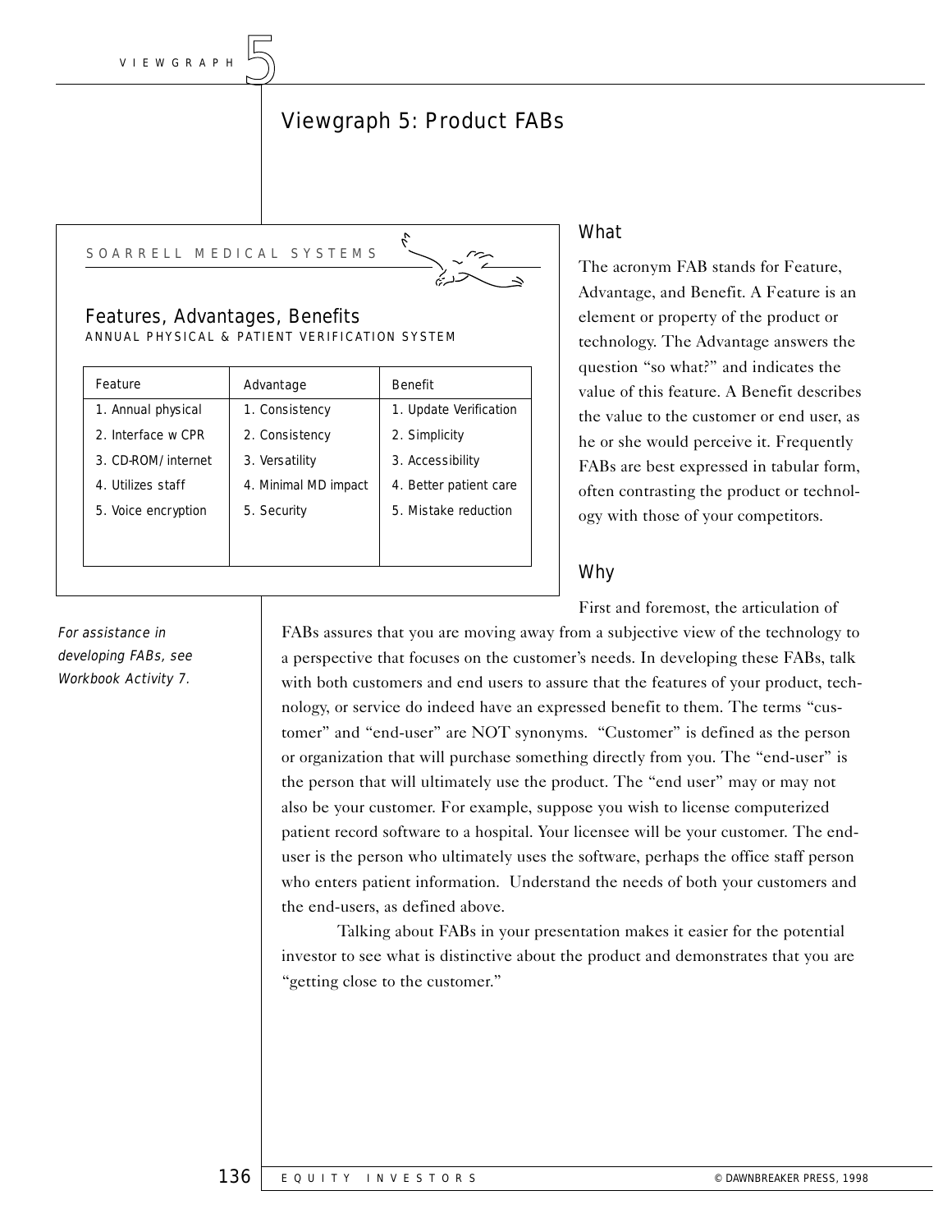# Viewgraph 5: Product FABs

SOARRELL MEDICAL SYSTEMS

## Features, Advantages, Benefits

ANNUAL PHYSICAL & PATIENT VERIFICATION SYSTEM

| Feature | Advantage | Benefit |
|---|---|---|
| 1. Annual physical | 1. Consistency | 1. Update Verification |
| 2. Interface w CPR | 2. Consistency | 2. Simplicity |
| 3. CD-ROM/internet | 3. Versatility | 3. Accessibility |
| 4. Utilizes staff | 4. Minimal MD impact | 4. Better patient care |
| 5. Voice encryption | 5. Security | 5. Mistake reduction |

## What

The acronym FAB stands for Feature, Advantage, and Benefit. A Feature is an element or property of the product or technology. The Advantage answers the question "so what?" and indicates the value of this feature. A Benefit describes the value to the customer or end user, as he or she would perceive it. Frequently FABs are best expressed in tabular form, often contrasting the product or technology with those of your competitors.

## Why

*For assistance in developing FABs, see Workbook Activity 7.*

First and foremost, the articulation of FABs assures that you are moving away from a subjective view of the technology to a perspective that focuses on the customer's needs. In developing these FABs, talk with both customers and end users to assure that the features of your product, technology, or service do indeed have an expressed benefit to them. The terms "customer" and "end-user" are NOT synonyms. "Customer" is defined as the person or organization that will purchase something directly from you. The "end-user" is the person that will ultimately use the product. The "end user" may or may not also be your customer. For example, suppose you wish to license computerized patient record software to a hospital. Your licensee will be your customer. The end-user is the person who ultimately uses the software, perhaps the office staff person who enters patient information. Understand the needs of both your customers and the end-users, as defined above.

Talking about FABs in your presentation makes it easier for the potential investor to see what is distinctive about the product and demonstrates that you are "getting close to the customer."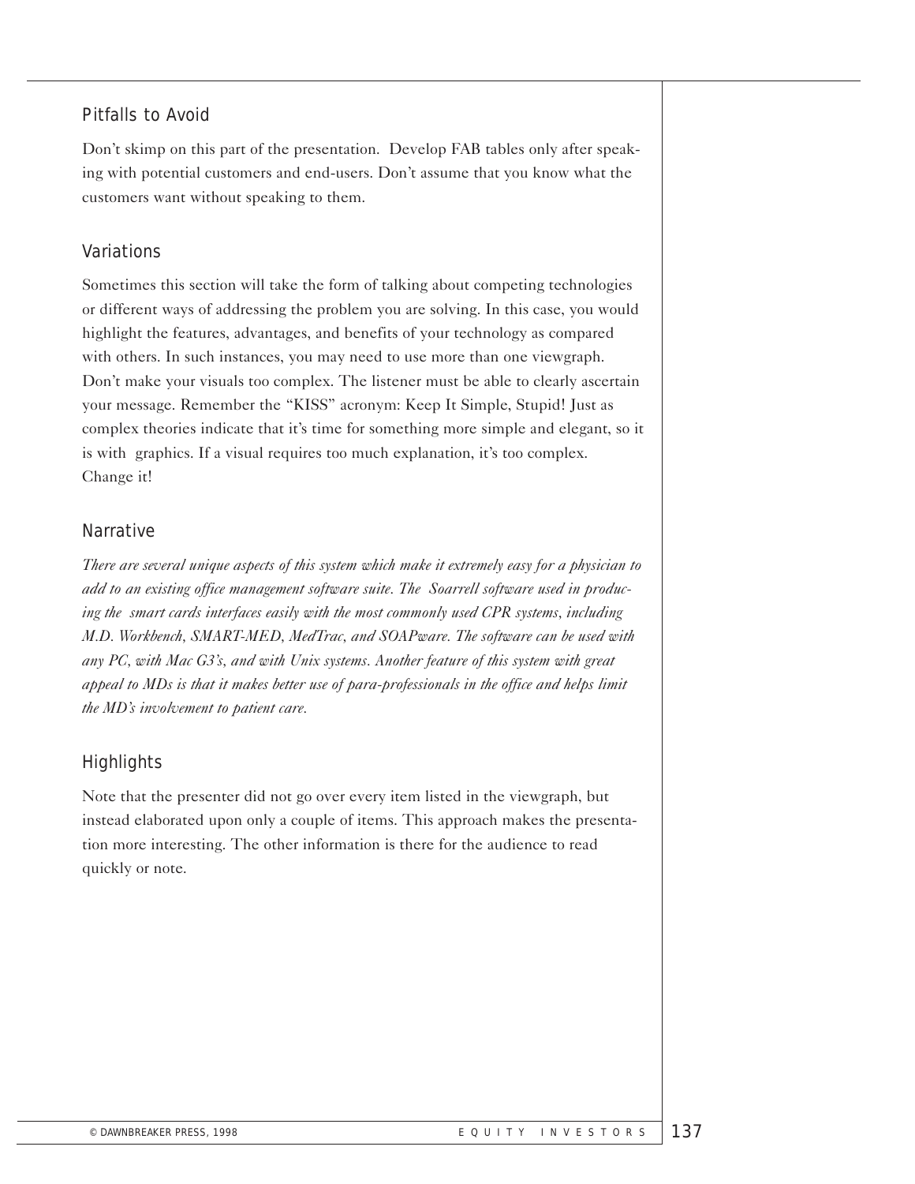## Pitfalls to Avoid

Don't skimp on this part of the presentation. Develop FAB tables only after speaking with potential customers and end-users. Don't assume that you know what the customers want without speaking to them.

## Variations

Sometimes this section will take the form of talking about competing technologies or different ways of addressing the problem you are solving. In this case, you would highlight the features, advantages, and benefits of your technology as compared with others. In such instances, you may need to use more than one viewgraph. Don't make your visuals too complex. The listener must be able to clearly ascertain your message. Remember the "KISS" acronym: Keep It Simple, Stupid! Just as complex theories indicate that it's time for something more simple and elegant, so it is with graphics. If a visual requires too much explanation, it's too complex. Change it!

## Narrative

*There are several unique aspects of this system which make it extremely easy for a physician to add to an existing office management software suite. The Soarrell software used in producing the smart cards interfaces easily with the most commonly used CPR systems, including M.D. Workbench, SMART-MED, MedTrac, and SOAPware. The software can be used with any PC, with Mac G3's, and with Unix systems. Another feature of this system with great appeal to MDs is that it makes better use of para-professionals in the office and helps limit the MD's involvement to patient care.*

## Highlights

Note that the presenter did not go over every item listed in the viewgraph, but instead elaborated upon only a couple of items. This approach makes the presentation more interesting. The other information is there for the audience to read quickly or note.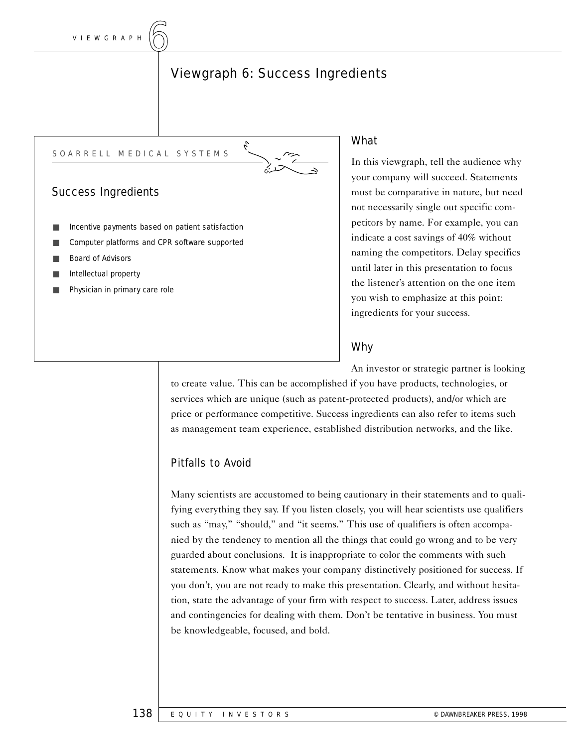# Viewgraph 6: Success Ingredients

SOARRELL MEDICAL SYSTEMS

## Success Ingredients

- Incentive payments based on patient satisfaction
- Computer platforms and CPR software supported
- Board of Advisors
- Intellectual property
- Physician in primary care role

## What

In this viewgraph, tell the audience why your company will succeed. Statements must be comparative in nature, but need not necessarily single out specific competitors by name. For example, you can indicate a cost savings of 40% without naming the competitors. Delay specifics until later in this presentation to focus the listener's attention on the one item you wish to emphasize at this point: ingredients for your success.

## Why

An investor or strategic partner is looking to create value. This can be accomplished if you have products, technologies, or services which are unique (such as patent-protected products), and/or which are price or performance competitive. Success ingredients can also refer to items such as management team experience, established distribution networks, and the like.

## Pitfalls to Avoid

Many scientists are accustomed to being cautionary in their statements and to qualifying everything they say. If you listen closely, you will hear scientists use qualifiers such as "may," "should," and "it seems." This use of qualifiers is often accompanied by the tendency to mention all the things that could go wrong and to be very guarded about conclusions. It is inappropriate to color the comments with such statements. Know what makes your company distinctively positioned for success. If you don't, you are not ready to make this presentation. Clearly, and without hesitation, state the advantage of your firm with respect to success. Later, address issues and contingencies for dealing with them. Don't be tentative in business. You must be knowledgeable, focused, and bold.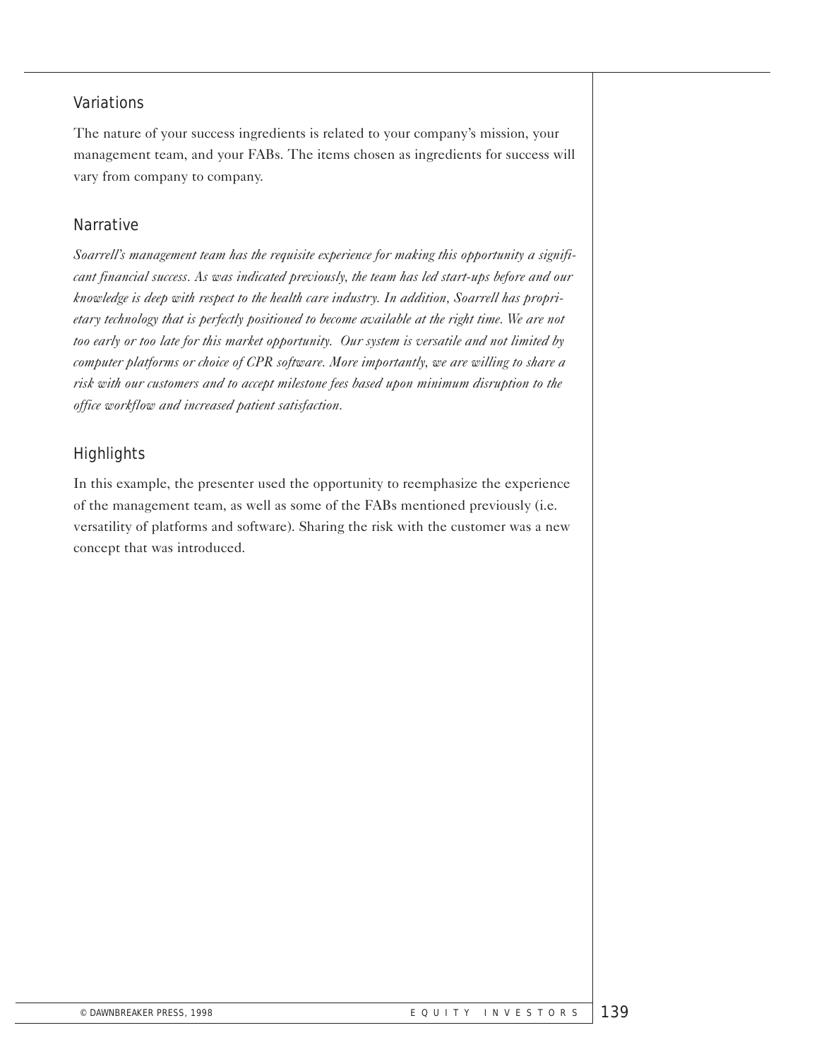### Variations

The nature of your success ingredients is related to your company's mission, your management team, and your FABs. The items chosen as ingredients for success will vary from company to company.

### Narrative

*Soarrell's management team has the requisite experience for making this opportunity a significant financial success. As was indicated previously, the team has led start-ups before and our knowledge is deep with respect to the health care industry. In addition, Soarrell has proprietary technology that is perfectly positioned to become available at the right time. We are not too early or too late for this market opportunity. Our system is versatile and not limited by computer platforms or choice of CPR software. More importantly, we are willing to share a risk with our customers and to accept milestone fees based upon minimum disruption to the office workflow and increased patient satisfaction.*

### Highlights

In this example, the presenter used the opportunity to reemphasize the experience of the management team, as well as some of the FABs mentioned previously (i.e. versatility of platforms and software). Sharing the risk with the customer was a new concept that was introduced.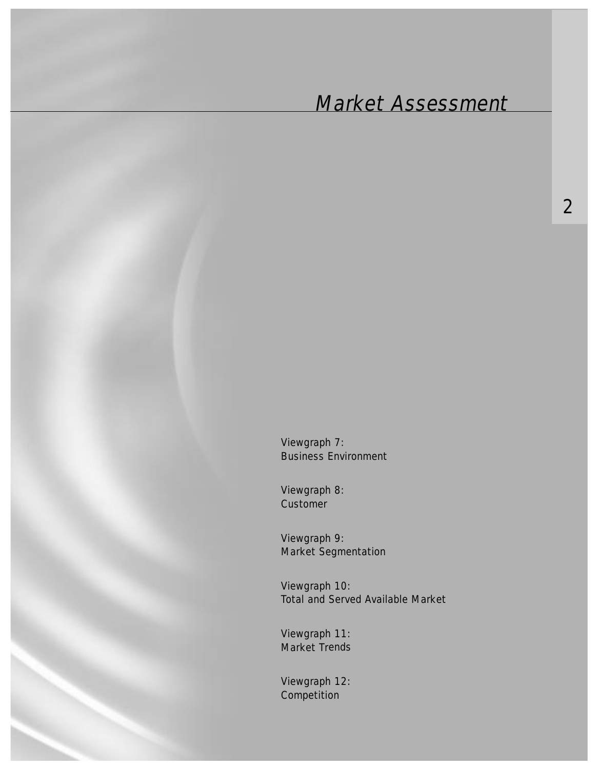# Market Assessment

2

Viewgraph 7:
Business Environment

Viewgraph 8:
Customer

Viewgraph 9:
Market Segmentation

Viewgraph 10:
Total and Served Available Market

Viewgraph 11:
Market Trends

Viewgraph 12:
Competition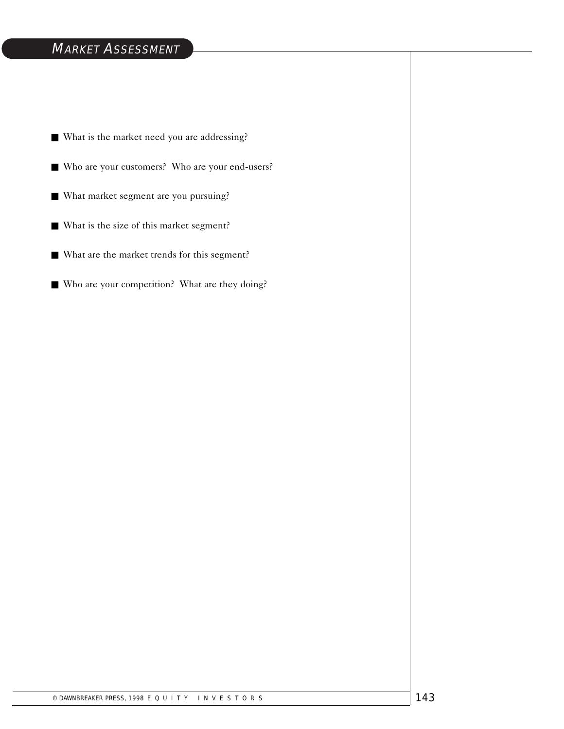## Market Assessment

- What is the market need you are addressing?
- Who are your customers?  Who are your end-users?
- What market segment are you pursuing?
- What is the size of this market segment?
- What are the market trends for this segment?
- Who are your competition?  What are they doing?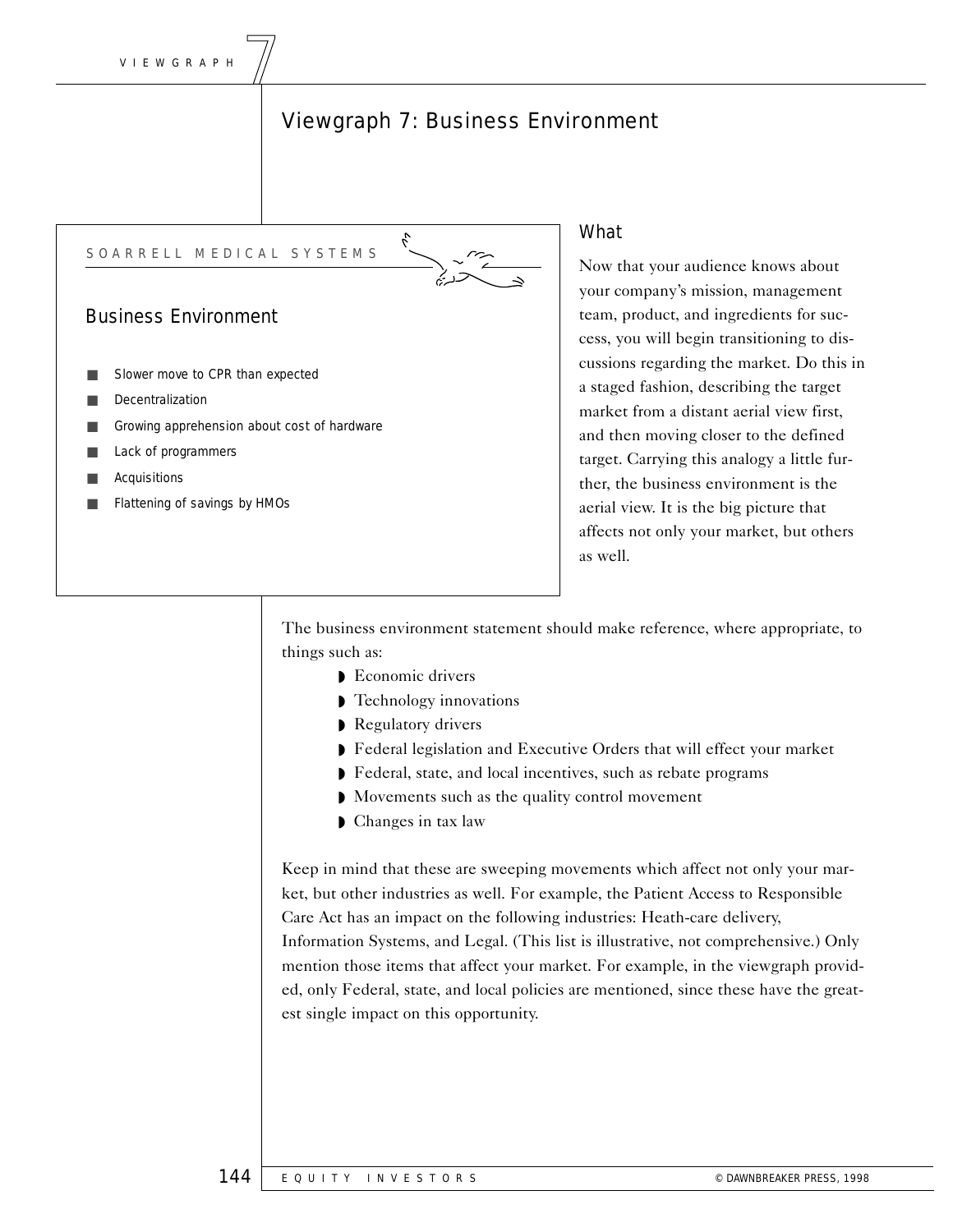# Viewgraph 7: Business Environment

SOARRELL MEDICAL SYSTEMS

## Business Environment

- Slower move to CPR than expected
- Decentralization
- Growing apprehension about cost of hardware
- Lack of programmers
- Acquisitions
- Flattening of savings by HMOs

### What

Now that your audience knows about your company's mission, management team, product, and ingredients for success, you will begin transitioning to discussions regarding the market. Do this in a staged fashion, describing the target market from a distant aerial view first, and then moving closer to the defined target. Carrying this analogy a little further, the business environment is the aerial view. It is the big picture that affects not only your market, but others as well.

The business environment statement should make reference, where appropriate, to things such as:

- Economic drivers
- Technology innovations
- Regulatory drivers
- Federal legislation and Executive Orders that will effect your market
- Federal, state, and local incentives, such as rebate programs
- Movements such as the quality control movement
- Changes in tax law

Keep in mind that these are sweeping movements which affect not only your market, but other industries as well. For example, the Patient Access to Responsible Care Act has an impact on the following industries: Heath-care delivery, Information Systems, and Legal. (This list is illustrative, not comprehensive.) Only mention those items that affect your market. For example, in the viewgraph provided, only Federal, state, and local policies are mentioned, since these have the greatest single impact on this opportunity.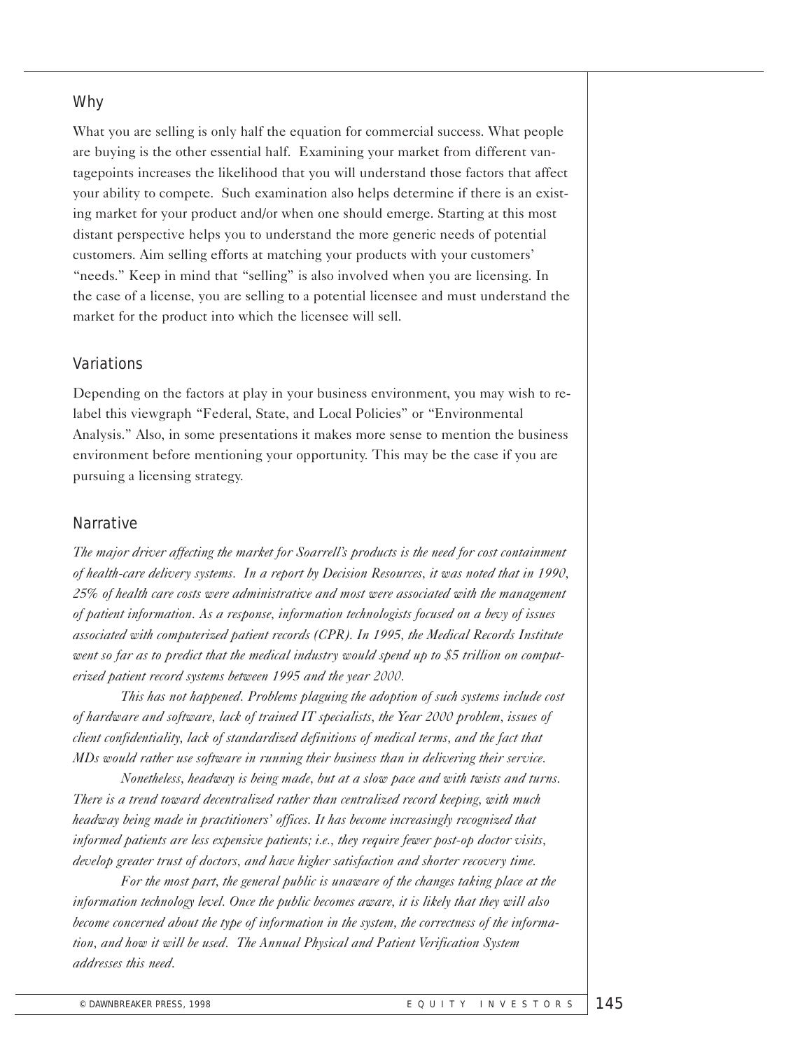## Why

What you are selling is only half the equation for commercial success. What people are buying is the other essential half. Examining your market from different vantagepoints increases the likelihood that you will understand those factors that affect your ability to compete. Such examination also helps determine if there is an existing market for your product and/or when one should emerge. Starting at this most distant perspective helps you to understand the more generic needs of potential customers. Aim selling efforts at matching your products with your customers' "needs." Keep in mind that "selling" is also involved when you are licensing. In the case of a license, you are selling to a potential licensee and must understand the market for the product into which the licensee will sell.

## Variations

Depending on the factors at play in your business environment, you may wish to re-label this viewgraph "Federal, State, and Local Policies" or "Environmental Analysis." Also, in some presentations it makes more sense to mention the business environment before mentioning your opportunity. This may be the case if you are pursuing a licensing strategy.

## Narrative

*The major driver affecting the market for Soarrell's products is the need for cost containment of health-care delivery systems. In a report by Decision Resources, it was noted that in 1990, 25% of health care costs were administrative and most were associated with the management of patient information. As a response, information technologists focused on a bevy of issues associated with computerized patient records (CPR). In 1995, the Medical Records Institute went so far as to predict that the medical industry would spend up to $5 trillion on computerized patient record systems between 1995 and the year 2000.*

*This has not happened. Problems plaguing the adoption of such systems include cost of hardware and software, lack of trained IT specialists, the Year 2000 problem, issues of client confidentiality, lack of standardized definitions of medical terms, and the fact that MDs would rather use software in running their business than in delivering their service.*

*Nonetheless, headway is being made, but at a slow pace and with twists and turns. There is a trend toward decentralized rather than centralized record keeping, with much headway being made in practitioners' offices. It has become increasingly recognized that informed patients are less expensive patients; i.e., they require fewer post-op doctor visits, develop greater trust of doctors, and have higher satisfaction and shorter recovery time.*

*For the most part, the general public is unaware of the changes taking place at the information technology level. Once the public becomes aware, it is likely that they will also become concerned about the type of information in the system, the correctness of the information, and how it will be used. The Annual Physical and Patient Verification System addresses this need.*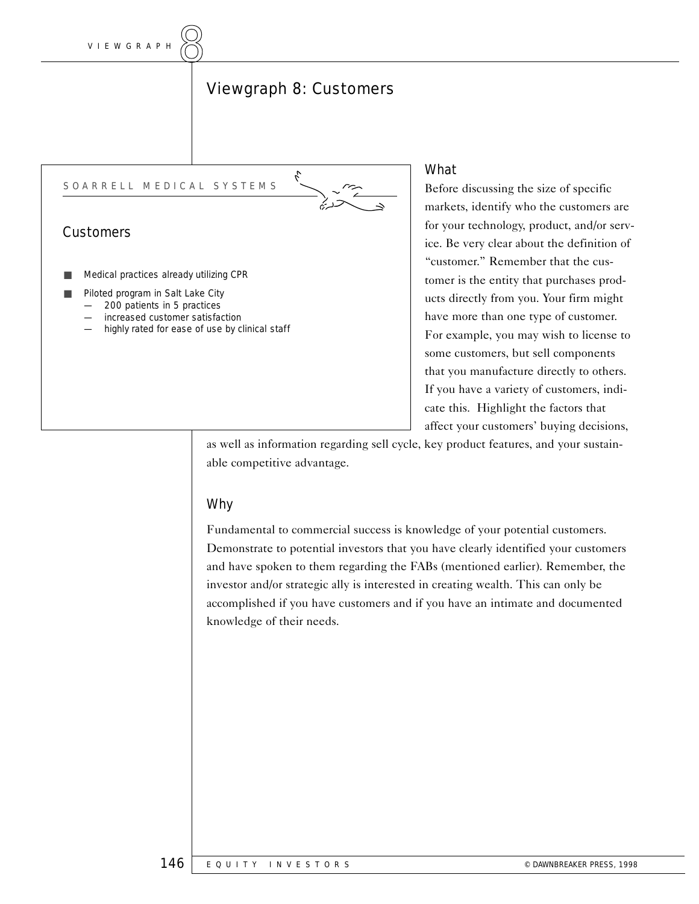# Viewgraph 8: Customers

SOARRELL MEDICAL SYSTEMS

## Customers

- Medical practices already utilizing CPR
- Piloted program in Salt Lake City
  - 200 patients in 5 practices
  - increased customer satisfaction
  - highly rated for ease of use by clinical staff

## What

Before discussing the size of specific markets, identify who the customers are for your technology, product, and/or service. Be very clear about the definition of "customer." Remember that the customer is the entity that purchases products directly from you. Your firm might have more than one type of customer. For example, you may wish to license to some customers, but sell components that you manufacture directly to others. If you have a variety of customers, indicate this. Highlight the factors that affect your customers' buying decisions, as well as information regarding sell cycle, key product features, and your sustainable competitive advantage.

## Why

Fundamental to commercial success is knowledge of your potential customers. Demonstrate to potential investors that you have clearly identified your customers and have spoken to them regarding the FABs (mentioned earlier). Remember, the investor and/or strategic ally is interested in creating wealth. This can only be accomplished if you have customers and if you have an intimate and documented knowledge of their needs.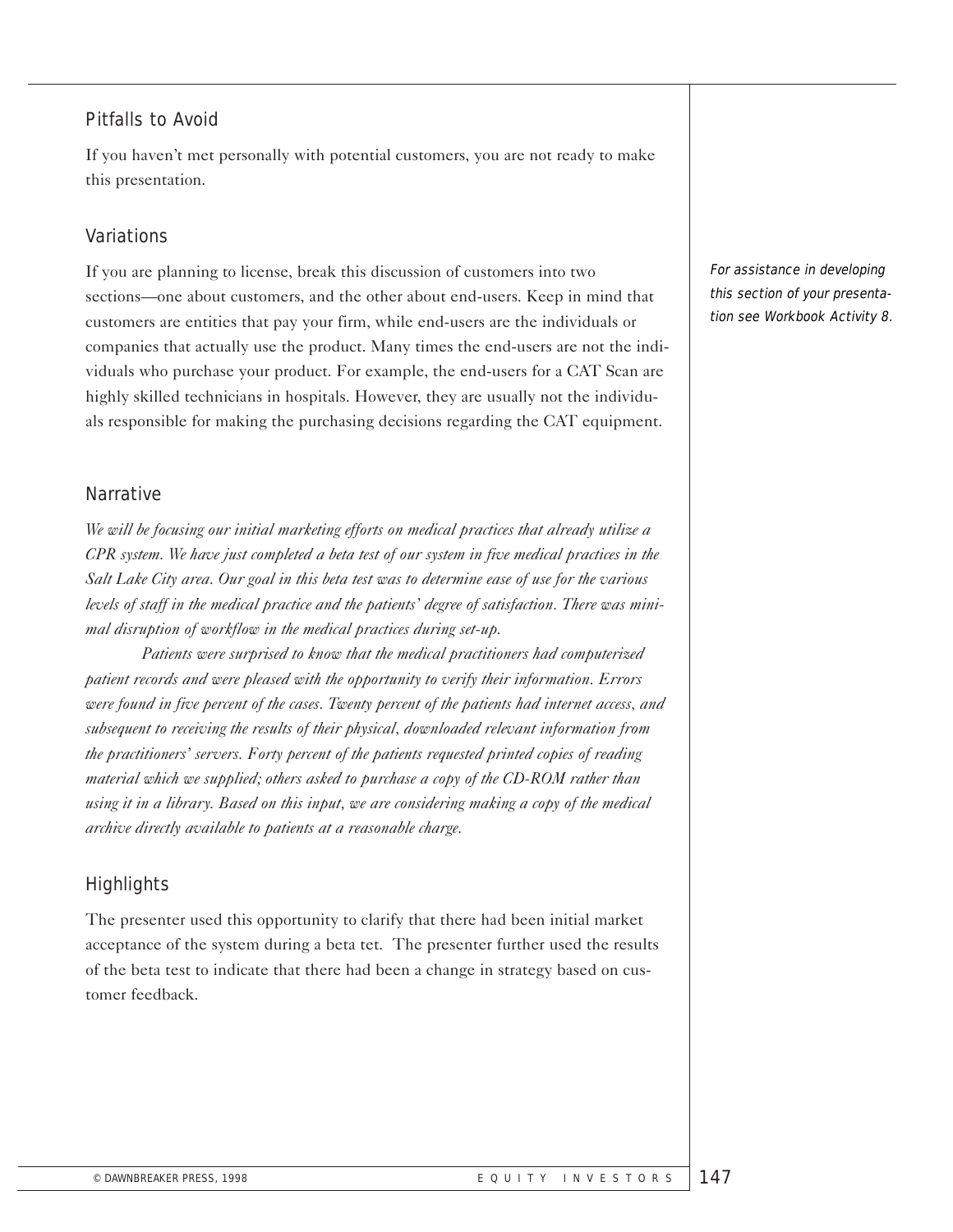## Pitfalls to Avoid

If you haven't met personally with potential customers, you are not ready to make this presentation.

## Variations

If you are planning to license, break this discussion of customers into two sections—one about customers, and the other about end-users. Keep in mind that customers are entities that pay your firm, while end-users are the individuals or companies that actually use the product. Many times the end-users are not the individuals who purchase your product. For example, the end-users for a CAT Scan are highly skilled technicians in hospitals. However, they are usually not the individuals responsible for making the purchasing decisions regarding the CAT equipment.

*For assistance in developing this section of your presentation see Workbook Activity 8.*

## Narrative

*We will be focusing our initial marketing efforts on medical practices that already utilize a CPR system. We have just completed a beta test of our system in five medical practices in the Salt Lake City area. Our goal in this beta test was to determine ease of use for the various levels of staff in the medical practice and the patients' degree of satisfaction. There was minimal disruption of workflow in the medical practices during set-up.*

*Patients were surprised to know that the medical practitioners had computerized patient records and were pleased with the opportunity to verify their information. Errors were found in five percent of the cases. Twenty percent of the patients had internet access, and subsequent to receiving the results of their physical, downloaded relevant information from the practitioners' servers. Forty percent of the patients requested printed copies of reading material which we supplied; others asked to purchase a copy of the CD-ROM rather than using it in a library. Based on this input, we are considering making a copy of the medical archive directly available to patients at a reasonable charge.*

## Highlights

The presenter used this opportunity to clarify that there had been initial market acceptance of the system during a beta tet. The presenter further used the results of the beta test to indicate that there had been a change in strategy based on customer feedback.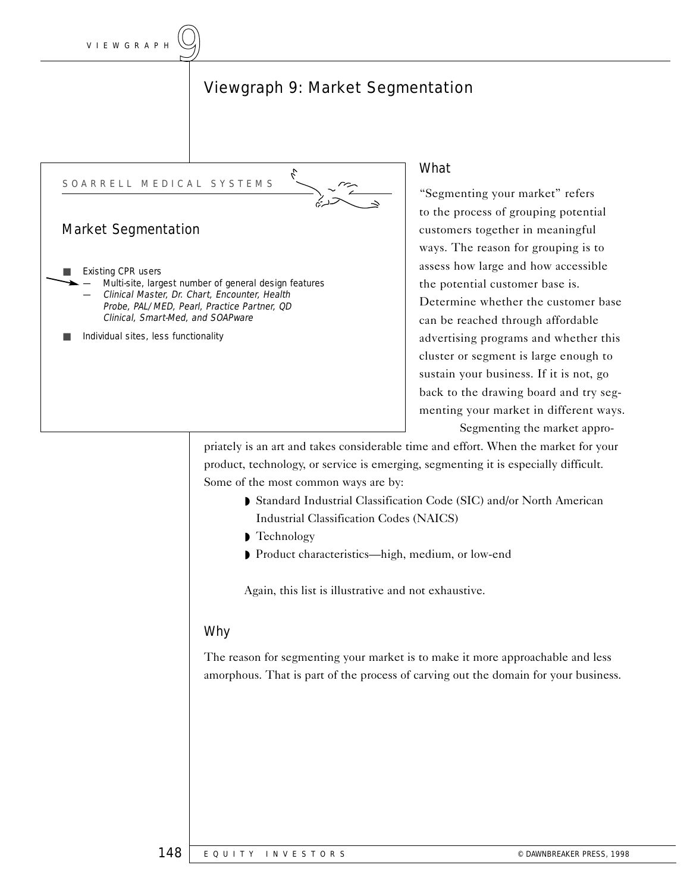# Viewgraph 9: Market Segmentation

SOARRELL MEDICAL SYSTEMS

## Market Segmentation

- Existing CPR users
  - — Multi-site, largest number of general design features
  - — *Clinical Master, Dr. Chart, Encounter, Health Probe, PAL/MED, Pearl, Practice Partner, QD Clinical, Smart-Med, and SOAPware*
- Individual sites, less functionality

## What

"Segmenting your market" refers to the process of grouping potential customers together in meaningful ways. The reason for grouping is to assess how large and how accessible the potential customer base is. Determine whether the customer base can be reached through affordable advertising programs and whether this cluster or segment is large enough to sustain your business. If it is not, go back to the drawing board and try segmenting your market in different ways.

Segmenting the market appropriately is an art and takes considerable time and effort. When the market for your product, technology, or service is emerging, segmenting it is especially difficult. Some of the most common ways are by:

- Standard Industrial Classification Code (SIC) and/or North American Industrial Classification Codes (NAICS)
- Technology
- Product characteristics—high, medium, or low-end

Again, this list is illustrative and not exhaustive.

## Why

The reason for segmenting your market is to make it more approachable and less amorphous. That is part of the process of carving out the domain for your business.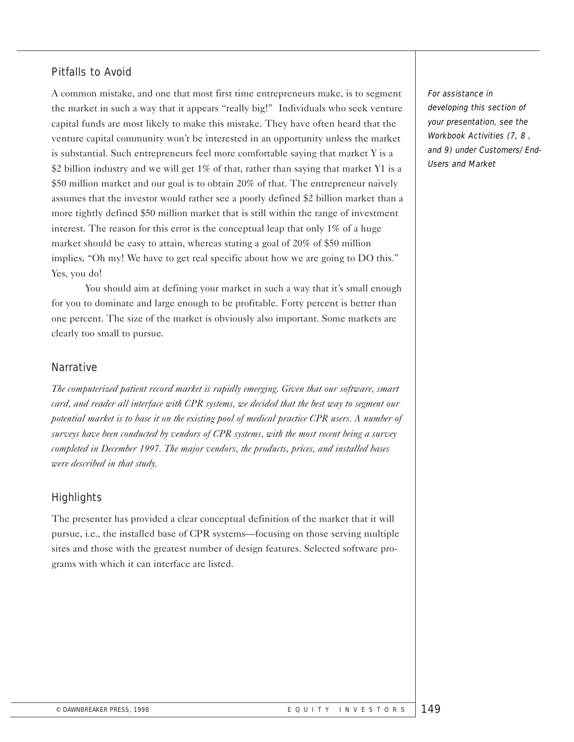## Pitfalls to Avoid

A common mistake, and one that most first time entrepreneurs make, is to segment the market in such a way that it appears "really big!" Individuals who seek venture capital funds are most likely to make this mistake. They have often heard that the venture capital community won't be interested in an opportunity unless the market is substantial. Such entrepreneurs feel more comfortable saying that market Y is a $2 billion industry and we will get 1% of that, rather than saying that market Y1 is a $50 million market and our goal is to obtain 20% of that. The entrepreneur naively assumes that the investor would rather see a poorly defined $2 billion market than a more tightly defined $50 million market that is still within the range of investment interest. The reason for this error is the conceptual leap that only 1% of a huge market should be easy to attain, whereas stating a goal of 20% of $50 million implies, "Oh my! We have to get real specific about how we are going to DO this." Yes, you do!

You should aim at defining your market in such a way that it's small enough for you to dominate and large enough to be profitable. Forty percent is better than one percent. The size of the market is obviously also important. Some markets are clearly too small to pursue.

*For assistance in developing this section of your presentation, see the Workbook Activities (7, 8 , and 9) under Customers/End-Users and Market*

## Narrative

*The computerized patient record market is rapidly emerging. Given that our software, smart card, and reader all interface with CPR systems, we decided that the best way to segment our potential market is to base it on the existing pool of medical practice CPR users. A number of surveys have been conducted by vendors of CPR systems, with the most recent being a survey completed in December 1997. The major vendors, the products, prices, and installed bases were described in that study.*

## Highlights

The presenter has provided a clear conceptual definition of the market that it will pursue, i.e., the installed base of CPR systems—focusing on those serving multiple sites and those with the greatest number of design features. Selected software programs with which it can interface are listed.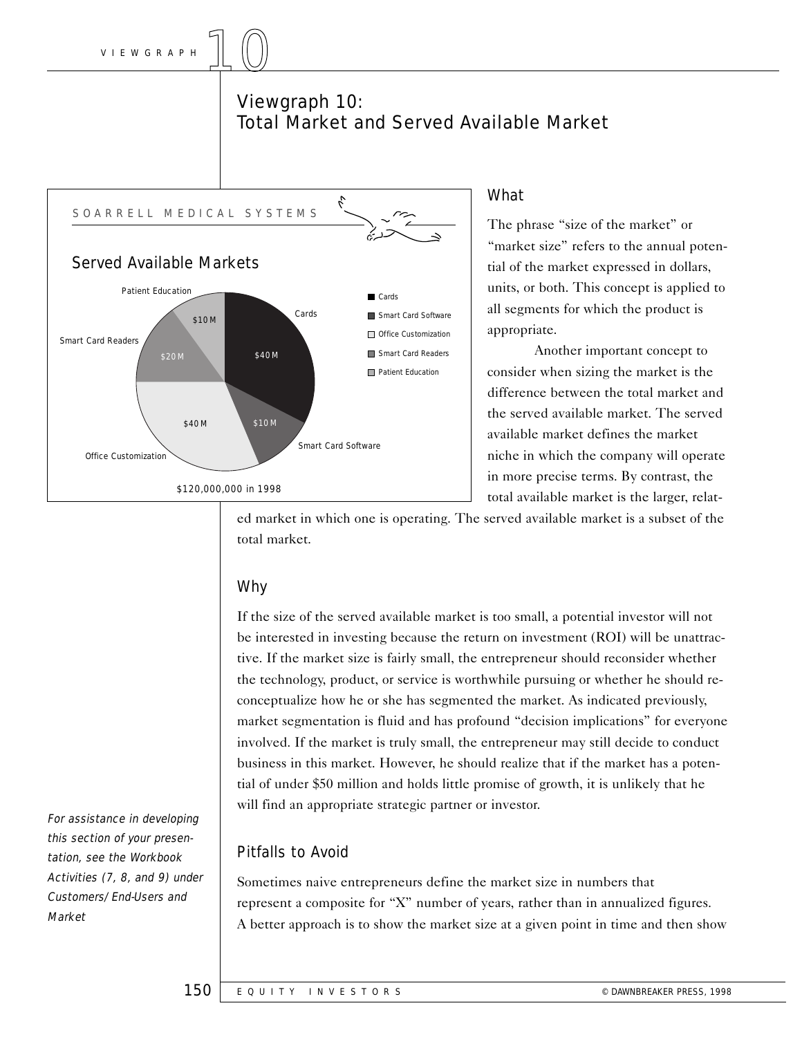# Viewgraph 10: Total Market and Served Available Market

SOARRELL MEDICAL SYSTEMS

## Served Available Markets

| Segment | Value |
| --- | --- |
| Cards | $40M |
| Smart Card Software | $10M |
| Office Customization | $40M |
| Smart Card Readers | $20M |
| Patient Education | $10M |

$120,000,000 in 1998

### What

The phrase "size of the market" or "market size" refers to the annual potential of the market expressed in dollars, units, or both. This concept is applied to all segments for which the product is appropriate.

Another important concept to consider when sizing the market is the difference between the total market and the served available market. The served available market defines the market niche in which the company will operate in more precise terms. By contrast, the total available market is the larger, related market in which one is operating. The served available market is a subset of the total market.

### Why

If the size of the served available market is too small, a potential investor will not be interested in investing because the return on investment (ROI) will be unattractive. If the market size is fairly small, the entrepreneur should reconsider whether the technology, product, or service is worthwhile pursuing or whether he should reconceptualize how he or she has segmented the market. As indicated previously, market segmentation is fluid and has profound "decision implications" for everyone involved. If the market is truly small, the entrepreneur may still decide to conduct business in this market. However, he should realize that if the market has a potential of under $50 million and holds little promise of growth, it is unlikely that he will find an appropriate strategic partner or investor.

*For assistance in developing this section of your presentation, see the Workbook Activities (7, 8, and 9) under Customers/End-Users and Market*

### Pitfalls to Avoid

Sometimes naive entrepreneurs define the market size in numbers that represent a composite for "X" number of years, rather than in annualized figures. A better approach is to show the market size at a given point in time and then show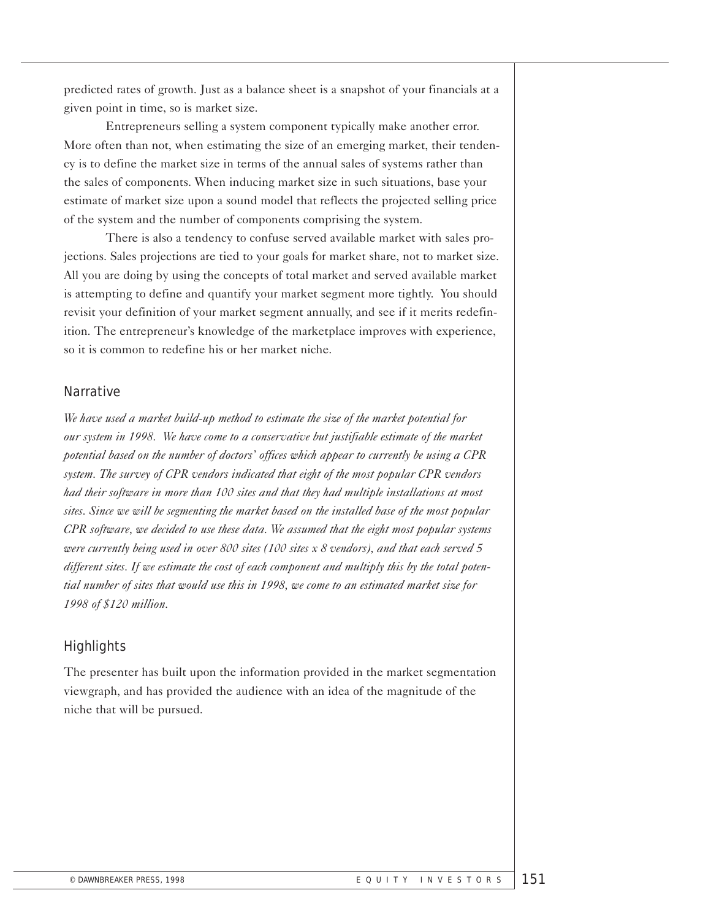predicted rates of growth. Just as a balance sheet is a snapshot of your financials at a given point in time, so is market size.

Entrepreneurs selling a system component typically make another error. More often than not, when estimating the size of an emerging market, their tendency is to define the market size in terms of the annual sales of systems rather than the sales of components. When inducing market size in such situations, base your estimate of market size upon a sound model that reflects the projected selling price of the system and the number of components comprising the system.

There is also a tendency to confuse served available market with sales projections. Sales projections are tied to your goals for market share, not to market size. All you are doing by using the concepts of total market and served available market is attempting to define and quantify your market segment more tightly. You should revisit your definition of your market segment annually, and see if it merits redefinition. The entrepreneur's knowledge of the marketplace improves with experience, so it is common to redefine his or her market niche.

## Narrative

*We have used a market build-up method to estimate the size of the market potential for our system in 1998. We have come to a conservative but justifiable estimate of the market potential based on the number of doctors' offices which appear to currently be using a CPR system. The survey of CPR vendors indicated that eight of the most popular CPR vendors had their software in more than 100 sites and that they had multiple installations at most sites. Since we will be segmenting the market based on the installed base of the most popular CPR software, we decided to use these data. We assumed that the eight most popular systems were currently being used in over 800 sites (100 sites x 8 vendors), and that each served 5 different sites. If we estimate the cost of each component and multiply this by the total potential number of sites that would use this in 1998, we come to an estimated market size for 1998 of $120 million.*

## Highlights

The presenter has built upon the information provided in the market segmentation viewgraph, and has provided the audience with an idea of the magnitude of the niche that will be pursued.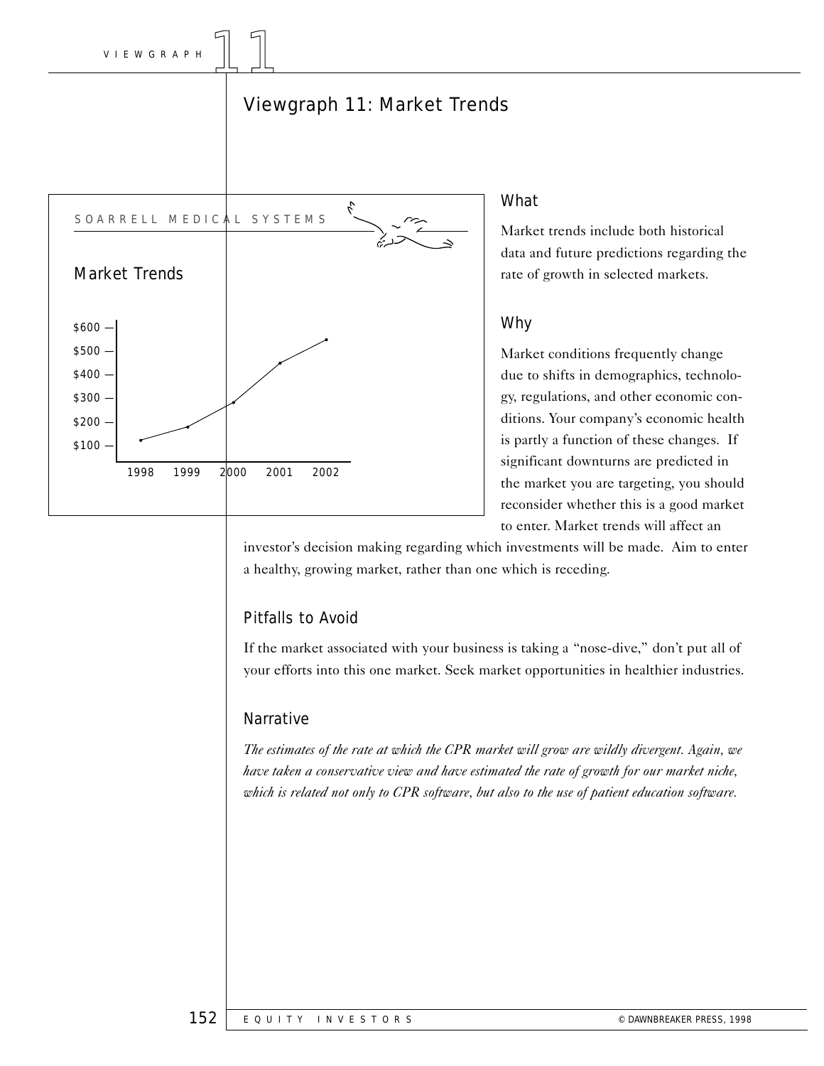# Viewgraph 11: Market Trends

SOARRELL MEDICAL SYSTEMS

## Market Trends

| Year | Value |
|---|---|
| 1998 | ~$120 |
| 1999 | ~$180 |
| 2000 | ~$280 |
| 2001 | ~$450 |
| 2002 | ~$550 |

### What

Market trends include both historical data and future predictions regarding the rate of growth in selected markets.

### Why

Market conditions frequently change due to shifts in demographics, technology, regulations, and other economic conditions. Your company's economic health is partly a function of these changes. If significant downturns are predicted in the market you are targeting, you should reconsider whether this is a good market to enter. Market trends will affect an investor's decision making regarding which investments will be made. Aim to enter a healthy, growing market, rather than one which is receding.

### Pitfalls to Avoid

If the market associated with your business is taking a "nose-dive," don't put all of your efforts into this one market. Seek market opportunities in healthier industries.

### Narrative

*The estimates of the rate at which the CPR market will grow are wildly divergent. Again, we have taken a conservative view and have estimated the rate of growth for our market niche, which is related not only to CPR software, but also to the use of patient education software.*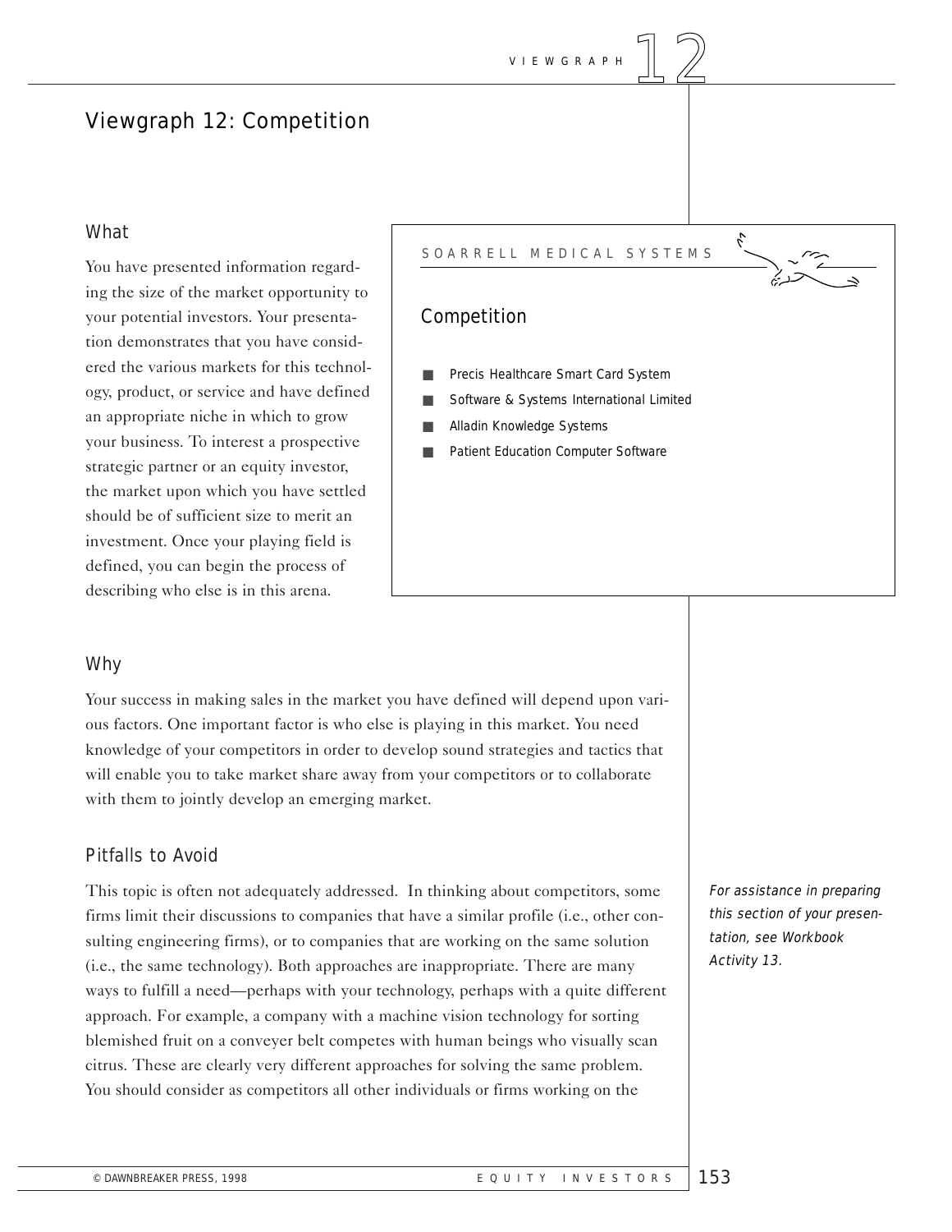# Viewgraph 12: Competition

## What

You have presented information regarding the size of the market opportunity to your potential investors. Your presentation demonstrates that you have considered the various markets for this technology, product, or service and have defined an appropriate niche in which to grow your business. To interest a prospective strategic partner or an equity investor, the market upon which you have settled should be of sufficient size to merit an investment. Once your playing field is defined, you can begin the process of describing who else is in this arena.

SOARRELL MEDICAL SYSTEMS

### Competition

- Precis Healthcare Smart Card System
- Software & Systems International Limited
- Alladin Knowledge Systems
- Patient Education Computer Software

## Why

Your success in making sales in the market you have defined will depend upon various factors. One important factor is who else is playing in this market. You need knowledge of your competitors in order to develop sound strategies and tactics that will enable you to take market share away from your competitors or to collaborate with them to jointly develop an emerging market.

## Pitfalls to Avoid

This topic is often not adequately addressed. In thinking about competitors, some firms limit their discussions to companies that have a similar profile (i.e., other consulting engineering firms), or to companies that are working on the same solution (i.e., the same technology). Both approaches are inappropriate. There are many ways to fulfill a need—perhaps with your technology, perhaps with a quite different approach. For example, a company with a machine vision technology for sorting blemished fruit on a conveyer belt competes with human beings who visually scan citrus. These are clearly very different approaches for solving the same problem. You should consider as competitors all other individuals or firms working on the

*For assistance in preparing this section of your presentation, see Workbook Activity 13.*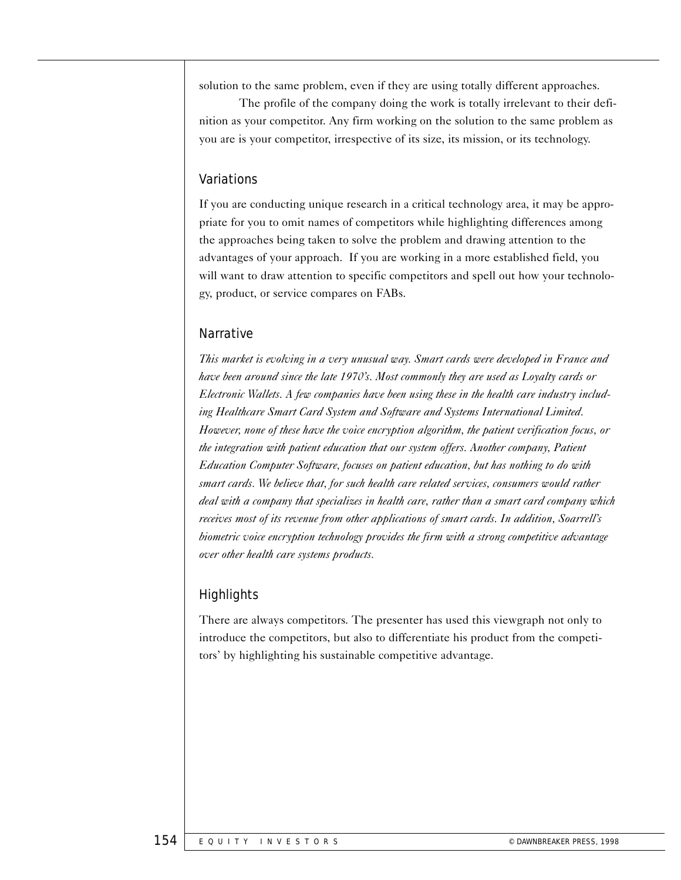solution to the same problem, even if they are using totally different approaches.

The profile of the company doing the work is totally irrelevant to their definition as your competitor. Any firm working on the solution to the same problem as you are is your competitor, irrespective of its size, its mission, or its technology.

### Variations

If you are conducting unique research in a critical technology area, it may be appropriate for you to omit names of competitors while highlighting differences among the approaches being taken to solve the problem and drawing attention to the advantages of your approach. If you are working in a more established field, you will want to draw attention to specific competitors and spell out how your technology, product, or service compares on FABs.

### Narrative

*This market is evolving in a very unusual way. Smart cards were developed in France and have been around since the late 1970's. Most commonly they are used as Loyalty cards or Electronic Wallets. A few companies have been using these in the health care industry including Healthcare Smart Card System and Software and Systems International Limited. However, none of these have the voice encryption algorithm, the patient verification focus, or the integration with patient education that our system offers. Another company, Patient Education Computer Software, focuses on patient education, but has nothing to do with smart cards. We believe that, for such health care related services, consumers would rather deal with a company that specializes in health care, rather than a smart card company which receives most of its revenue from other applications of smart cards. In addition, Soarrell's biometric voice encryption technology provides the firm with a strong competitive advantage over other health care systems products.*

### Highlights

There are always competitors. The presenter has used this viewgraph not only to introduce the competitors, but also to differentiate his product from the competitors' by highlighting his sustainable competitive advantage.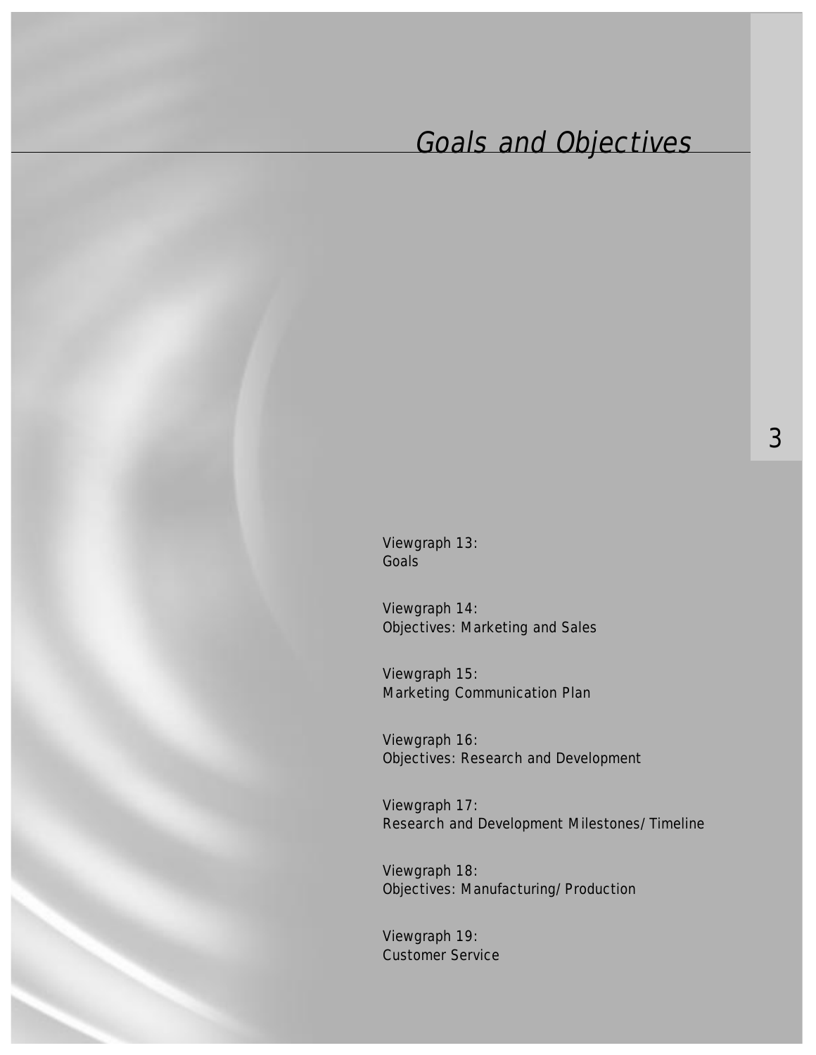# *Goals and Objectives*

3

Viewgraph 13:
Goals

Viewgraph 14:
Objectives: Marketing and Sales

Viewgraph 15:
Marketing Communication Plan

Viewgraph 16:
Objectives: Research and Development

Viewgraph 17:
Research and Development Milestones/Timeline

Viewgraph 18:
Objectives: Manufacturing/Production

Viewgraph 19:
Customer Service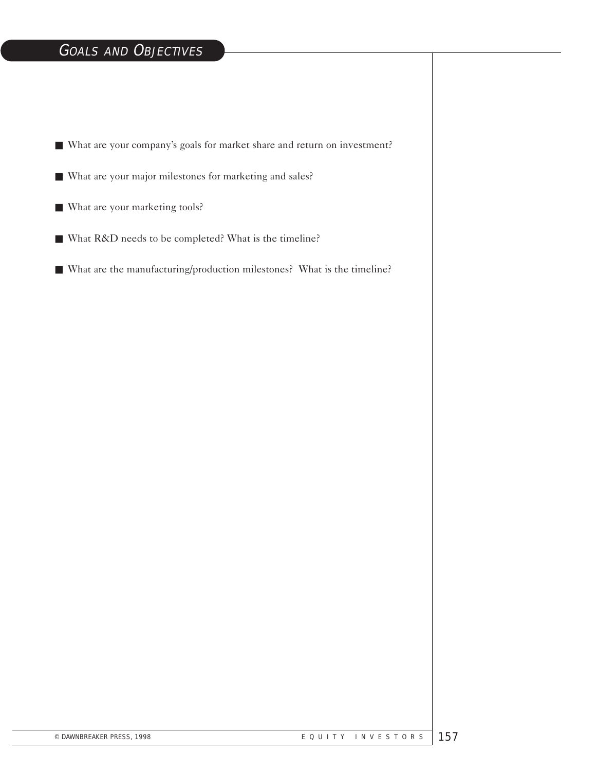## Goals and Objectives

- What are your company's goals for market share and return on investment?
- What are your major milestones for marketing and sales?
- What are your marketing tools?
- What R&D needs to be completed? What is the timeline?
- What are the manufacturing/production milestones? What is the timeline?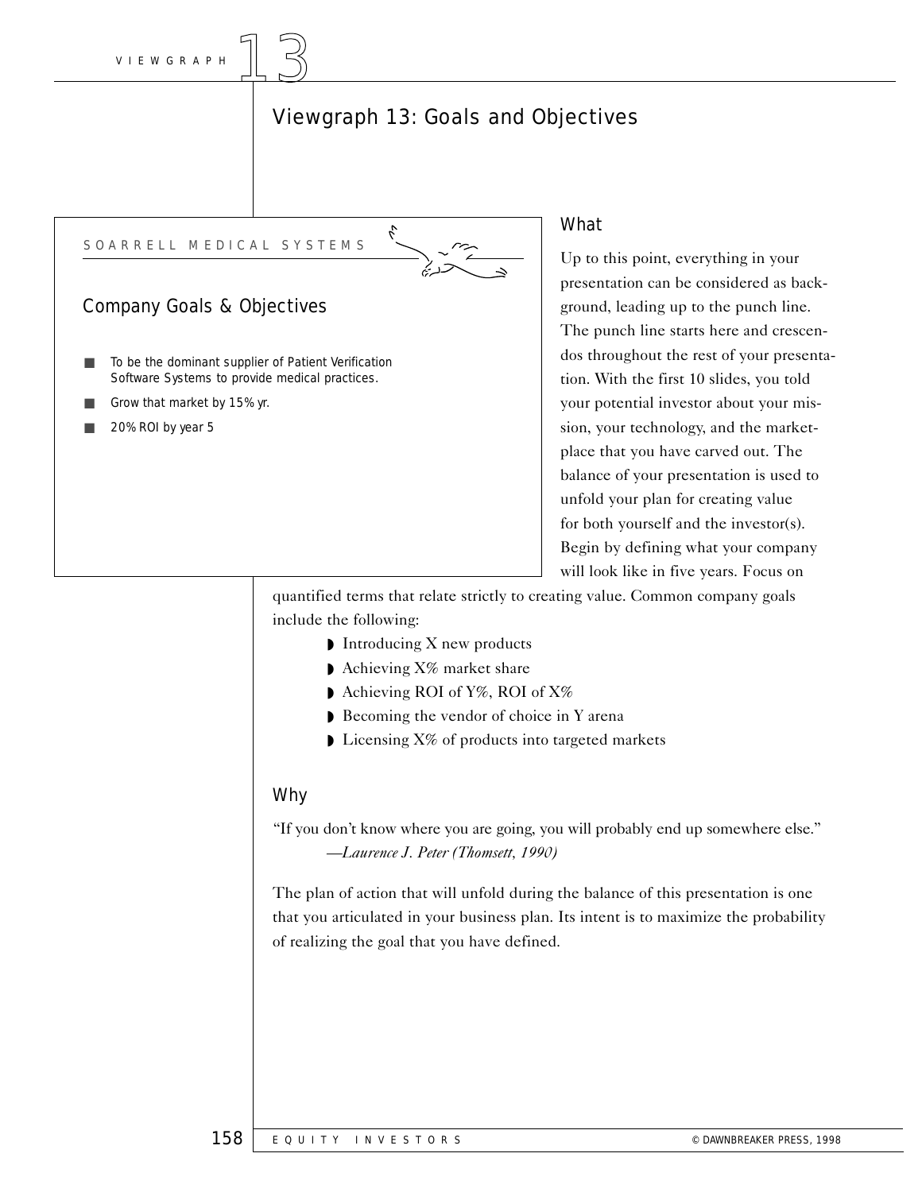# Viewgraph 13: Goals and Objectives

SOARRELL MEDICAL SYSTEMS

## Company Goals & Objectives

- To be the dominant supplier of Patient Verification Software Systems to provide medical practices.
- Grow that market by 15% yr.
- 20% ROI by year 5

### What

Up to this point, everything in your presentation can be considered as background, leading up to the punch line. The punch line starts here and crescendos throughout the rest of your presentation. With the first 10 slides, you told your potential investor about your mission, your technology, and the marketplace that you have carved out. The balance of your presentation is used to unfold your plan for creating value for both yourself and the investor(s). Begin by defining what your company will look like in five years. Focus on quantified terms that relate strictly to creating value. Common company goals include the following:

- Introducing X new products
- Achieving X% market share
- Achieving ROI of Y%, ROI of X%
- Becoming the vendor of choice in Y arena
- Licensing X% of products into targeted markets

### Why

"If you don't know where you are going, you will probably end up somewhere else."
—*Laurence J. Peter (Thomsett, 1990)*

The plan of action that will unfold during the balance of this presentation is one that you articulated in your business plan. Its intent is to maximize the probability of realizing the goal that you have defined.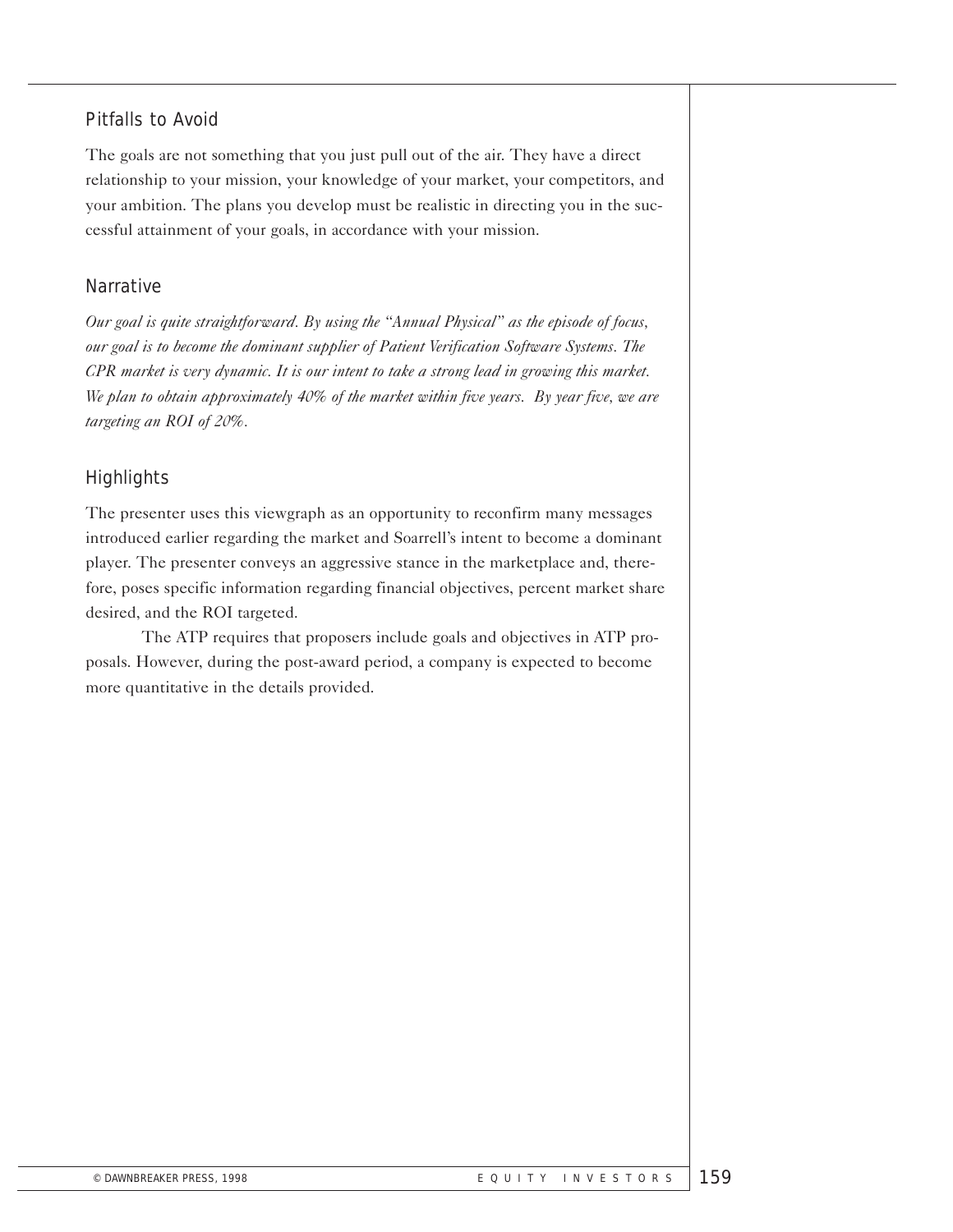## Pitfalls to Avoid

The goals are not something that you just pull out of the air. They have a direct relationship to your mission, your knowledge of your market, your competitors, and your ambition. The plans you develop must be realistic in directing you in the successful attainment of your goals, in accordance with your mission.

## Narrative

*Our goal is quite straightforward. By using the "Annual Physical" as the episode of focus, our goal is to become the dominant supplier of Patient Verification Software Systems. The CPR market is very dynamic. It is our intent to take a strong lead in growing this market. We plan to obtain approximately 40% of the market within five years. By year five, we are targeting an ROI of 20%.*

## Highlights

The presenter uses this viewgraph as an opportunity to reconfirm many messages introduced earlier regarding the market and Soarrell's intent to become a dominant player. The presenter conveys an aggressive stance in the marketplace and, therefore, poses specific information regarding financial objectives, percent market share desired, and the ROI targeted.

The ATP requires that proposers include goals and objectives in ATP proposals. However, during the post-award period, a company is expected to become more quantitative in the details provided.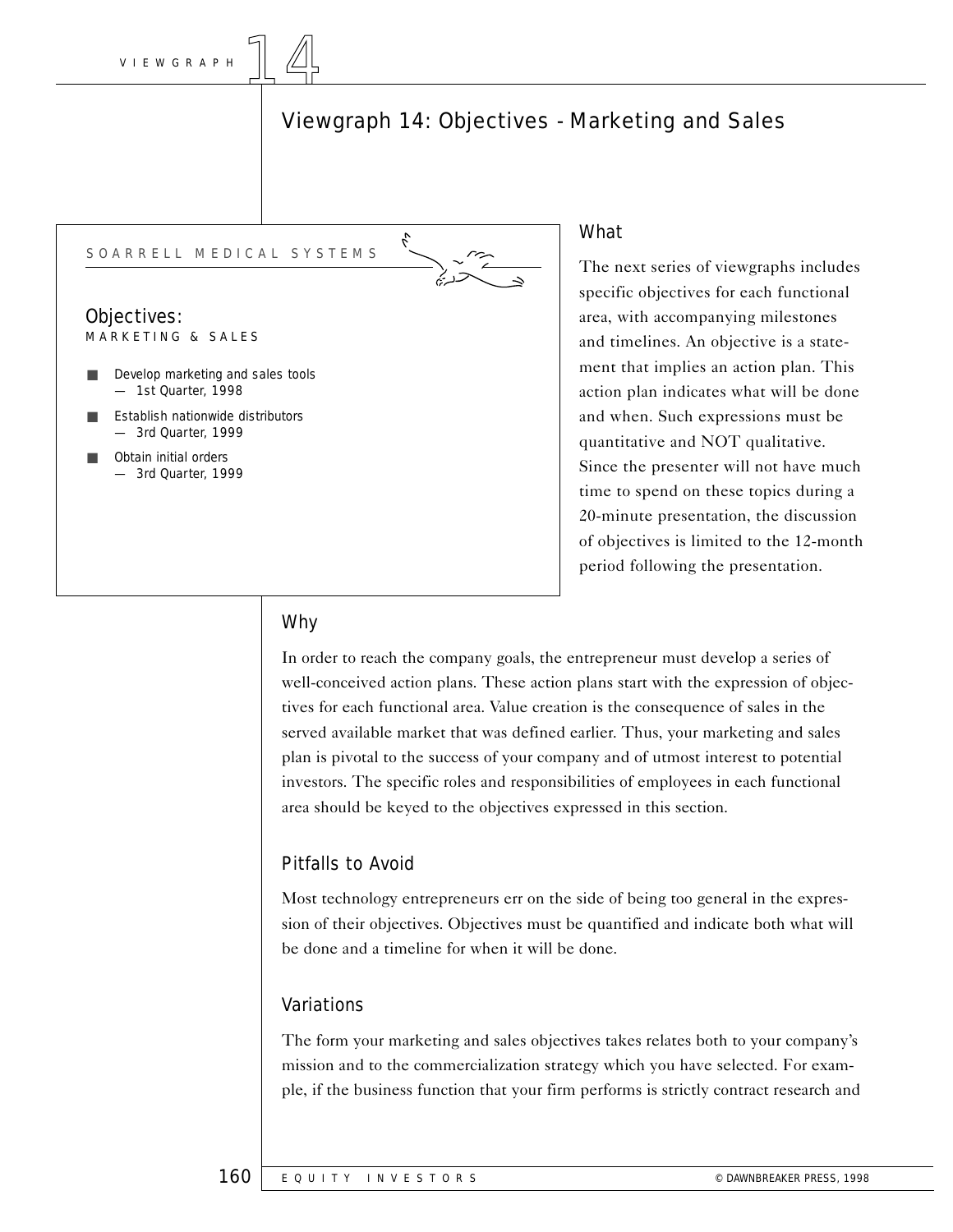# Viewgraph 14: Objectives - Marketing and Sales

SOARRELL MEDICAL SYSTEMS

**Objectives:**
MARKETING & SALES

- Develop marketing and sales tools
  — 1st Quarter, 1998
- Establish nationwide distributors
  — 3rd Quarter, 1999
- Obtain initial orders
  — 3rd Quarter, 1999

## What

The next series of viewgraphs includes specific objectives for each functional area, with accompanying milestones and timelines. An objective is a statement that implies an action plan. This action plan indicates what will be done and when. Such expressions must be quantitative and NOT qualitative. Since the presenter will not have much time to spend on these topics during a 20-minute presentation, the discussion of objectives is limited to the 12-month period following the presentation.

## Why

In order to reach the company goals, the entrepreneur must develop a series of well-conceived action plans. These action plans start with the expression of objectives for each functional area. Value creation is the consequence of sales in the served available market that was defined earlier. Thus, your marketing and sales plan is pivotal to the success of your company and of utmost interest to potential investors. The specific roles and responsibilities of employees in each functional area should be keyed to the objectives expressed in this section.

## Pitfalls to Avoid

Most technology entrepreneurs err on the side of being too general in the expression of their objectives. Objectives must be quantified and indicate both what will be done and a timeline for when it will be done.

## Variations

The form your marketing and sales objectives takes relates both to your company's mission and to the commercialization strategy which you have selected. For example, if the business function that your firm performs is strictly contract research and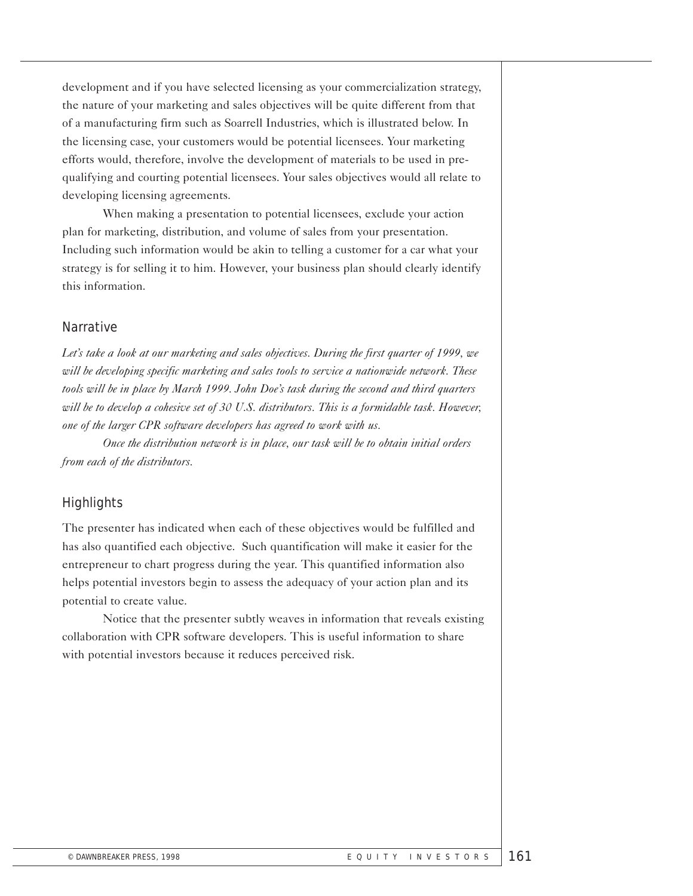development and if you have selected licensing as your commercialization strategy, the nature of your marketing and sales objectives will be quite different from that of a manufacturing firm such as Soarrell Industries, which is illustrated below. In the licensing case, your customers would be potential licensees. Your marketing efforts would, therefore, involve the development of materials to be used in pre-qualifying and courting potential licensees. Your sales objectives would all relate to developing licensing agreements.

When making a presentation to potential licensees, exclude your action plan for marketing, distribution, and volume of sales from your presentation. Including such information would be akin to telling a customer for a car what your strategy is for selling it to him. However, your business plan should clearly identify this information.

## Narrative

*Let's take a look at our marketing and sales objectives. During the first quarter of 1999, we will be developing specific marketing and sales tools to service a nationwide network. These tools will be in place by March 1999. John Doe's task during the second and third quarters will be to develop a cohesive set of 30 U.S. distributors. This is a formidable task. However, one of the larger CPR software developers has agreed to work with us.*

*Once the distribution network is in place, our task will be to obtain initial orders from each of the distributors.*

## Highlights

The presenter has indicated when each of these objectives would be fulfilled and has also quantified each objective. Such quantification will make it easier for the entrepreneur to chart progress during the year. This quantified information also helps potential investors begin to assess the adequacy of your action plan and its potential to create value.

Notice that the presenter subtly weaves in information that reveals existing collaboration with CPR software developers. This is useful information to share with potential investors because it reduces perceived risk.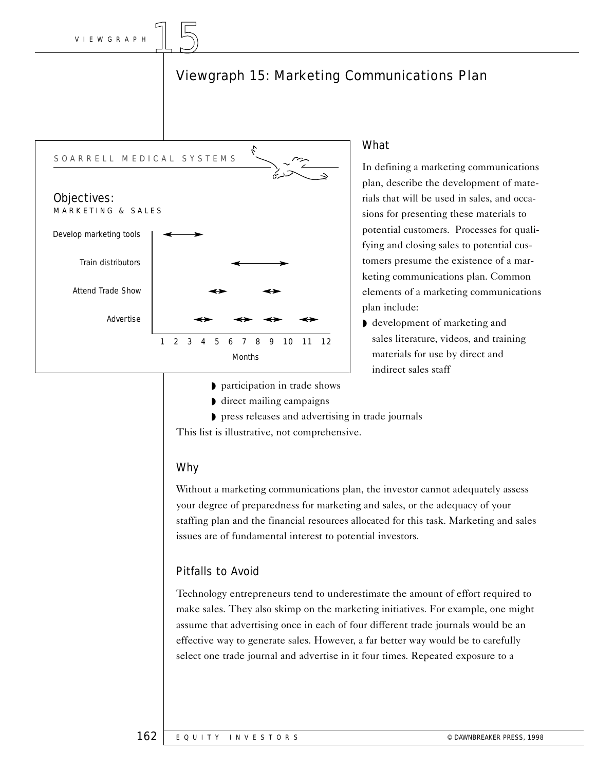# Viewgraph 15: Marketing Communications Plan

SOARRELL MEDICAL SYSTEMS

**Objectives:**
MARKETING & SALES

| | 1 | 2 | 3 | 4 | 5 | 6 | 7 | 8 | 9 | 10 | 11 | 12 |
|---|---|---|---|---|---|---|---|---|---|---|---|---|
| Develop marketing tools | ← | → | | | | | | | | | | |
| Train distributors | | | | | | ← | | | | → | | |
| Attend Trade Show | | | | ↔ | | | | ↔ | | | | |
| Advertise | | | ↔ | | | ↔ | | ↔ | | | ↔ | |

Months

## What

In defining a marketing communications plan, describe the development of materials that will be used in sales, and occasions for presenting these materials to potential customers. Processes for qualifying and closing sales to potential customers presume the existence of a marketing communications plan. Common elements of a marketing communications plan include:

- development of marketing and sales literature, videos, and training materials for use by direct and indirect sales staff
- participation in trade shows
- direct mailing campaigns
- press releases and advertising in trade journals

This list is illustrative, not comprehensive.

## Why

Without a marketing communications plan, the investor cannot adequately assess your degree of preparedness for marketing and sales, or the adequacy of your staffing plan and the financial resources allocated for this task. Marketing and sales issues are of fundamental interest to potential investors.

## Pitfalls to Avoid

Technology entrepreneurs tend to underestimate the amount of effort required to make sales. They also skimp on the marketing initiatives. For example, one might assume that advertising once in each of four different trade journals would be an effective way to generate sales. However, a far better way would be to carefully select one trade journal and advertise in it four times. Repeated exposure to a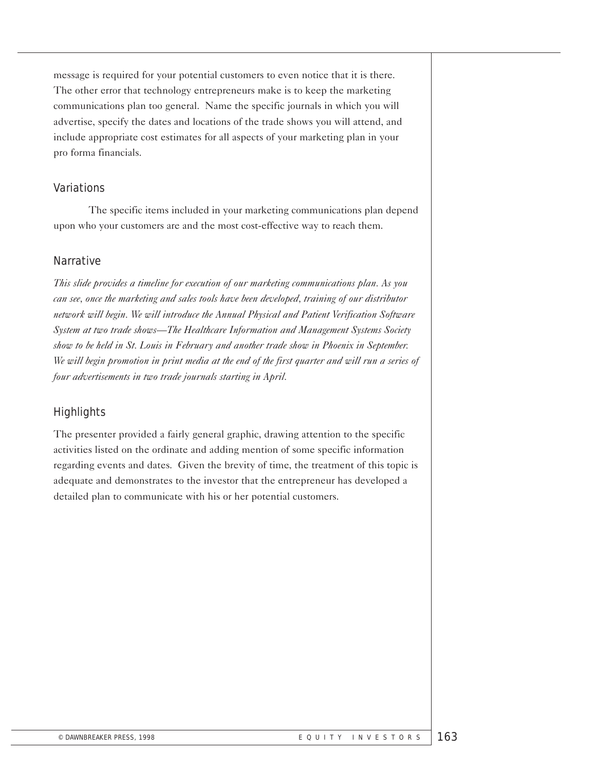message is required for your potential customers to even notice that it is there. The other error that technology entrepreneurs make is to keep the marketing communications plan too general. Name the specific journals in which you will advertise, specify the dates and locations of the trade shows you will attend, and include appropriate cost estimates for all aspects of your marketing plan in your pro forma financials.

## Variations

The specific items included in your marketing communications plan depend upon who your customers are and the most cost-effective way to reach them.

## Narrative

*This slide provides a timeline for execution of our marketing communications plan. As you can see, once the marketing and sales tools have been developed, training of our distributor network will begin. We will introduce the Annual Physical and Patient Verification Software System at two trade shows—The Healthcare Information and Management Systems Society show to be held in St. Louis in February and another trade show in Phoenix in September. We will begin promotion in print media at the end of the first quarter and will run a series of four advertisements in two trade journals starting in April.*

## Highlights

The presenter provided a fairly general graphic, drawing attention to the specific activities listed on the ordinate and adding mention of some specific information regarding events and dates. Given the brevity of time, the treatment of this topic is adequate and demonstrates to the investor that the entrepreneur has developed a detailed plan to communicate with his or her potential customers.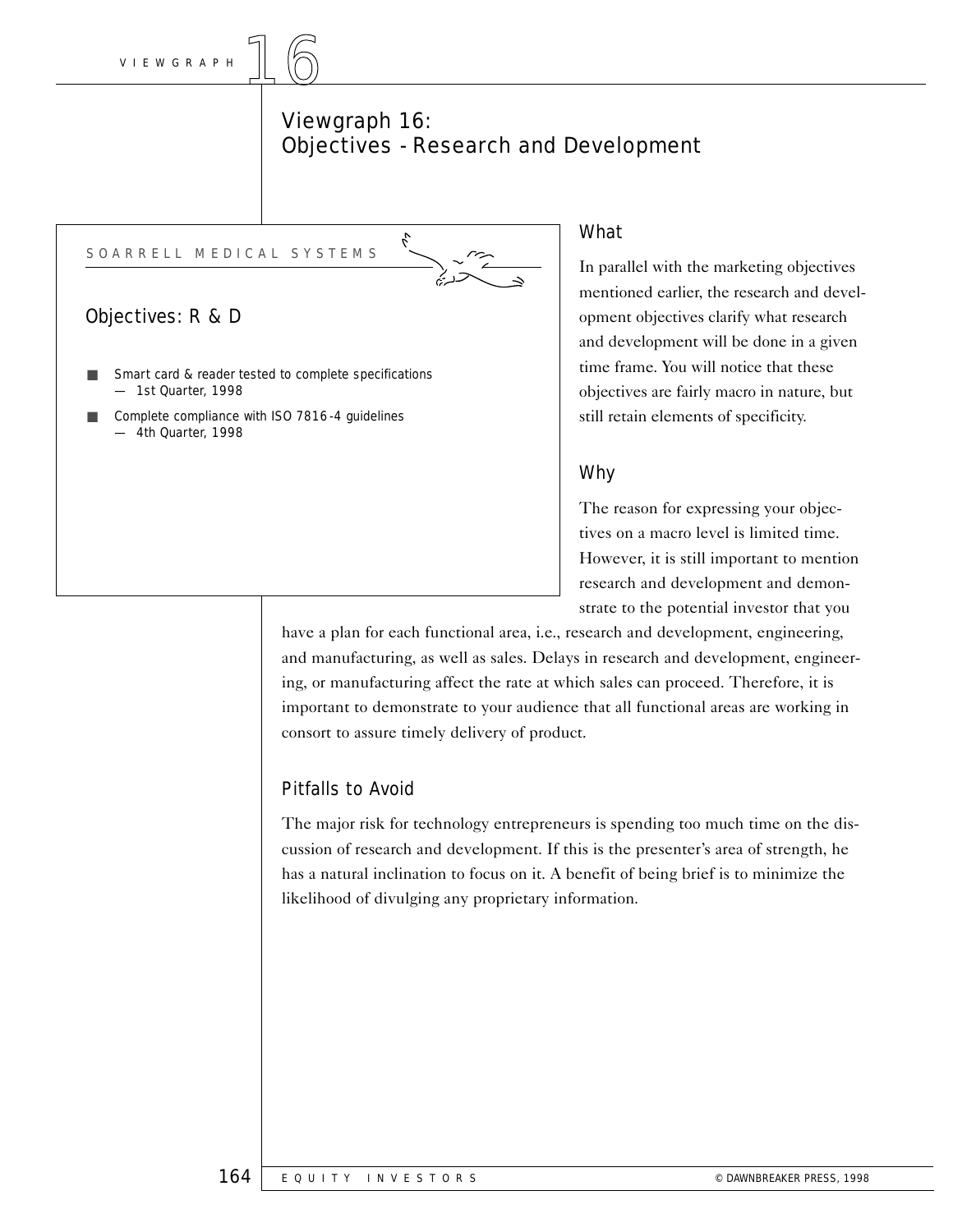# Viewgraph 16: Objectives - Research and Development

SOARRELL MEDICAL SYSTEMS

## Objectives: R & D

- Smart card & reader tested to complete specifications
  — 1st Quarter, 1998
- Complete compliance with ISO 7816-4 guidelines
  — 4th Quarter, 1998

### What

In parallel with the marketing objectives mentioned earlier, the research and development objectives clarify what research and development will be done in a given time frame. You will notice that these objectives are fairly macro in nature, but still retain elements of specificity.

### Why

The reason for expressing your objectives on a macro level is limited time. However, it is still important to mention research and development and demonstrate to the potential investor that you have a plan for each functional area, i.e., research and development, engineering, and manufacturing, as well as sales. Delays in research and development, engineering, or manufacturing affect the rate at which sales can proceed. Therefore, it is important to demonstrate to your audience that all functional areas are working in consort to assure timely delivery of product.

### Pitfalls to Avoid

The major risk for technology entrepreneurs is spending too much time on the discussion of research and development. If this is the presenter's area of strength, he has a natural inclination to focus on it. A benefit of being brief is to minimize the likelihood of divulging any proprietary information.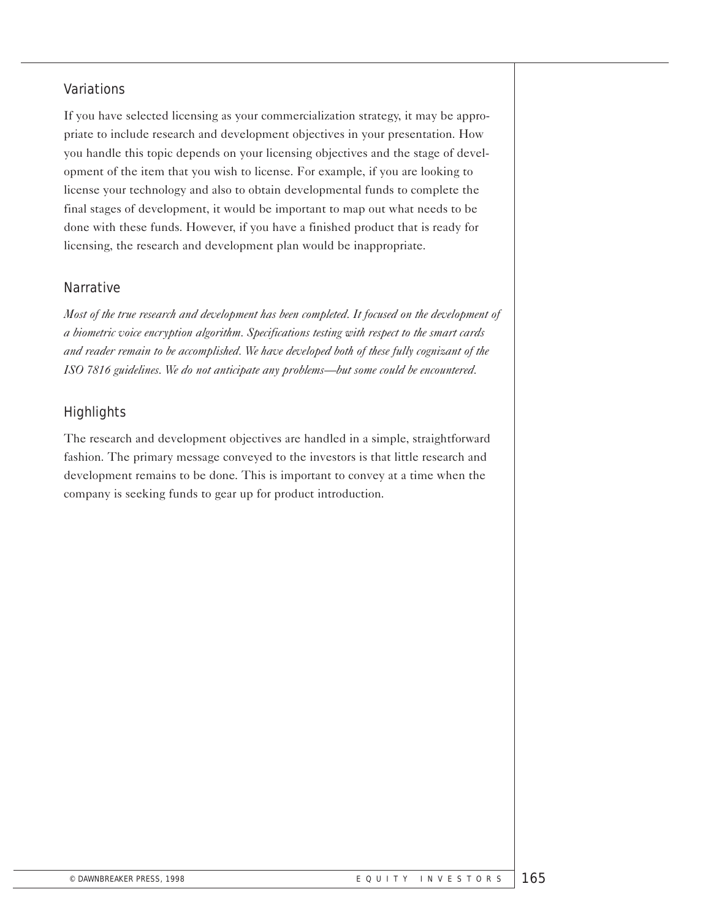## Variations

If you have selected licensing as your commercialization strategy, it may be appropriate to include research and development objectives in your presentation. How you handle this topic depends on your licensing objectives and the stage of development of the item that you wish to license. For example, if you are looking to license your technology and also to obtain developmental funds to complete the final stages of development, it would be important to map out what needs to be done with these funds. However, if you have a finished product that is ready for licensing, the research and development plan would be inappropriate.

## Narrative

*Most of the true research and development has been completed. It focused on the development of a biometric voice encryption algorithm. Specifications testing with respect to the smart cards and reader remain to be accomplished. We have developed both of these fully cognizant of the ISO 7816 guidelines. We do not anticipate any problems—but some could be encountered.*

## Highlights

The research and development objectives are handled in a simple, straightforward fashion. The primary message conveyed to the investors is that little research and development remains to be done. This is important to convey at a time when the company is seeking funds to gear up for product introduction.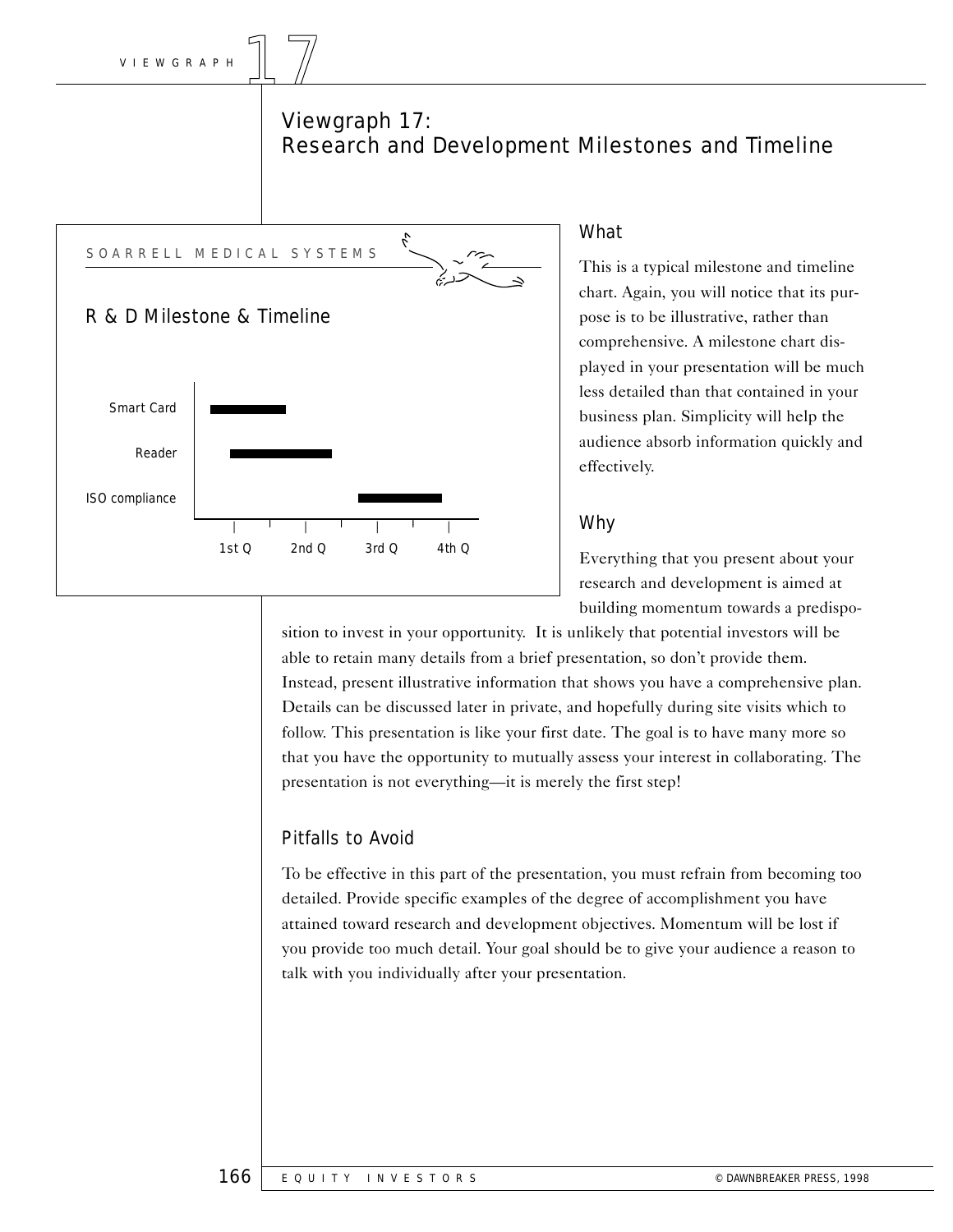# Viewgraph 17: Research and Development Milestones and Timeline

SOARRELL MEDICAL SYSTEMS

R & D Milestone & Timeline

Smart Card

Reader

ISO compliance

1st Q 2nd Q 3rd Q 4th Q

## What

This is a typical milestone and timeline chart. Again, you will notice that its purpose is to be illustrative, rather than comprehensive. A milestone chart displayed in your presentation will be much less detailed than that contained in your business plan. Simplicity will help the audience absorb information quickly and effectively.

## Why

Everything that you present about your research and development is aimed at building momentum towards a predisposition to invest in your opportunity. It is unlikely that potential investors will be able to retain many details from a brief presentation, so don't provide them. Instead, present illustrative information that shows you have a comprehensive plan. Details can be discussed later in private, and hopefully during site visits which to follow. This presentation is like your first date. The goal is to have many more so that you have the opportunity to mutually assess your interest in collaborating. The presentation is not everything—it is merely the first step!

## Pitfalls to Avoid

To be effective in this part of the presentation, you must refrain from becoming too detailed. Provide specific examples of the degree of accomplishment you have attained toward research and development objectives. Momentum will be lost if you provide too much detail. Your goal should be to give your audience a reason to talk with you individually after your presentation.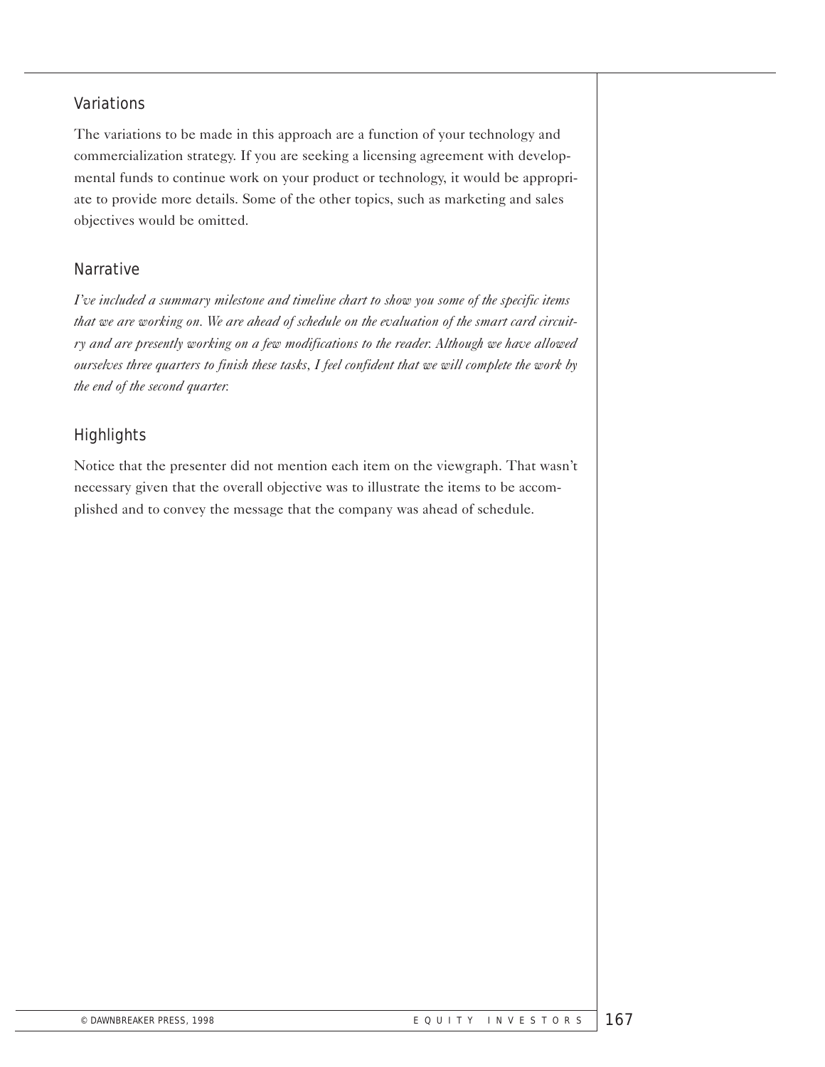## Variations

The variations to be made in this approach are a function of your technology and commercialization strategy. If you are seeking a licensing agreement with developmental funds to continue work on your product or technology, it would be appropriate to provide more details. Some of the other topics, such as marketing and sales objectives would be omitted.

## Narrative

*I've included a summary milestone and timeline chart to show you some of the specific items that we are working on. We are ahead of schedule on the evaluation of the smart card circuitry and are presently working on a few modifications to the reader. Although we have allowed ourselves three quarters to finish these tasks, I feel confident that we will complete the work by the end of the second quarter.*

## Highlights

Notice that the presenter did not mention each item on the viewgraph. That wasn't necessary given that the overall objective was to illustrate the items to be accomplished and to convey the message that the company was ahead of schedule.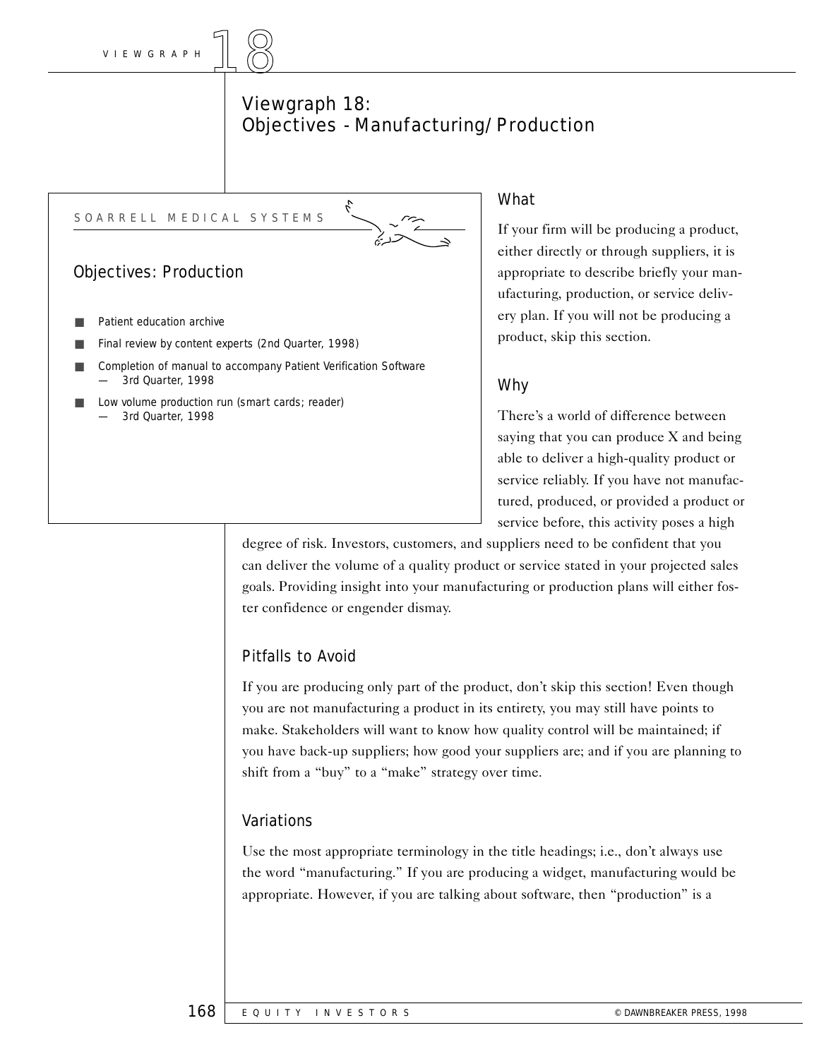# Viewgraph 18: Objectives - Manufacturing/Production

SOARRELL MEDICAL SYSTEMS

## Objectives: Production

- Patient education archive
- Final review by content experts (2nd Quarter, 1998)
- Completion of manual to accompany Patient Verification Software — 3rd Quarter, 1998
- Low volume production run (smart cards; reader) — 3rd Quarter, 1998

### What

If your firm will be producing a product, either directly or through suppliers, it is appropriate to describe briefly your manufacturing, production, or service delivery plan. If you will not be producing a product, skip this section.

### Why

There's a world of difference between saying that you can produce X and being able to deliver a high-quality product or service reliably. If you have not manufactured, produced, or provided a product or service before, this activity poses a high degree of risk. Investors, customers, and suppliers need to be confident that you can deliver the volume of a quality product or service stated in your projected sales goals. Providing insight into your manufacturing or production plans will either foster confidence or engender dismay.

### Pitfalls to Avoid

If you are producing only part of the product, don't skip this section! Even though you are not manufacturing a product in its entirety, you may still have points to make. Stakeholders will want to know how quality control will be maintained; if you have back-up suppliers; how good your suppliers are; and if you are planning to shift from a "buy" to a "make" strategy over time.

### Variations

Use the most appropriate terminology in the title headings; i.e., don't always use the word "manufacturing." If you are producing a widget, manufacturing would be appropriate. However, if you are talking about software, then "production" is a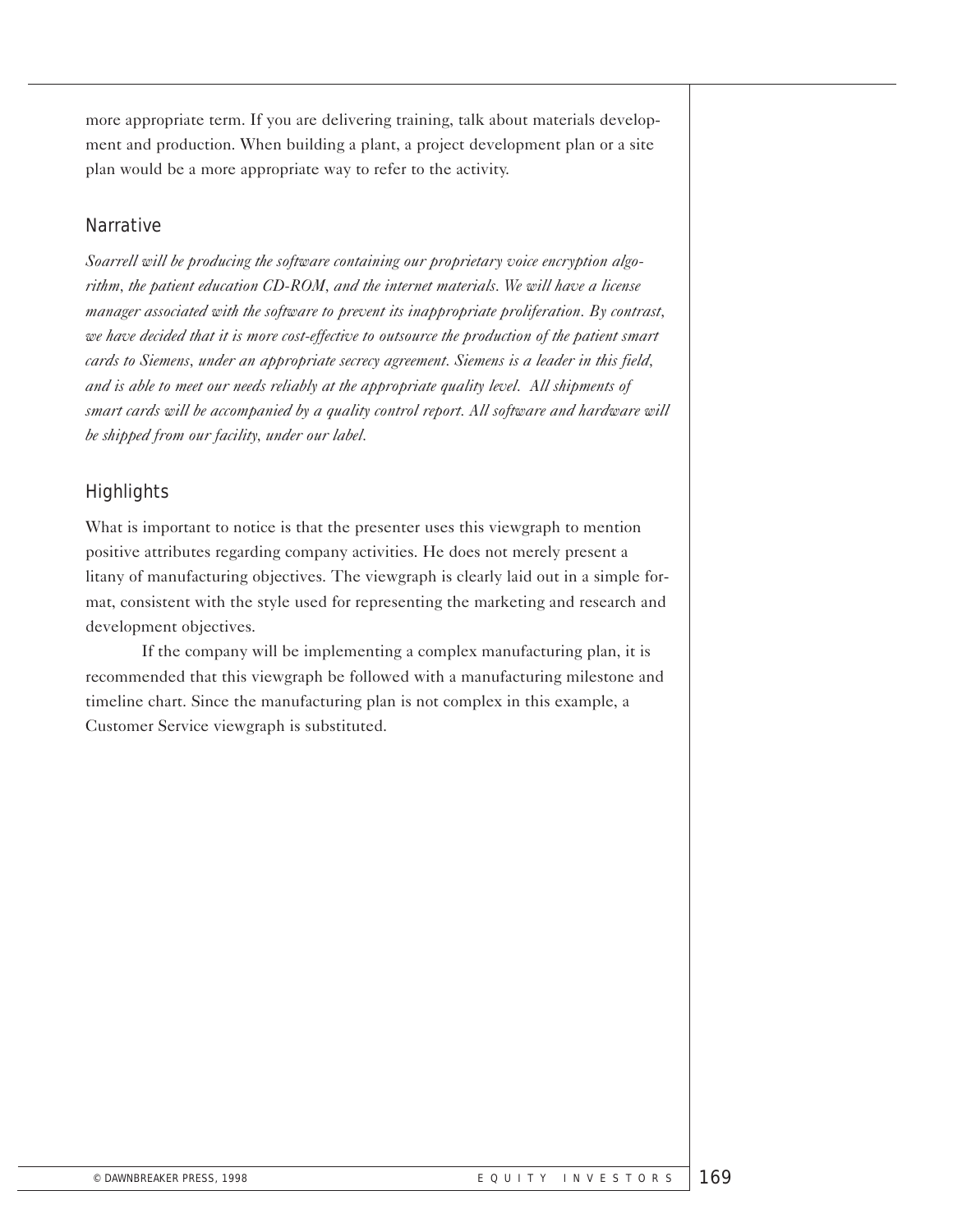more appropriate term. If you are delivering training, talk about materials development and production. When building a plant, a project development plan or a site plan would be a more appropriate way to refer to the activity.

## Narrative

*Soarrell will be producing the software containing our proprietary voice encryption algorithm, the patient education CD-ROM, and the internet materials. We will have a license manager associated with the software to prevent its inappropriate proliferation. By contrast, we have decided that it is more cost-effective to outsource the production of the patient smart cards to Siemens, under an appropriate secrecy agreement. Siemens is a leader in this field, and is able to meet our needs reliably at the appropriate quality level. All shipments of smart cards will be accompanied by a quality control report. All software and hardware will be shipped from our facility, under our label.*

## Highlights

What is important to notice is that the presenter uses this viewgraph to mention positive attributes regarding company activities. He does not merely present a litany of manufacturing objectives. The viewgraph is clearly laid out in a simple format, consistent with the style used for representing the marketing and research and development objectives.

If the company will be implementing a complex manufacturing plan, it is recommended that this viewgraph be followed with a manufacturing milestone and timeline chart. Since the manufacturing plan is not complex in this example, a Customer Service viewgraph is substituted.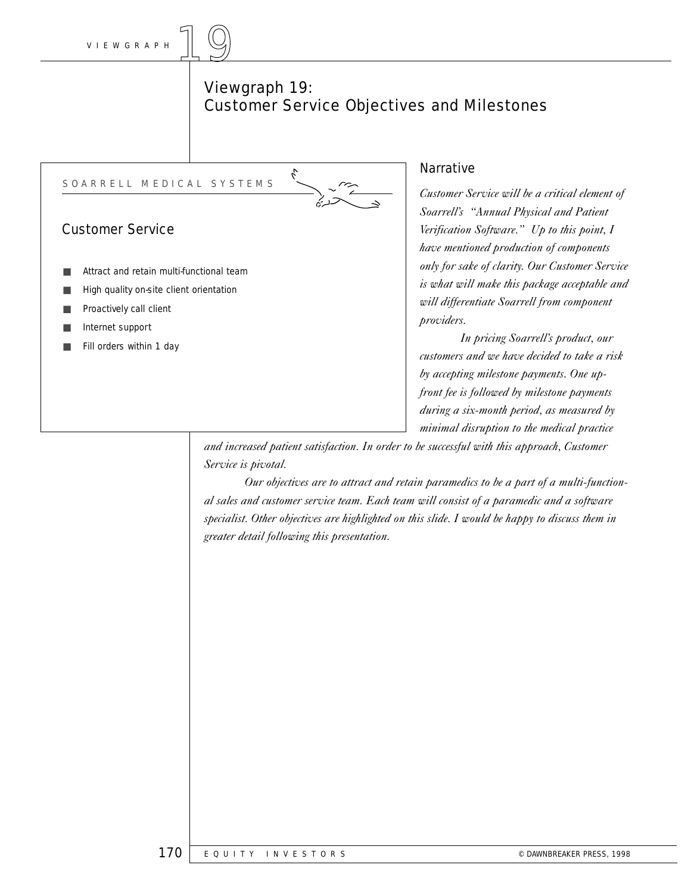# Viewgraph 19: Customer Service Objectives and Milestones

SOARRELL MEDICAL SYSTEMS

## Customer Service

- Attract and retain multi-functional team
- High quality on-site client orientation
- Proactively call client
- Internet support
- Fill orders within 1 day

### Narrative

*Customer Service will be a critical element of Soarrell's "Annual Physical and Patient Verification Software." Up to this point, I have mentioned production of components only for sake of clarity. Our Customer Service is what will make this package acceptable and will differentiate Soarrell from component providers.*

*In pricing Soarrell's product, our customers and we have decided to take a risk by accepting milestone payments. One up-front fee is followed by milestone payments during a six-month period, as measured by minimal disruption to the medical practice and increased patient satisfaction. In order to be successful with this approach, Customer Service is pivotal.*

*Our objectives are to attract and retain paramedics to be a part of a multi-functional sales and customer service team. Each team will consist of a paramedic and a software specialist. Other objectives are highlighted on this slide. I would be happy to discuss them in greater detail following this presentation.*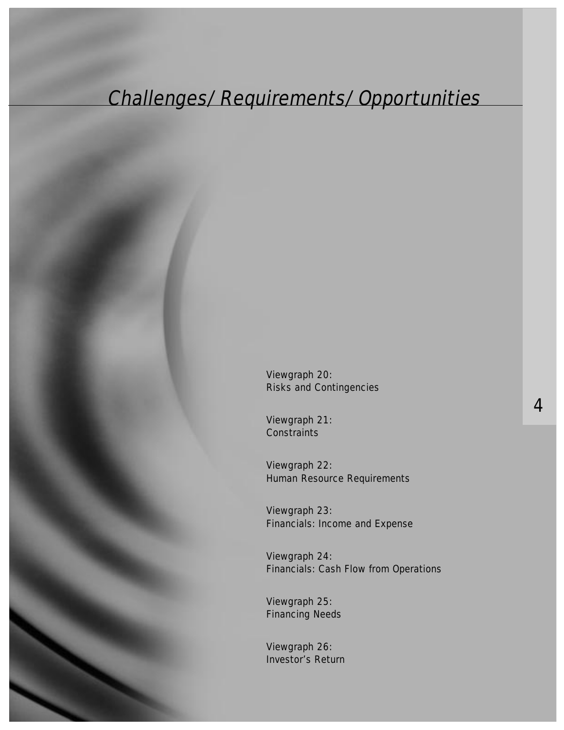# *Challenges/Requirements/Opportunities*

Viewgraph 20:
Risks and Contingencies

Viewgraph 21:
Constraints

Viewgraph 22:
Human Resource Requirements

Viewgraph 23:
Financials: Income and Expense

Viewgraph 24:
Financials: Cash Flow from Operations

Viewgraph 25:
Financing Needs

Viewgraph 26:
Investor's Return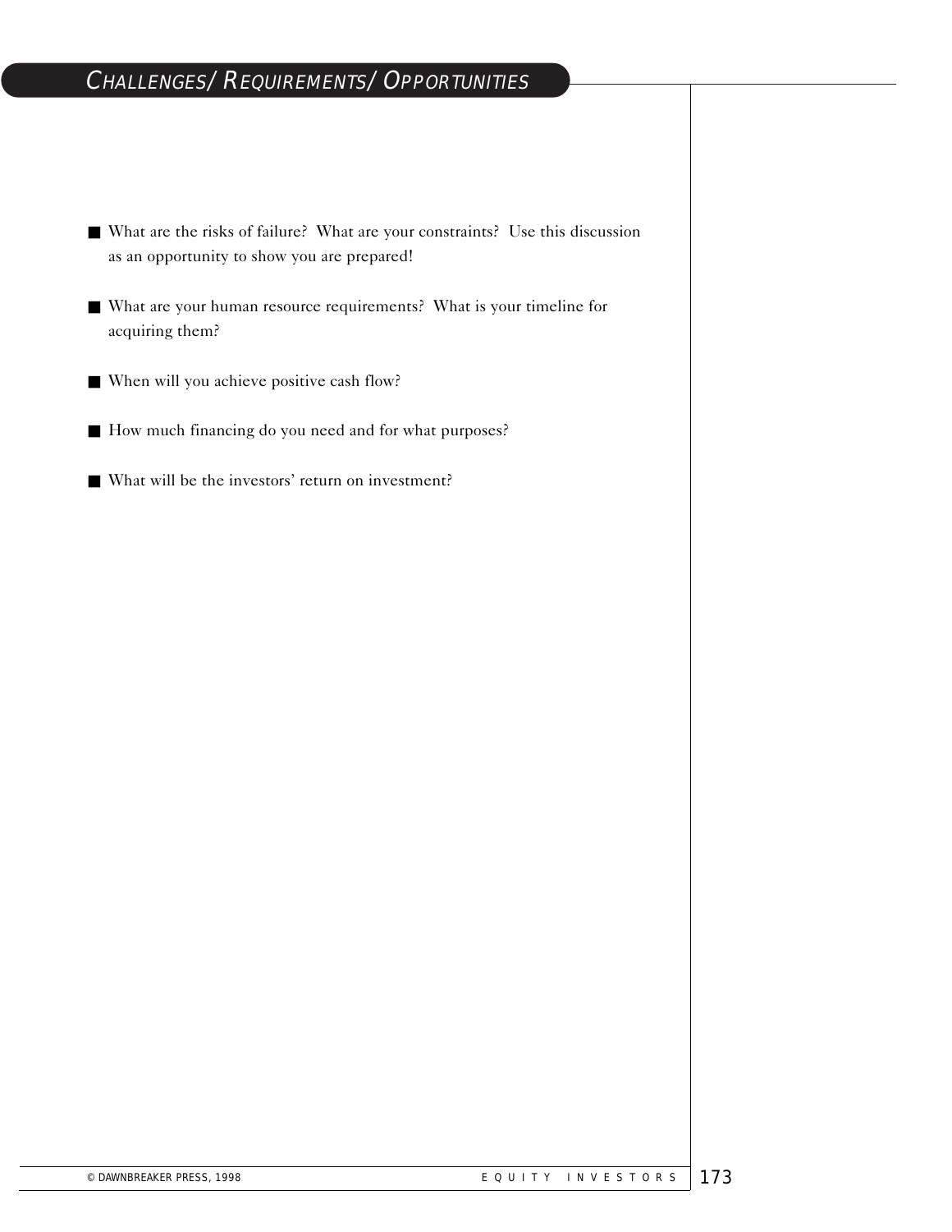## Challenges/ Requirements/ Opportunities

- What are the risks of failure? What are your constraints? Use this discussion as an opportunity to show you are prepared!
- What are your human resource requirements? What is your timeline for acquiring them?
- When will you achieve positive cash flow?
- How much financing do you need and for what purposes?
- What will be the investors' return on investment?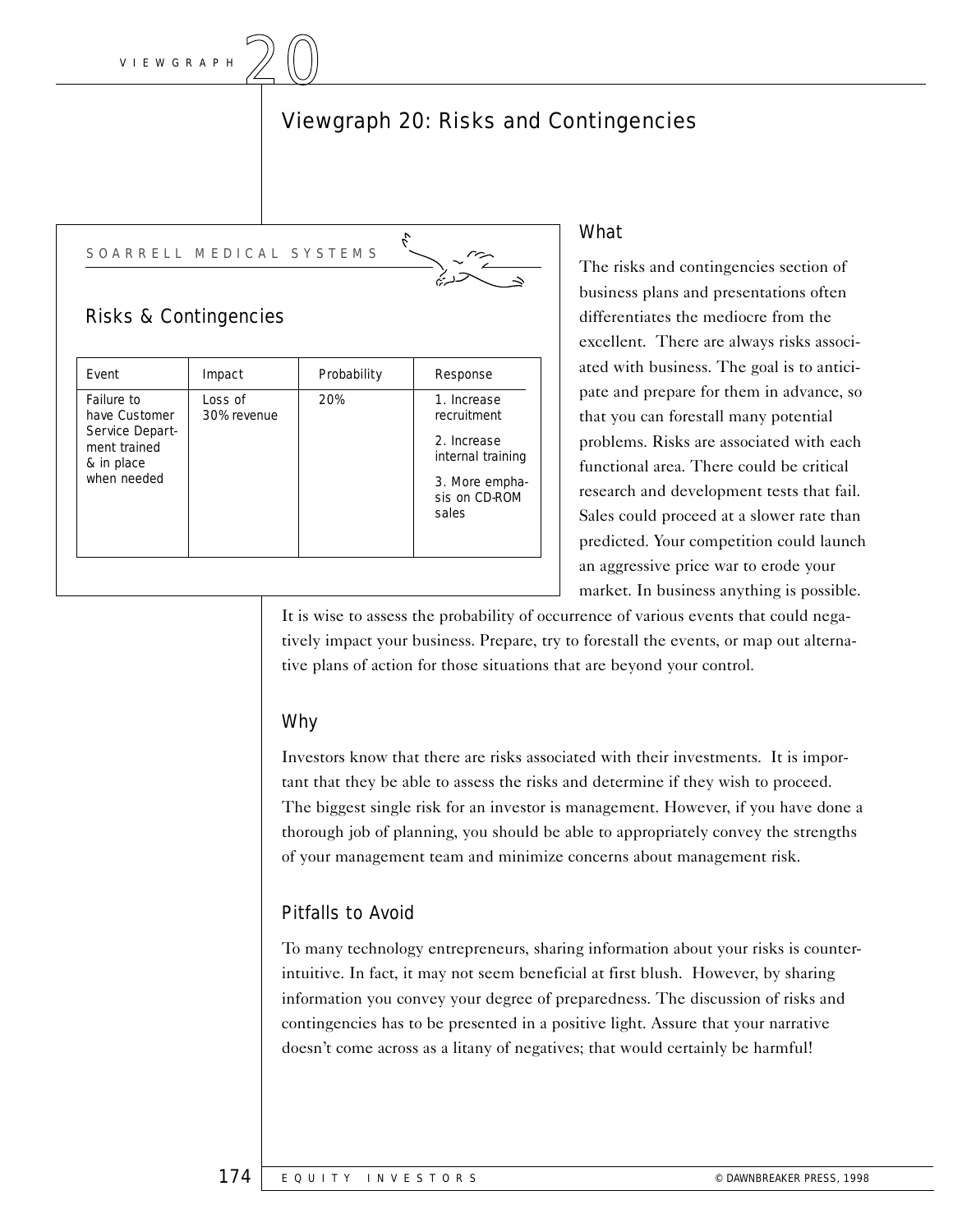# Viewgraph 20: Risks and Contingencies

SOARRELL MEDICAL SYSTEMS

## Risks & Contingencies

| Event | Impact | Probability | Response |
|---|---|---|---|
| Failure to have Customer Service Department trained & in place when needed | Loss of 30% revenue | 20% | 1. Increase recruitment<br>2. Increase internal training<br>3. More emphasis on CD-ROM sales |

### What

The risks and contingencies section of business plans and presentations often differentiates the mediocre from the excellent. There are always risks associated with business. The goal is to anticipate and prepare for them in advance, so that you can forestall many potential problems. Risks are associated with each functional area. There could be critical research and development tests that fail. Sales could proceed at a slower rate than predicted. Your competition could launch an aggressive price war to erode your market. In business anything is possible. It is wise to assess the probability of occurrence of various events that could negatively impact your business. Prepare, try to forestall the events, or map out alternative plans of action for those situations that are beyond your control.

### Why

Investors know that there are risks associated with their investments. It is important that they be able to assess the risks and determine if they wish to proceed. The biggest single risk for an investor is management. However, if you have done a thorough job of planning, you should be able to appropriately convey the strengths of your management team and minimize concerns about management risk.

### Pitfalls to Avoid

To many technology entrepreneurs, sharing information about your risks is counterintuitive. In fact, it may not seem beneficial at first blush. However, by sharing information you convey your degree of preparedness. The discussion of risks and contingencies has to be presented in a positive light. Assure that your narrative doesn't come across as a litany of negatives; that would certainly be harmful!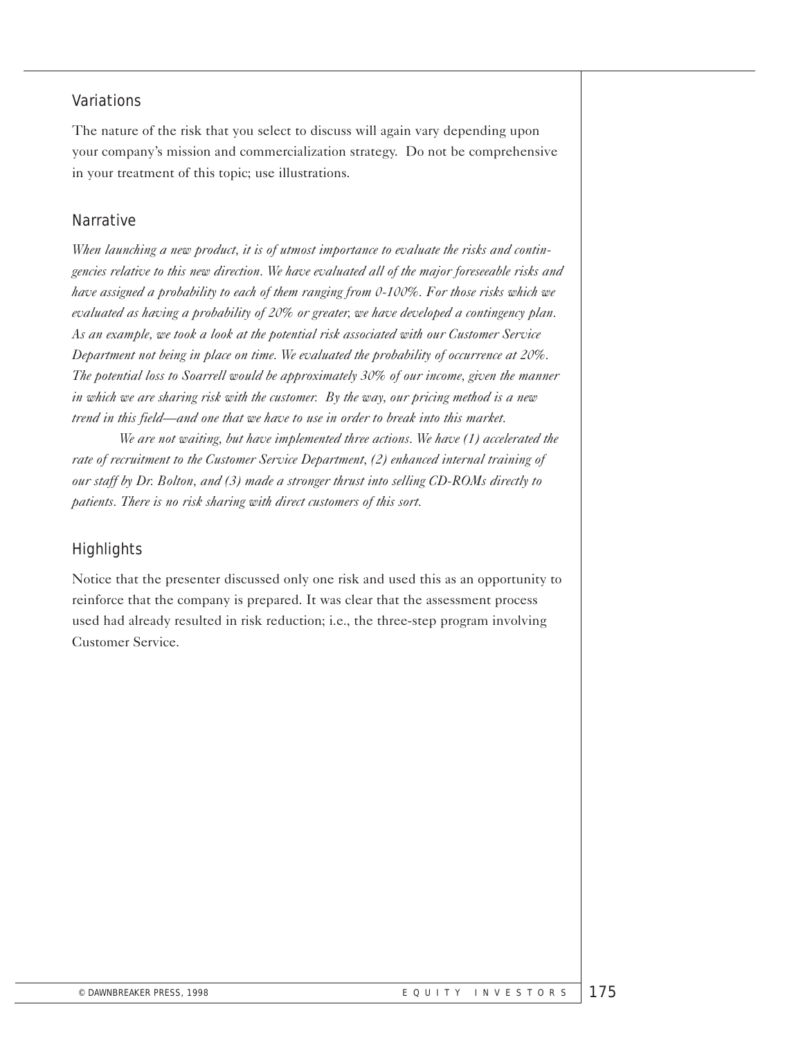### Variations

The nature of the risk that you select to discuss will again vary depending upon your company's mission and commercialization strategy. Do not be comprehensive in your treatment of this topic; use illustrations.

### Narrative

*When launching a new product, it is of utmost importance to evaluate the risks and contingencies relative to this new direction. We have evaluated all of the major foreseeable risks and have assigned a probability to each of them ranging from 0-100%. For those risks which we evaluated as having a probability of 20% or greater, we have developed a contingency plan. As an example, we took a look at the potential risk associated with our Customer Service Department not being in place on time. We evaluated the probability of occurrence at 20%. The potential loss to Soarrell would be approximately 30% of our income, given the manner in which we are sharing risk with the customer. By the way, our pricing method is a new trend in this field—and one that we have to use in order to break into this market.*

*We are not waiting, but have implemented three actions. We have (1) accelerated the rate of recruitment to the Customer Service Department, (2) enhanced internal training of our staff by Dr. Bolton, and (3) made a stronger thrust into selling CD-ROMs directly to patients. There is no risk sharing with direct customers of this sort.*

### Highlights

Notice that the presenter discussed only one risk and used this as an opportunity to reinforce that the company is prepared. It was clear that the assessment process used had already resulted in risk reduction; i.e., the three-step program involving Customer Service.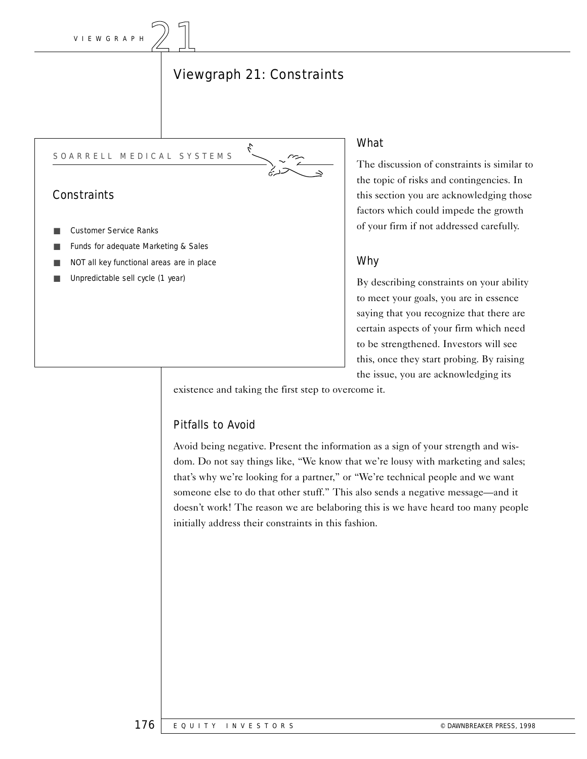# Viewgraph 21: Constraints

SOARRELL MEDICAL SYSTEMS

## Constraints

- Customer Service Ranks
- Funds for adequate Marketing & Sales
- NOT all key functional areas are in place
- Unpredictable sell cycle (1 year)

## What

The discussion of constraints is similar to the topic of risks and contingencies. In this section you are acknowledging those factors which could impede the growth of your firm if not addressed carefully.

## Why

By describing constraints on your ability to meet your goals, you are in essence saying that you recognize that there are certain aspects of your firm which need to be strengthened. Investors will see this, once they start probing. By raising the issue, you are acknowledging its existence and taking the first step to overcome it.

## Pitfalls to Avoid

Avoid being negative. Present the information as a sign of your strength and wisdom. Do not say things like, "We know that we're lousy with marketing and sales; that's why we're looking for a partner," or "We're technical people and we want someone else to do that other stuff." This also sends a negative message—and it doesn't work! The reason we are belaboring this is we have heard too many people initially address their constraints in this fashion.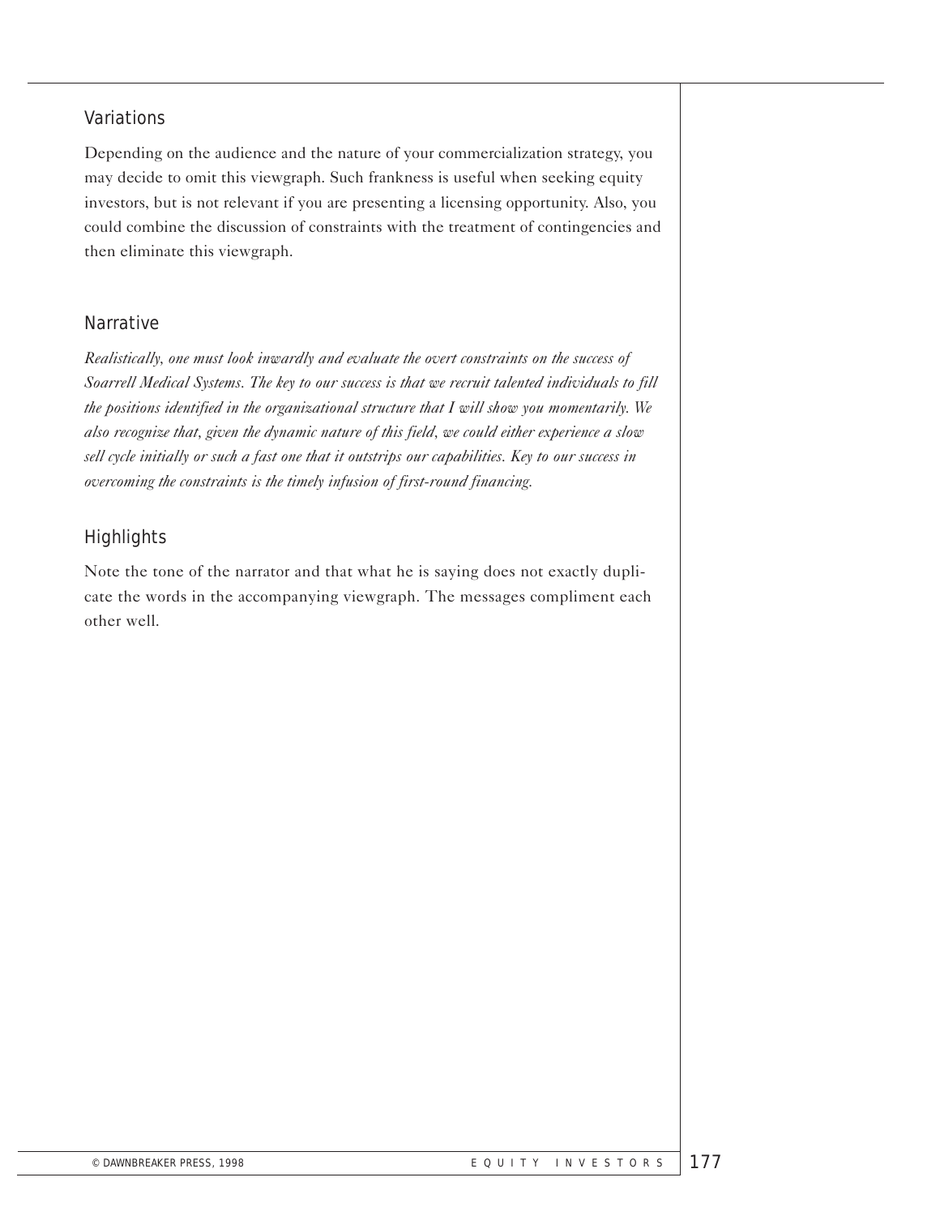## Variations

Depending on the audience and the nature of your commercialization strategy, you may decide to omit this viewgraph. Such frankness is useful when seeking equity investors, but is not relevant if you are presenting a licensing opportunity. Also, you could combine the discussion of constraints with the treatment of contingencies and then eliminate this viewgraph.

## Narrative

*Realistically, one must look inwardly and evaluate the overt constraints on the success of Soarrell Medical Systems. The key to our success is that we recruit talented individuals to fill the positions identified in the organizational structure that I will show you momentarily. We also recognize that, given the dynamic nature of this field, we could either experience a slow sell cycle initially or such a fast one that it outstrips our capabilities. Key to our success in overcoming the constraints is the timely infusion of first-round financing.*

## Highlights

Note the tone of the narrator and that what he is saying does not exactly duplicate the words in the accompanying viewgraph. The messages compliment each other well.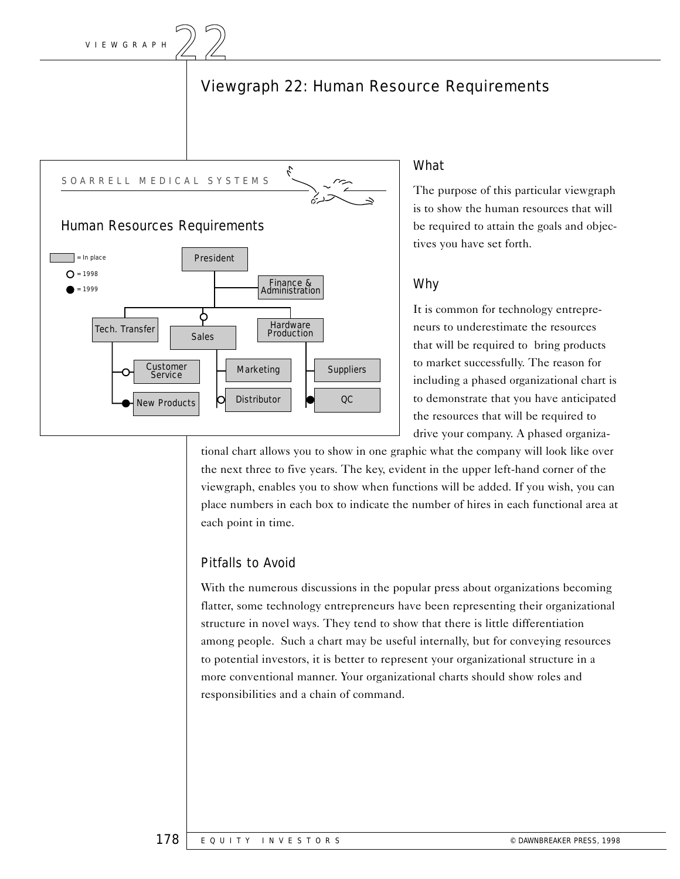# Viewgraph 22: Human Resource Requirements

SOARRELL MEDICAL SYSTEMS

Human Resources Requirements

= In place
○ = 1998
● = 1999

President
- Finance & Administration
- ○ Tech. Transfer
  - ○ Customer Service
  - ● New Products
- Sales
  - Marketing
  - ○ Distributor
- Hardware Production
  - Suppliers
  - ● QC

## What

The purpose of this particular viewgraph is to show the human resources that will be required to attain the goals and objectives you have set forth.

## Why

It is common for technology entrepreneurs to underestimate the resources that will be required to bring products to market successfully. The reason for including a phased organizational chart is to demonstrate that you have anticipated the resources that will be required to drive your company. A phased organizational chart allows you to show in one graphic what the company will look like over the next three to five years. The key, evident in the upper left-hand corner of the viewgraph, enables you to show when functions will be added. If you wish, you can place numbers in each box to indicate the number of hires in each functional area at each point in time.

## Pitfalls to Avoid

With the numerous discussions in the popular press about organizations becoming flatter, some technology entrepreneurs have been representing their organizational structure in novel ways. They tend to show that there is little differentiation among people. Such a chart may be useful internally, but for conveying resources to potential investors, it is better to represent your organizational structure in a more conventional manner. Your organizational charts should show roles and responsibilities and a chain of command.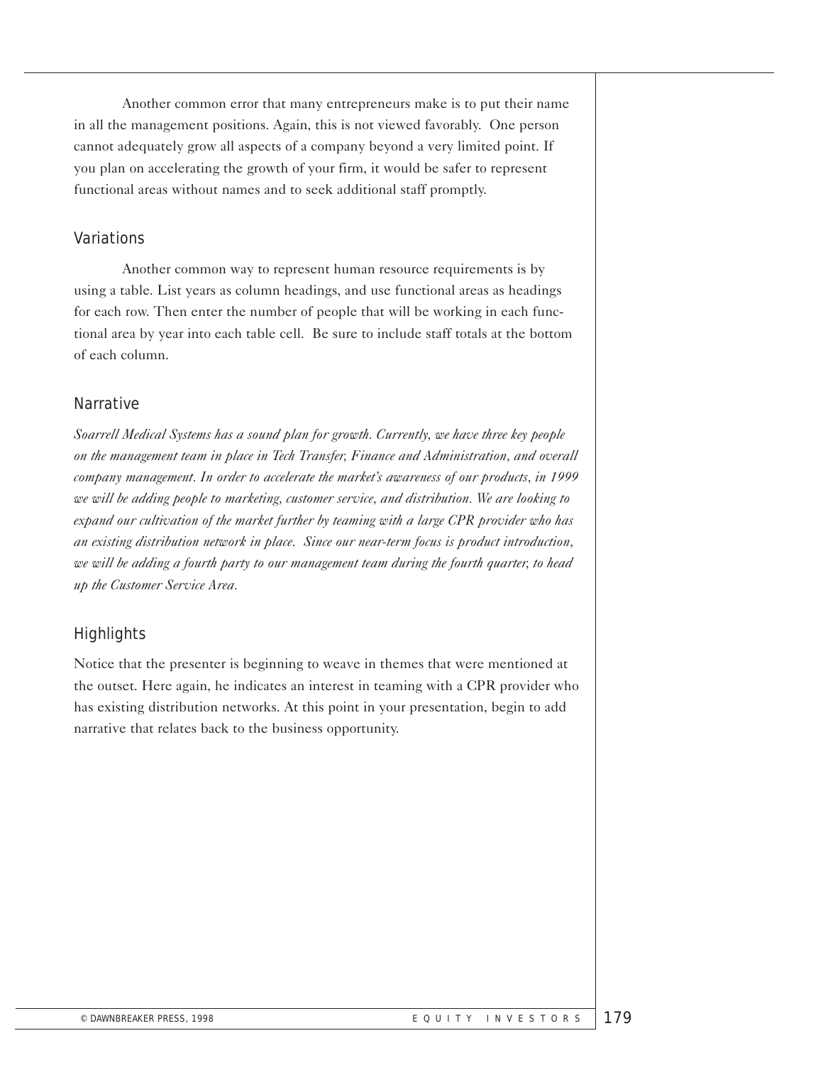Another common error that many entrepreneurs make is to put their name in all the management positions. Again, this is not viewed favorably. One person cannot adequately grow all aspects of a company beyond a very limited point. If you plan on accelerating the growth of your firm, it would be safer to represent functional areas without names and to seek additional staff promptly.

### Variations

Another common way to represent human resource requirements is by using a table. List years as column headings, and use functional areas as headings for each row. Then enter the number of people that will be working in each functional area by year into each table cell. Be sure to include staff totals at the bottom of each column.

### Narrative

*Soarrell Medical Systems has a sound plan for growth. Currently, we have three key people on the management team in place in Tech Transfer, Finance and Administration, and overall company management. In order to accelerate the market's awareness of our products, in 1999 we will be adding people to marketing, customer service, and distribution. We are looking to expand our cultivation of the market further by teaming with a large CPR provider who has an existing distribution network in place. Since our near-term focus is product introduction, we will be adding a fourth party to our management team during the fourth quarter, to head up the Customer Service Area.*

### Highlights

Notice that the presenter is beginning to weave in themes that were mentioned at the outset. Here again, he indicates an interest in teaming with a CPR provider who has existing distribution networks. At this point in your presentation, begin to add narrative that relates back to the business opportunity.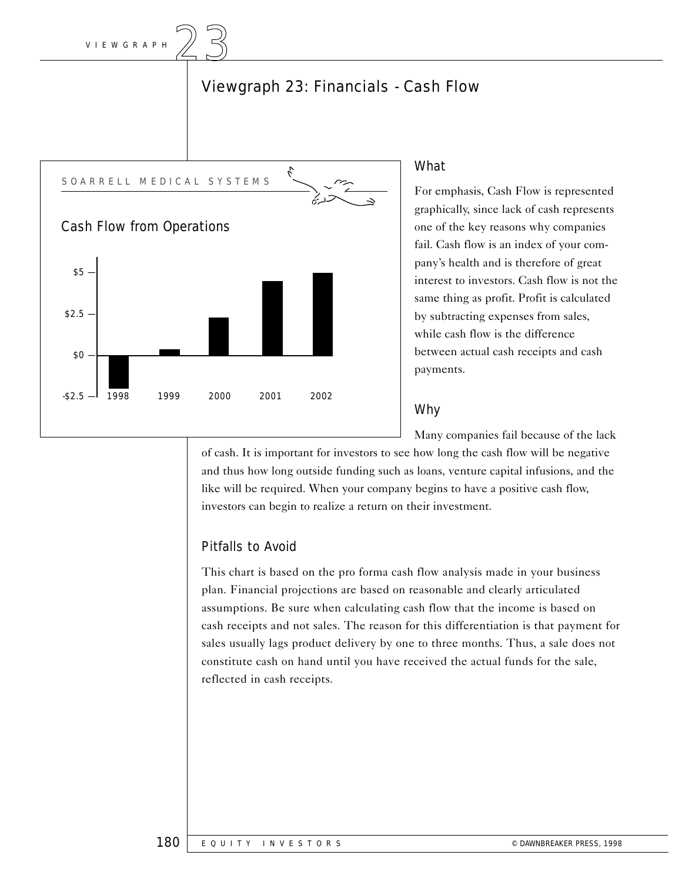# Viewgraph 23: Financials - Cash Flow

SOARRELL MEDICAL SYSTEMS

Cash Flow from Operations

| | 1998 | 1999 | 2000 | 2001 | 2002 |
|---|---|---|---|---|---|

## What

For emphasis, Cash Flow is represented graphically, since lack of cash represents one of the key reasons why companies fail. Cash flow is an index of your company's health and is therefore of great interest to investors. Cash flow is not the same thing as profit. Profit is calculated by subtracting expenses from sales, while cash flow is the difference between actual cash receipts and cash payments.

## Why

Many companies fail because of the lack of cash. It is important for investors to see how long the cash flow will be negative and thus how long outside funding such as loans, venture capital infusions, and the like will be required. When your company begins to have a positive cash flow, investors can begin to realize a return on their investment.

## Pitfalls to Avoid

This chart is based on the pro forma cash flow analysis made in your business plan. Financial projections are based on reasonable and clearly articulated assumptions. Be sure when calculating cash flow that the income is based on cash receipts and not sales. The reason for this differentiation is that payment for sales usually lags product delivery by one to three months. Thus, a sale does not constitute cash on hand until you have received the actual funds for the sale, reflected in cash receipts.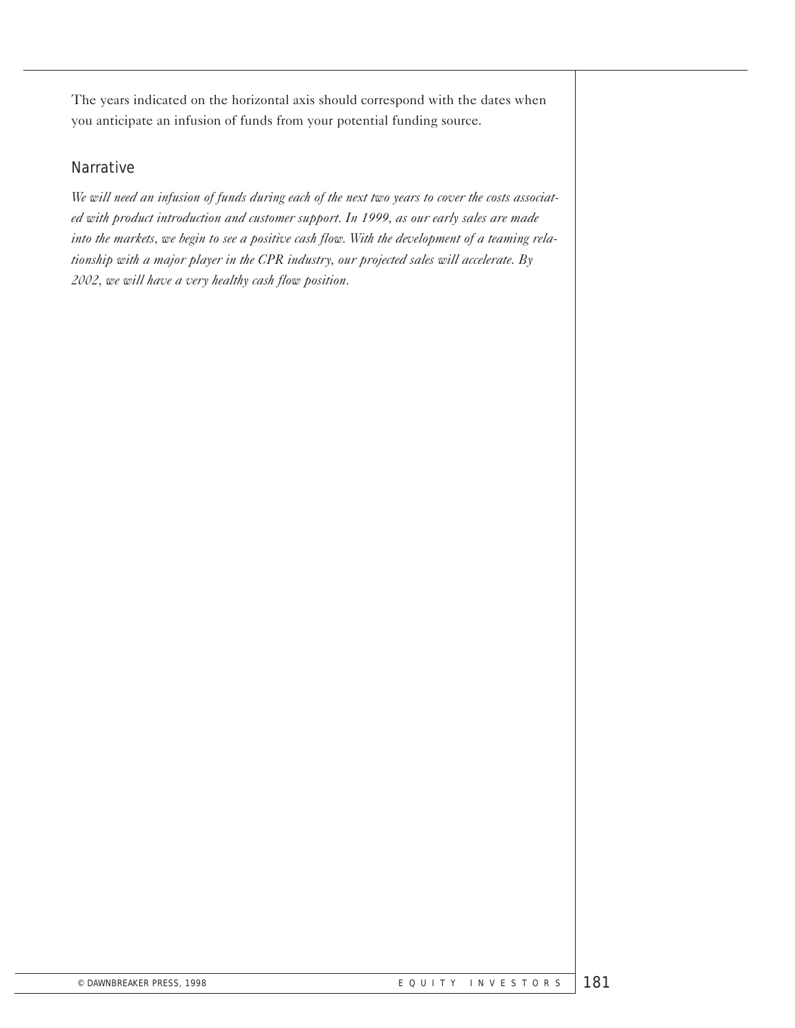The years indicated on the horizontal axis should correspond with the dates when you anticipate an infusion of funds from your potential funding source.

### Narrative

*We will need an infusion of funds during each of the next two years to cover the costs associated with product introduction and customer support. In 1999, as our early sales are made into the markets, we begin to see a positive cash flow. With the development of a teaming relationship with a major player in the CPR industry, our projected sales will accelerate. By 2002, we will have a very healthy cash flow position.*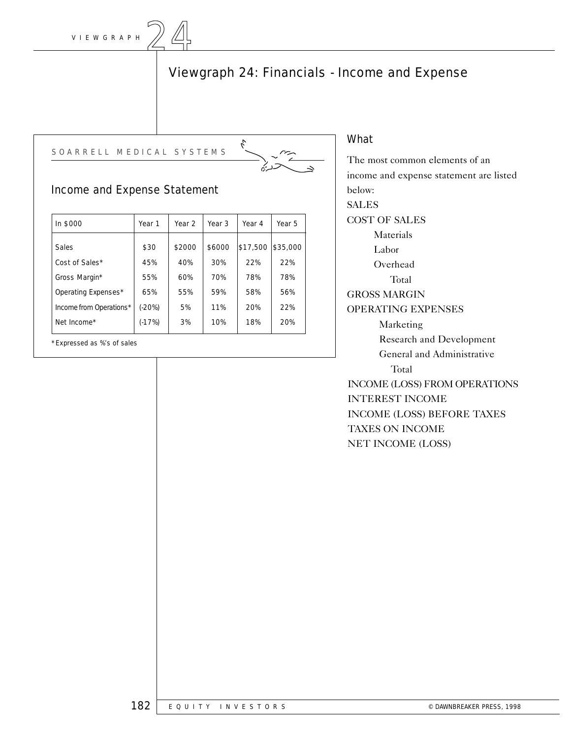# Viewgraph 24: Financials - Income and Expense

SOARRELL MEDICAL SYSTEMS

## Income and Expense Statement

| In $000 | Year 1 | Year 2 | Year 3 | Year 4 | Year 5 |
|---|---|---|---|---|---|
| Sales | $30 | $2000 | $6000 | $17,500 | $35,000 |
| Cost of Sales* | 45% | 40% | 30% | 22% | 22% |
| Gross Margin* | 55% | 60% | 70% | 78% | 78% |
| Operating Expenses* | 65% | 55% | 59% | 58% | 56% |
| Income from Operations* | (-20%) | 5% | 11% | 20% | 22% |
| Net Income* | (-17%) | 3% | 10% | 18% | 20% |

*Expressed as %'s of sales

### What

The most common elements of an income and expense statement are listed below:

SALES
COST OF SALES
- Materials
- Labor
- Overhead
  - Total

GROSS MARGIN
OPERATING EXPENSES
- Marketing
- Research and Development
- General and Administrative
  - Total

INCOME (LOSS) FROM OPERATIONS
INTEREST INCOME
INCOME (LOSS) BEFORE TAXES
TAXES ON INCOME
NET INCOME (LOSS)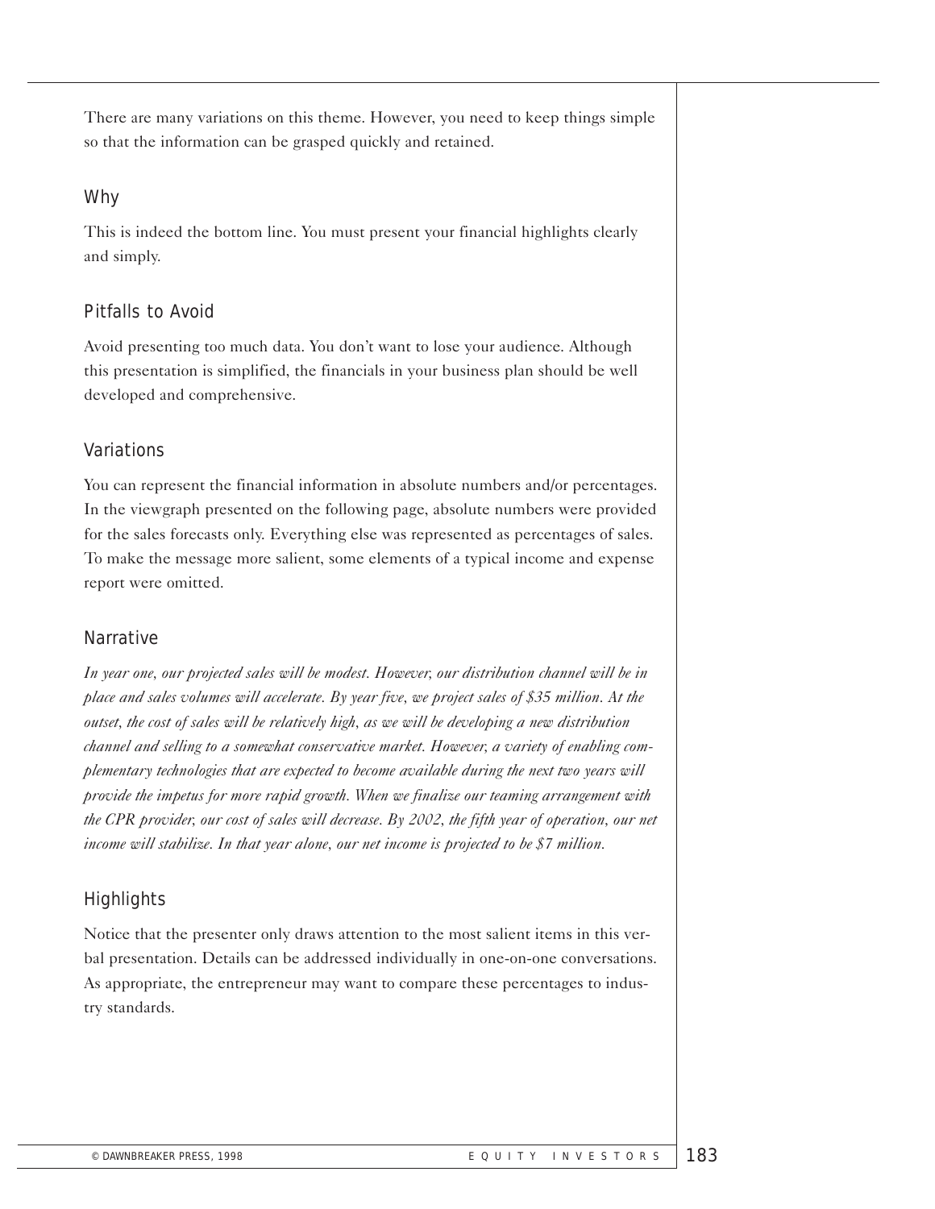There are many variations on this theme. However, you need to keep things simple so that the information can be grasped quickly and retained.

### Why

This is indeed the bottom line. You must present your financial highlights clearly and simply.

### Pitfalls to Avoid

Avoid presenting too much data. You don't want to lose your audience. Although this presentation is simplified, the financials in your business plan should be well developed and comprehensive.

### Variations

You can represent the financial information in absolute numbers and/or percentages. In the viewgraph presented on the following page, absolute numbers were provided for the sales forecasts only. Everything else was represented as percentages of sales. To make the message more salient, some elements of a typical income and expense report were omitted.

### Narrative

*In year one, our projected sales will be modest. However, our distribution channel will be in place and sales volumes will accelerate. By year five, we project sales of $35 million. At the outset, the cost of sales will be relatively high, as we will be developing a new distribution channel and selling to a somewhat conservative market. However, a variety of enabling complementary technologies that are expected to become available during the next two years will provide the impetus for more rapid growth. When we finalize our teaming arrangement with the CPR provider, our cost of sales will decrease. By 2002, the fifth year of operation, our net income will stabilize. In that year alone, our net income is projected to be $7 million.*

### Highlights

Notice that the presenter only draws attention to the most salient items in this verbal presentation. Details can be addressed individually in one-on-one conversations. As appropriate, the entrepreneur may want to compare these percentages to industry standards.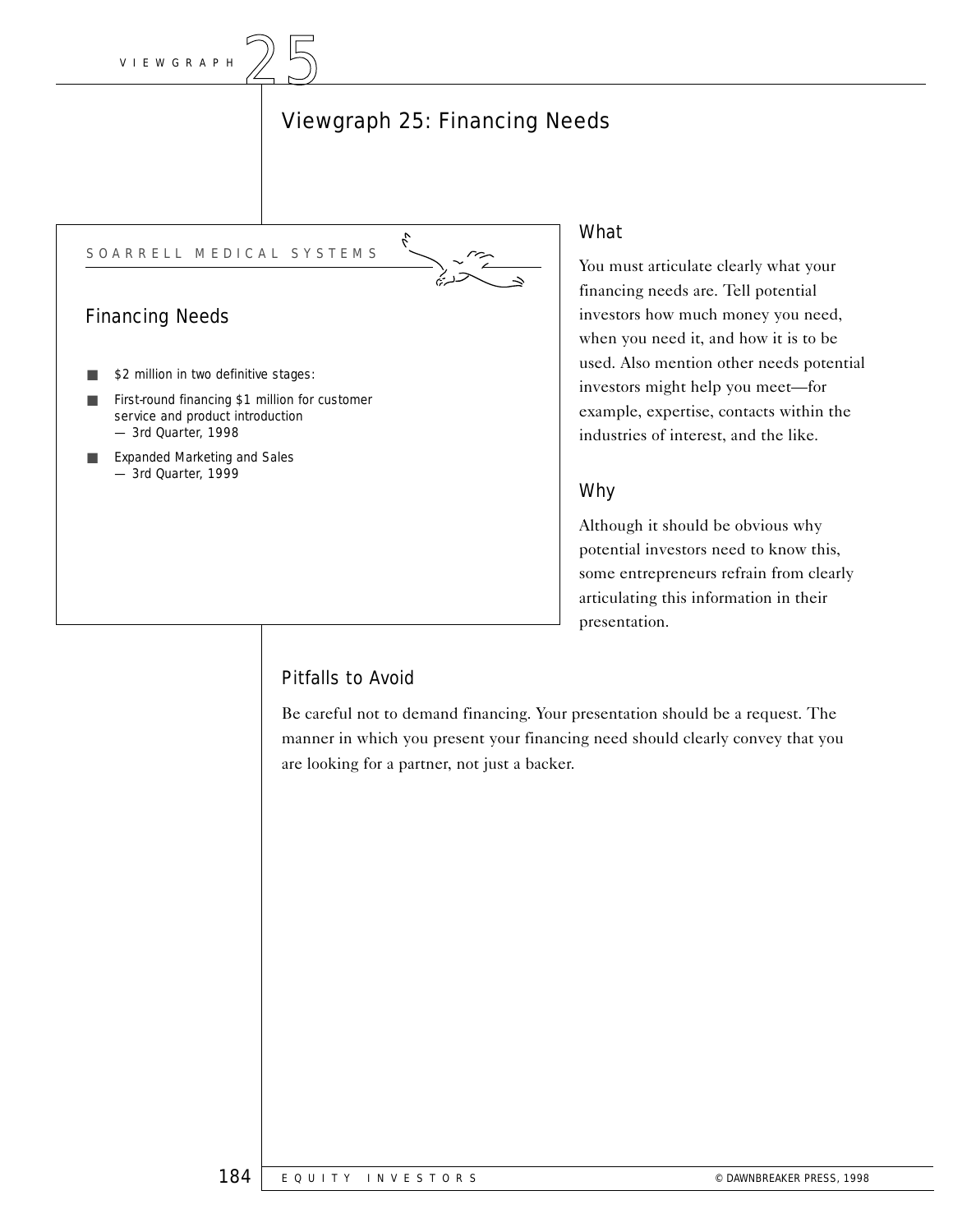# Viewgraph 25: Financing Needs

SOARRELL MEDICAL SYSTEMS

## Financing Needs

- $2 million in two definitive stages:
- First-round financing $1 million for customer service and product introduction
  — 3rd Quarter, 1998
- Expanded Marketing and Sales
  — 3rd Quarter, 1999

## What

You must articulate clearly what your financing needs are. Tell potential investors how much money you need, when you need it, and how it is to be used. Also mention other needs potential investors might help you meet—for example, expertise, contacts within the industries of interest, and the like.

## Why

Although it should be obvious why potential investors need to know this, some entrepreneurs refrain from clearly articulating this information in their presentation.

## Pitfalls to Avoid

Be careful not to demand financing. Your presentation should be a request. The manner in which you present your financing need should clearly convey that you are looking for a partner, not just a backer.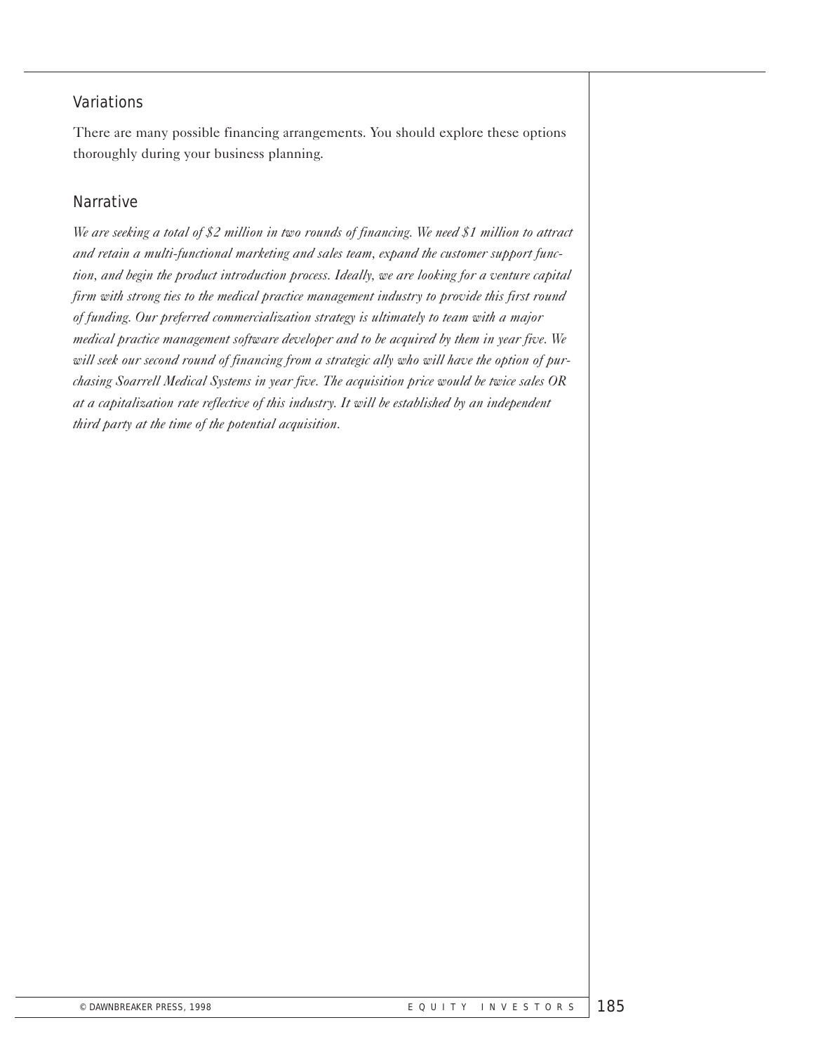## Variations

There are many possible financing arrangements. You should explore these options thoroughly during your business planning.

## Narrative

*We are seeking a total of $2 million in two rounds of financing. We need $1 million to attract and retain a multi-functional marketing and sales team, expand the customer support function, and begin the product introduction process. Ideally, we are looking for a venture capital firm with strong ties to the medical practice management industry to provide this first round of funding. Our preferred commercialization strategy is ultimately to team with a major medical practice management software developer and to be acquired by them in year five. We will seek our second round of financing from a strategic ally who will have the option of purchasing Soarrell Medical Systems in year five. The acquisition price would be twice sales OR at a capitalization rate reflective of this industry. It will be established by an independent third party at the time of the potential acquisition.*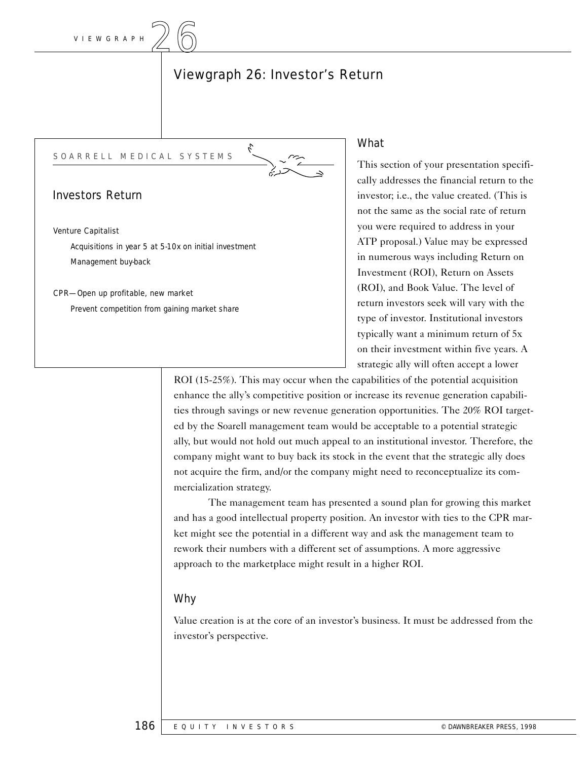# Viewgraph 26: Investor's Return

SOARRELL MEDICAL SYSTEMS

## Investors Return

Venture Capitalist

- Acquisitions in year 5 at 5-10x on initial investment
- Management buy-back

CPR—Open up profitable, new market

- Prevent competition from gaining market share

### What

This section of your presentation specifically addresses the financial return to the investor; i.e., the value created. (This is not the same as the social rate of return you were required to address in your ATP proposal.) Value may be expressed in numerous ways including Return on Investment (ROI), Return on Assets (ROI), and Book Value. The level of return investors seek will vary with the type of investor. Institutional investors typically want a minimum return of 5x on their investment within five years. A strategic ally will often accept a lower ROI (15-25%). This may occur when the capabilities of the potential acquisition enhance the ally's competitive position or increase its revenue generation capabilities through savings or new revenue generation opportunities. The 20% ROI targeted by the Soarell management team would be acceptable to a potential strategic ally, but would not hold out much appeal to an institutional investor. Therefore, the company might want to buy back its stock in the event that the strategic ally does not acquire the firm, and/or the company might need to reconceptualize its commercialization strategy.

The management team has presented a sound plan for growing this market and has a good intellectual property position. An investor with ties to the CPR market might see the potential in a different way and ask the management team to rework their numbers with a different set of assumptions. A more aggressive approach to the marketplace might result in a higher ROI.

### Why

Value creation is at the core of an investor's business. It must be addressed from the investor's perspective.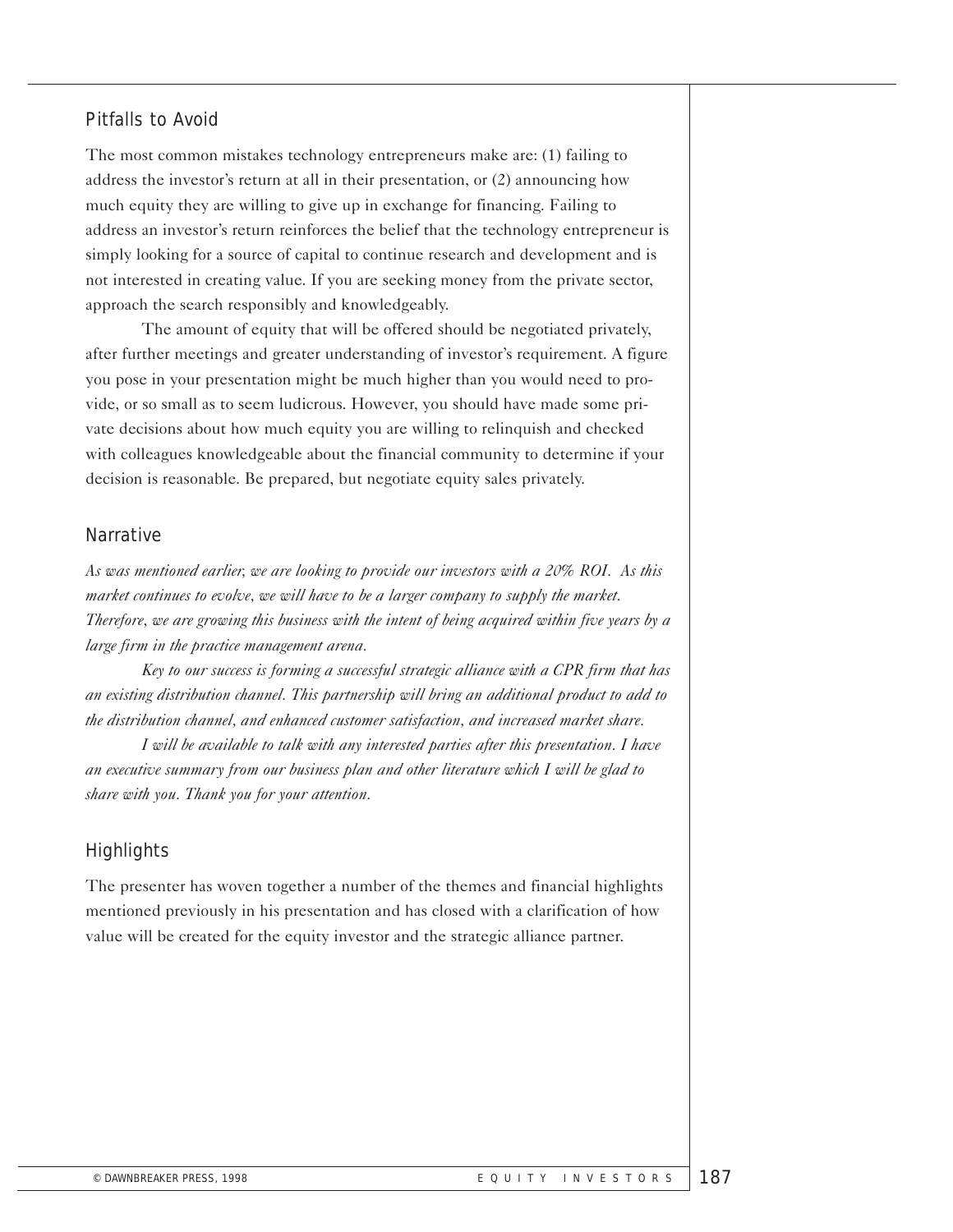## Pitfalls to Avoid

The most common mistakes technology entrepreneurs make are: (1) failing to address the investor's return at all in their presentation, or (2) announcing how much equity they are willing to give up in exchange for financing. Failing to address an investor's return reinforces the belief that the technology entrepreneur is simply looking for a source of capital to continue research and development and is not interested in creating value. If you are seeking money from the private sector, approach the search responsibly and knowledgeably.

The amount of equity that will be offered should be negotiated privately, after further meetings and greater understanding of investor's requirement. A figure you pose in your presentation might be much higher than you would need to provide, or so small as to seem ludicrous. However, you should have made some private decisions about how much equity you are willing to relinquish and checked with colleagues knowledgeable about the financial community to determine if your decision is reasonable. Be prepared, but negotiate equity sales privately.

## Narrative

*As was mentioned earlier, we are looking to provide our investors with a 20% ROI. As this market continues to evolve, we will have to be a larger company to supply the market. Therefore, we are growing this business with the intent of being acquired within five years by a large firm in the practice management arena.*

*Key to our success is forming a successful strategic alliance with a CPR firm that has an existing distribution channel. This partnership will bring an additional product to add to the distribution channel, and enhanced customer satisfaction, and increased market share.*

*I will be available to talk with any interested parties after this presentation. I have an executive summary from our business plan and other literature which I will be glad to share with you. Thank you for your attention.*

## Highlights

The presenter has woven together a number of the themes and financial highlights mentioned previously in his presentation and has closed with a clarification of how value will be created for the equity investor and the strategic alliance partner.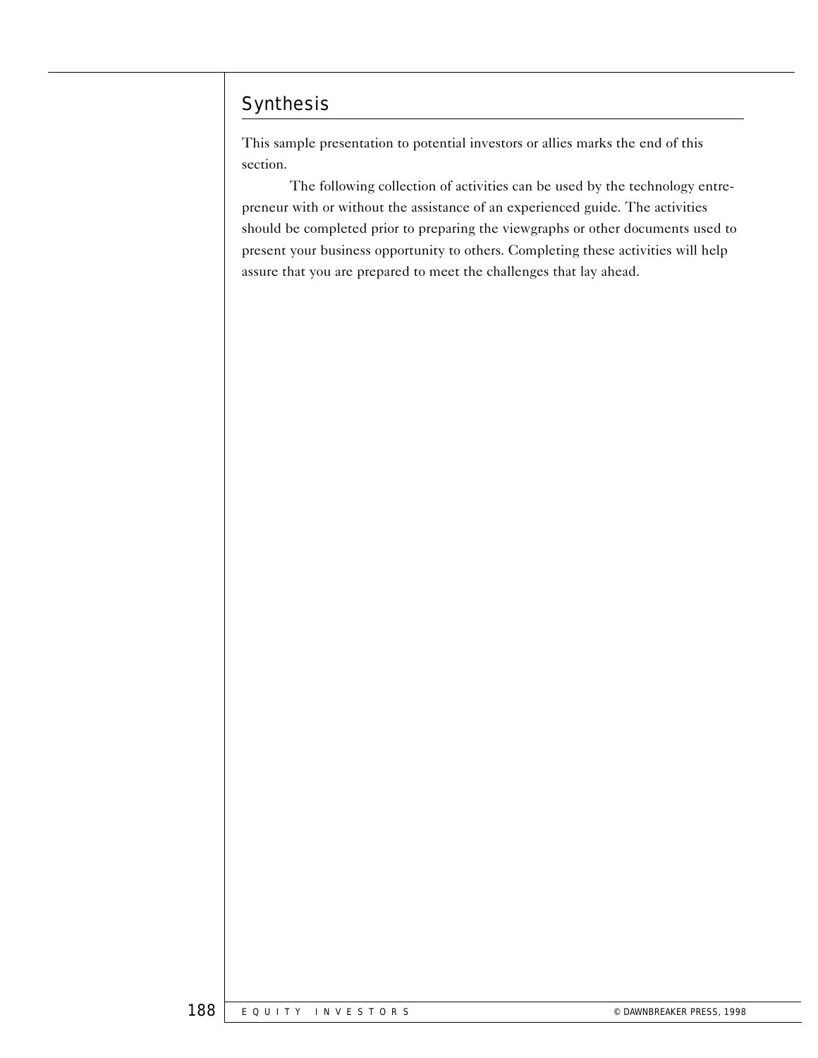## Synthesis

This sample presentation to potential investors or allies marks the end of this section.

The following collection of activities can be used by the technology entrepreneur with or without the assistance of an experienced guide. The activities should be completed prior to preparing the viewgraphs or other documents used to present your business opportunity to others. Completing these activities will help assure that you are prepared to meet the challenges that lay ahead.